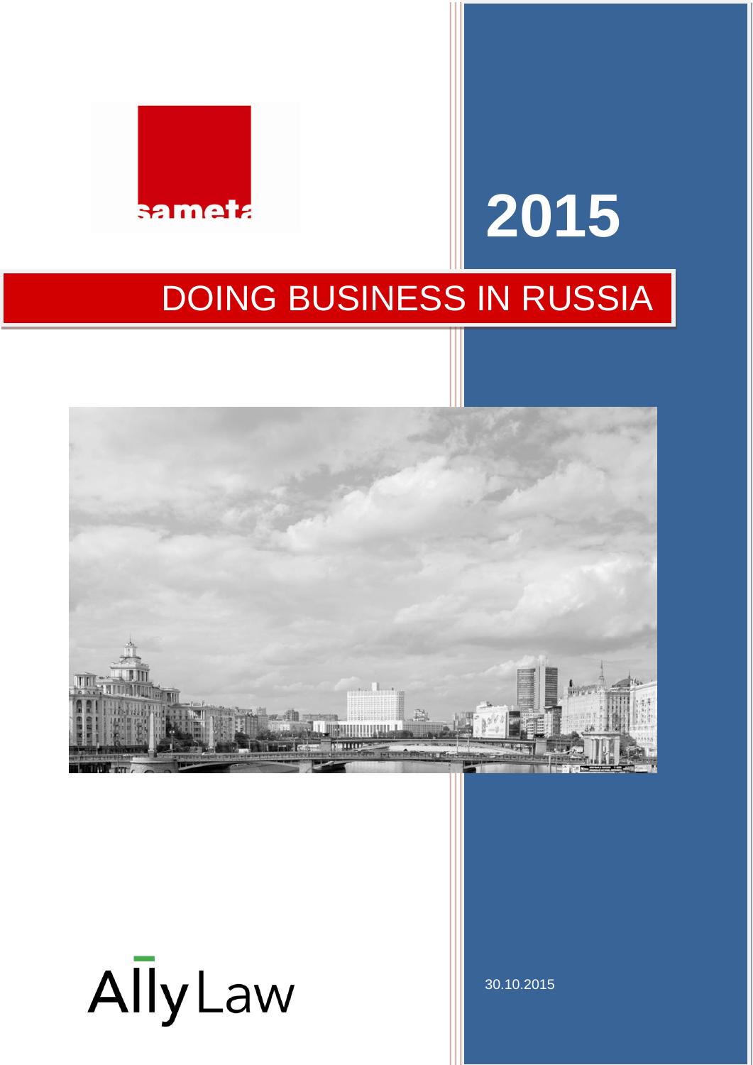sameta

2015

# DOING BUSINESS IN RUSSIA

AllyLaw

30.10.2015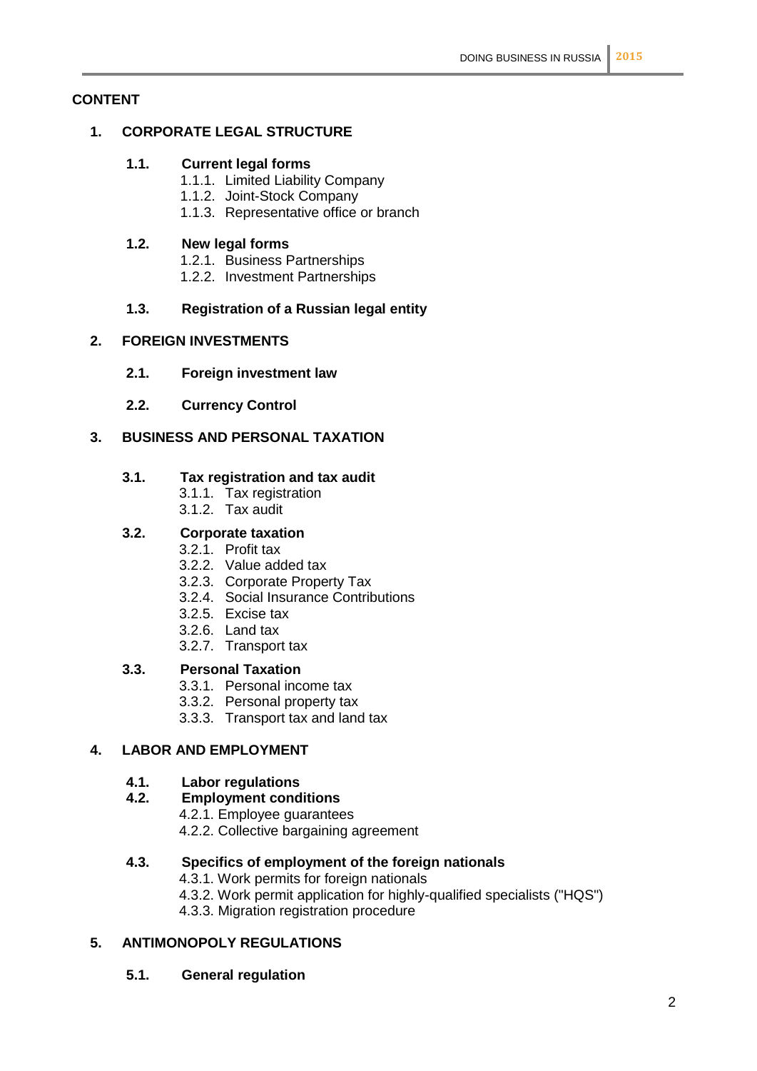**CONTENT**

**1. CORPORATE LEGAL STRUCTURE**

**1.1. Current legal forms**

- 1.1.1. Limited Liability Company
- 1.1.2. Joint-Stock Company
- 1.1.3. Representative office or branch

**1.2. New legal forms**

- 1.2.1. Business Partnerships
- 1.2.2. Investment Partnerships

**1.3. Registration of a Russian legal entity**

**2. FOREIGN INVESTMENTS**

**2.1. Foreign investment law**

**2.2. Currency Control**

**3. BUSINESS AND PERSONAL TAXATION**

**3.1. Tax registration and tax audit**

- 3.1.1. Tax registration
- 3.1.2. Tax audit

**3.2. Corporate taxation**

- 3.2.1. Profit tax
- 3.2.2. Value added tax
- 3.2.3. Corporate Property Tax
- 3.2.4. Social Insurance Contributions
- 3.2.5. Excise tax
- 3.2.6. Land tax
- 3.2.7. Transport tax

**3.3. Personal Taxation**

- 3.3.1. Personal income tax
- 3.3.2. Personal property tax
- 3.3.3. Transport tax and land tax

**4. LABOR AND EMPLOYMENT**

**4.1. Labor regulations**

**4.2. Employment conditions**

- 4.2.1. Employee guarantees
- 4.2.2. Collective bargaining agreement

**4.3. Specifics of employment of the foreign nationals**

- 4.3.1. Work permits for foreign nationals
- 4.3.2. Work permit application for highly-qualified specialists ("HQS")
- 4.3.3. Migration registration procedure

**5. ANTIMONOPOLY REGULATIONS**

**5.1. General regulation**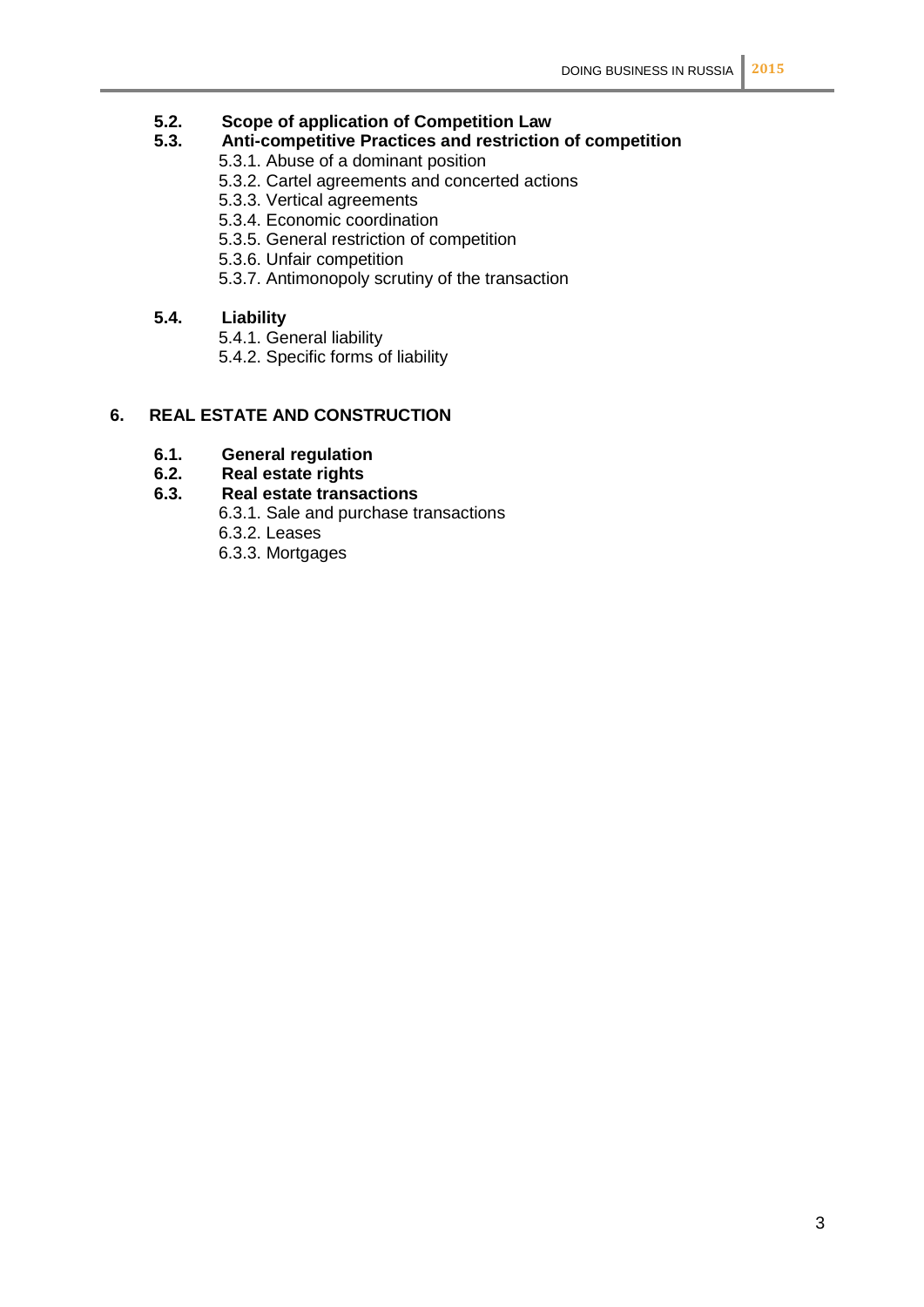**5.2. Scope of application of Competition Law**

**5.3. Anti-competitive Practices and restriction of competition**

- 5.3.1. Abuse of a dominant position
- 5.3.2. Cartel agreements and concerted actions
- 5.3.3. Vertical agreements
- 5.3.4. Economic coordination
- 5.3.5. General restriction of competition
- 5.3.6. Unfair competition
- 5.3.7. Antimonopoly scrutiny of the transaction

**5.4. Liability**

- 5.4.1. General liability
- 5.4.2. Specific forms of liability

**6. REAL ESTATE AND CONSTRUCTION**

**6.1. General regulation**

**6.2. Real estate rights**

**6.3. Real estate transactions**

- 6.3.1. Sale and purchase transactions
- 6.3.2. Leases
- 6.3.3. Mortgages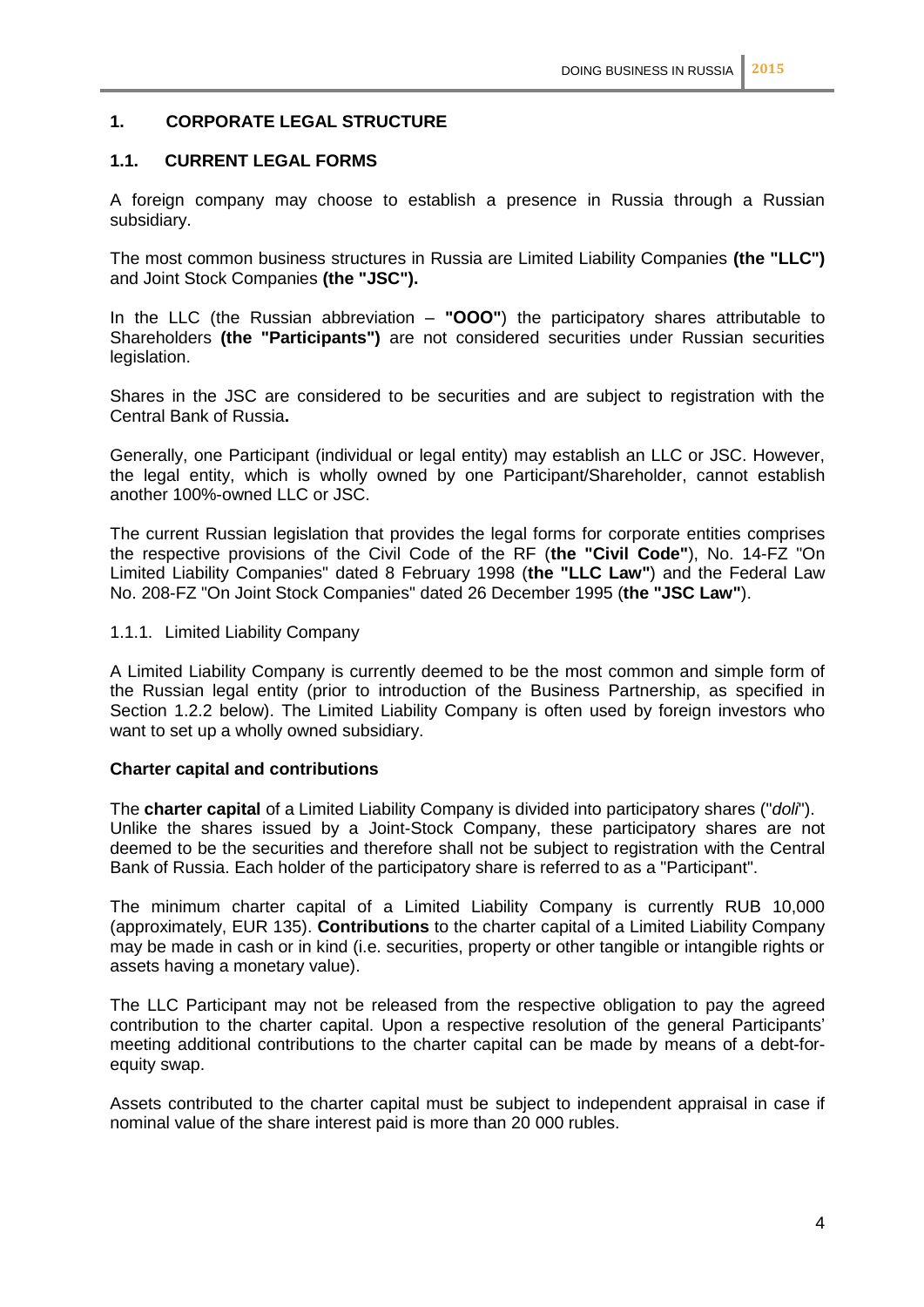## 1. CORPORATE LEGAL STRUCTURE

### 1.1. CURRENT LEGAL FORMS

A foreign company may choose to establish a presence in Russia through a Russian subsidiary.

The most common business structures in Russia are Limited Liability Companies **(the "LLC")** and Joint Stock Companies **(the "JSC").**

In the LLC (the Russian abbreviation – **"OOO"**) the participatory shares attributable to Shareholders **(the "Participants")** are not considered securities under Russian securities legislation.

Shares in the JSC are considered to be securities and are subject to registration with the Central Bank of Russia**.**

Generally, one Participant (individual or legal entity) may establish an LLC or JSC. However, the legal entity, which is wholly owned by one Participant/Shareholder, cannot establish another 100%-owned LLC or JSC.

The current Russian legislation that provides the legal forms for corporate entities comprises the respective provisions of the Civil Code of the RF (**the "Civil Code"**), No. 14-FZ "On Limited Liability Companies" dated 8 February 1998 (**the "LLC Law"**) and the Federal Law No. 208-FZ "On Joint Stock Companies" dated 26 December 1995 (**the "JSC Law"**).

#### 1.1.1. Limited Liability Company

A Limited Liability Company is currently deemed to be the most common and simple form of the Russian legal entity (prior to introduction of the Business Partnership, as specified in Section 1.2.2 below). The Limited Liability Company is often used by foreign investors who want to set up a wholly owned subsidiary.

**Charter capital and contributions**

The **charter capital** of a Limited Liability Company is divided into participatory shares ("*doli*"). Unlike the shares issued by a Joint-Stock Company, these participatory shares are not deemed to be the securities and therefore shall not be subject to registration with the Central Bank of Russia. Each holder of the participatory share is referred to as a "Participant".

The minimum charter capital of a Limited Liability Company is currently RUB 10,000 (approximately, EUR 135). **Contributions** to the charter capital of a Limited Liability Company may be made in cash or in kind (i.e. securities, property or other tangible or intangible rights or assets having a monetary value).

The LLC Participant may not be released from the respective obligation to pay the agreed contribution to the charter capital. Upon a respective resolution of the general Participants' meeting additional contributions to the charter capital can be made by means of a debt-for-equity swap.

Assets contributed to the charter capital must be subject to independent appraisal in case if nominal value of the share interest paid is more than 20 000 rubles.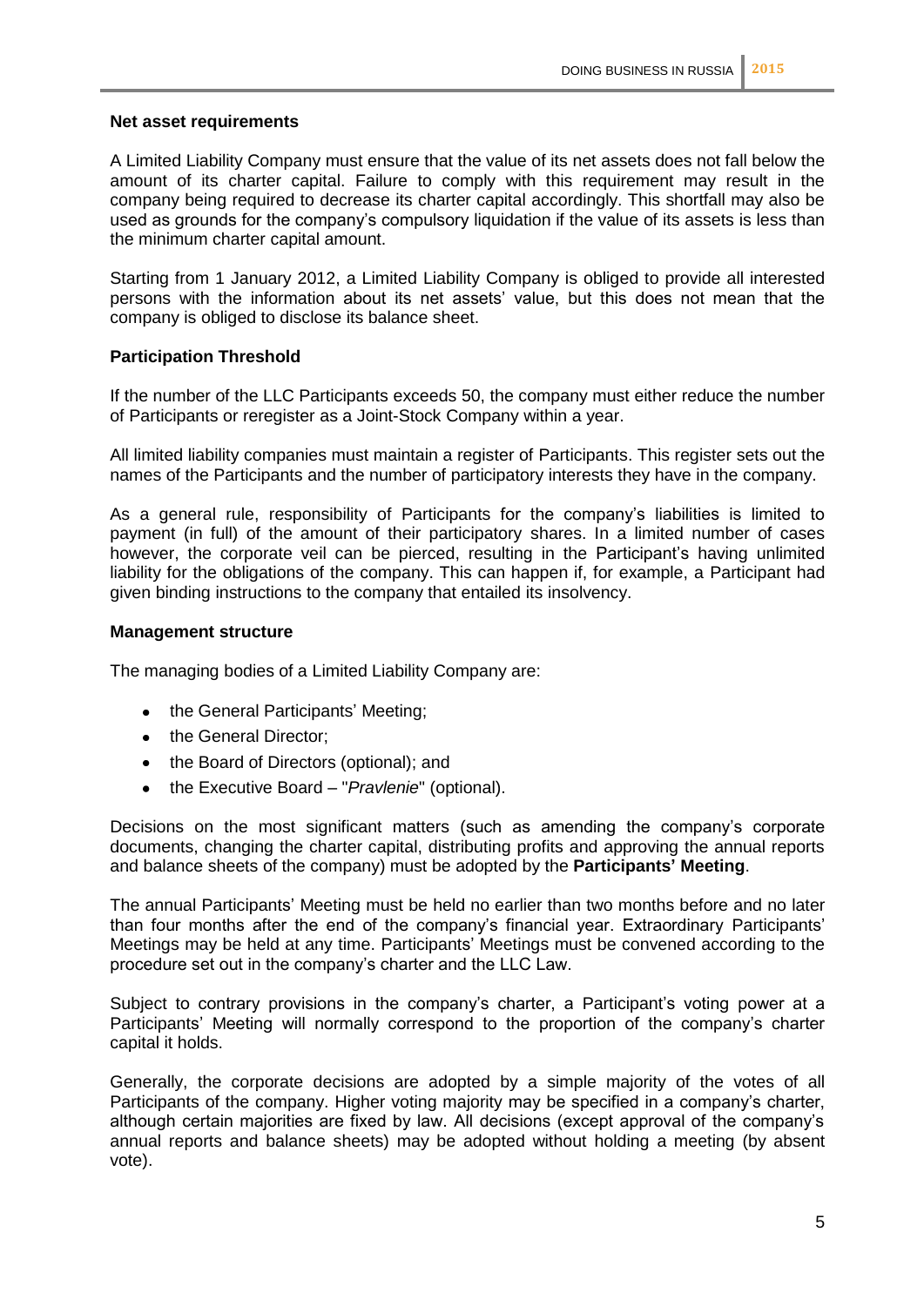**Net asset requirements**

A Limited Liability Company must ensure that the value of its net assets does not fall below the amount of its charter capital. Failure to comply with this requirement may result in the company being required to decrease its charter capital accordingly. This shortfall may also be used as grounds for the company's compulsory liquidation if the value of its assets is less than the minimum charter capital amount.

Starting from 1 January 2012, a Limited Liability Company is obliged to provide all interested persons with the information about its net assets' value, but this does not mean that the company is obliged to disclose its balance sheet.

**Participation Threshold**

If the number of the LLC Participants exceeds 50, the company must either reduce the number of Participants or reregister as a Joint-Stock Company within a year.

All limited liability companies must maintain a register of Participants. This register sets out the names of the Participants and the number of participatory interests they have in the company.

As a general rule, responsibility of Participants for the company's liabilities is limited to payment (in full) of the amount of their participatory shares. In a limited number of cases however, the corporate veil can be pierced, resulting in the Participant's having unlimited liability for the obligations of the company. This can happen if, for example, a Participant had given binding instructions to the company that entailed its insolvency.

**Management structure**

The managing bodies of a Limited Liability Company are:

- the General Participants' Meeting;
- the General Director;
- the Board of Directors (optional); and
- the Executive Board – "*Pravlenie*" (optional).

Decisions on the most significant matters (such as amending the company's corporate documents, changing the charter capital, distributing profits and approving the annual reports and balance sheets of the company) must be adopted by the **Participants' Meeting**.

The annual Participants' Meeting must be held no earlier than two months before and no later than four months after the end of the company's financial year. Extraordinary Participants' Meetings may be held at any time. Participants' Meetings must be convened according to the procedure set out in the company's charter and the LLC Law.

Subject to contrary provisions in the company's charter, a Participant's voting power at a Participants' Meeting will normally correspond to the proportion of the company's charter capital it holds.

Generally, the corporate decisions are adopted by a simple majority of the votes of all Participants of the company. Higher voting majority may be specified in a company's charter, although certain majorities are fixed by law. All decisions (except approval of the company's annual reports and balance sheets) may be adopted without holding a meeting (by absent vote).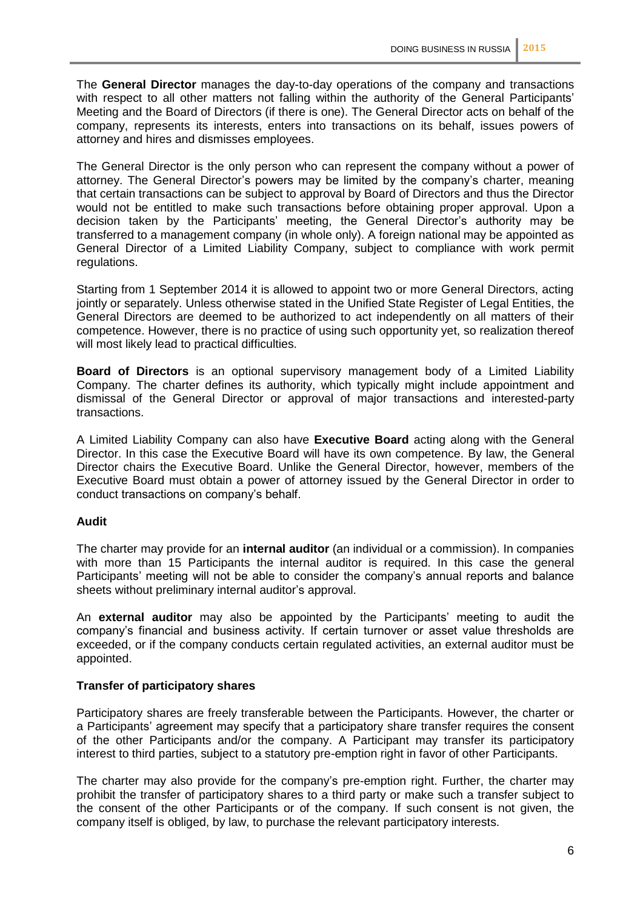The **General Director** manages the day-to-day operations of the company and transactions with respect to all other matters not falling within the authority of the General Participants' Meeting and the Board of Directors (if there is one). The General Director acts on behalf of the company, represents its interests, enters into transactions on its behalf, issues powers of attorney and hires and dismisses employees.

The General Director is the only person who can represent the company without a power of attorney. The General Director's powers may be limited by the company's charter, meaning that certain transactions can be subject to approval by Board of Directors and thus the Director would not be entitled to make such transactions before obtaining proper approval. Upon a decision taken by the Participants' meeting, the General Director's authority may be transferred to a management company (in whole only). A foreign national may be appointed as General Director of a Limited Liability Company, subject to compliance with work permit regulations.

Starting from 1 September 2014 it is allowed to appoint two or more General Directors, acting jointly or separately. Unless otherwise stated in the Unified State Register of Legal Entities, the General Directors are deemed to be authorized to act independently on all matters of their competence. However, there is no practice of using such opportunity yet, so realization thereof will most likely lead to practical difficulties.

**Board of Directors** is an optional supervisory management body of a Limited Liability Company. The charter defines its authority, which typically might include appointment and dismissal of the General Director or approval of major transactions and interested-party transactions.

A Limited Liability Company can also have **Executive Board** acting along with the General Director. In this case the Executive Board will have its own competence. By law, the General Director chairs the Executive Board. Unlike the General Director, however, members of the Executive Board must obtain a power of attorney issued by the General Director in order to conduct transactions on company's behalf.

### Audit

The charter may provide for an **internal auditor** (an individual or a commission). In companies with more than 15 Participants the internal auditor is required. In this case the general Participants' meeting will not be able to consider the company's annual reports and balance sheets without preliminary internal auditor's approval.

An **external auditor** may also be appointed by the Participants' meeting to audit the company's financial and business activity. If certain turnover or asset value thresholds are exceeded, or if the company conducts certain regulated activities, an external auditor must be appointed.

### Transfer of participatory shares

Participatory shares are freely transferable between the Participants. However, the charter or a Participants' agreement may specify that a participatory share transfer requires the consent of the other Participants and/or the company. A Participant may transfer its participatory interest to third parties, subject to a statutory pre-emption right in favor of other Participants.

The charter may also provide for the company's pre-emption right. Further, the charter may prohibit the transfer of participatory shares to a third party or make such a transfer subject to the consent of the other Participants or of the company. If such consent is not given, the company itself is obliged, by law, to purchase the relevant participatory interests.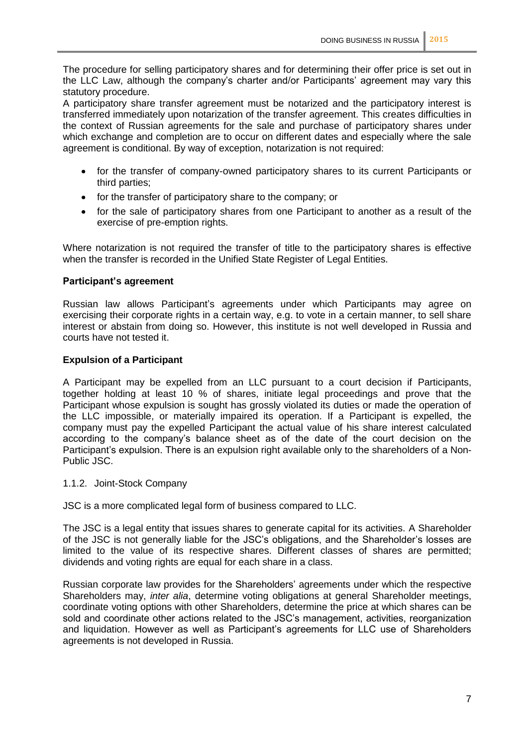The procedure for selling participatory shares and for determining their offer price is set out in the LLC Law, although the company's charter and/or Participants' agreement may vary this statutory procedure.

A participatory share transfer agreement must be notarized and the participatory interest is transferred immediately upon notarization of the transfer agreement. This creates difficulties in the context of Russian agreements for the sale and purchase of participatory shares under which exchange and completion are to occur on different dates and especially where the sale agreement is conditional. By way of exception, notarization is not required:

- for the transfer of company-owned participatory shares to its current Participants or third parties;
- for the transfer of participatory share to the company; or
- for the sale of participatory shares from one Participant to another as a result of the exercise of pre-emption rights.

Where notarization is not required the transfer of title to the participatory shares is effective when the transfer is recorded in the Unified State Register of Legal Entities.

**Participant's agreement**

Russian law allows Participant's agreements under which Participants may agree on exercising their corporate rights in a certain way, e.g. to vote in a certain manner, to sell share interest or abstain from doing so. However, this institute is not well developed in Russia and courts have not tested it.

**Expulsion of a Participant**

A Participant may be expelled from an LLC pursuant to a court decision if Participants, together holding at least 10 % of shares, initiate legal proceedings and prove that the Participant whose expulsion is sought has grossly violated its duties or made the operation of the LLC impossible, or materially impaired its operation. If a Participant is expelled, the company must pay the expelled Participant the actual value of his share interest calculated according to the company's balance sheet as of the date of the court decision on the Participant's expulsion. There is an expulsion right available only to the shareholders of a Non-Public JSC.

### 1.1.2. Joint-Stock Company

JSC is a more complicated legal form of business compared to LLC.

The JSC is a legal entity that issues shares to generate capital for its activities. A Shareholder of the JSC is not generally liable for the JSC's obligations, and the Shareholder's losses are limited to the value of its respective shares. Different classes of shares are permitted; dividends and voting rights are equal for each share in a class.

Russian corporate law provides for the Shareholders' agreements under which the respective Shareholders may, *inter alia*, determine voting obligations at general Shareholder meetings, coordinate voting options with other Shareholders, determine the price at which shares can be sold and coordinate other actions related to the JSC's management, activities, reorganization and liquidation. However as well as Participant's agreements for LLC use of Shareholders agreements is not developed in Russia.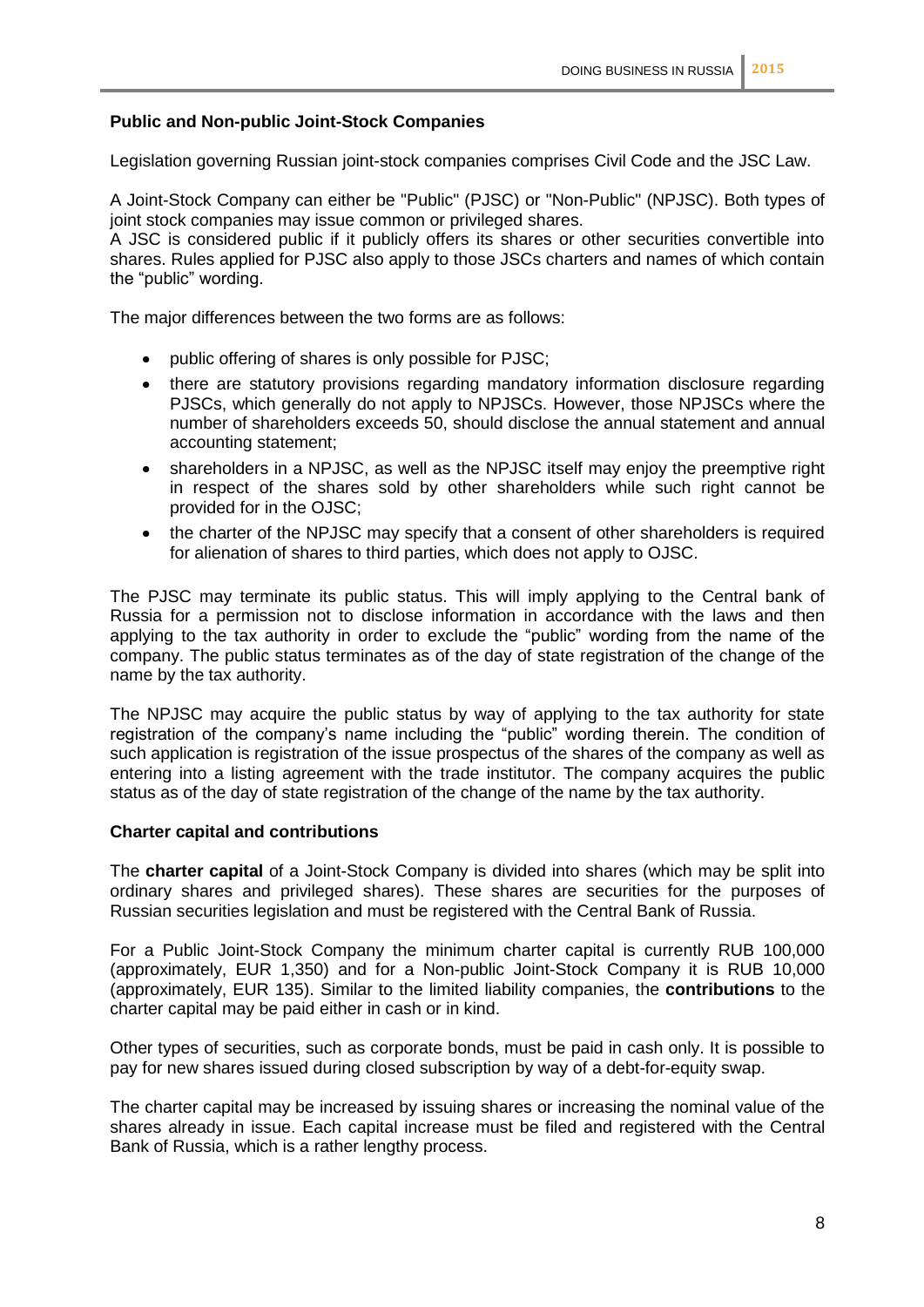**Public and Non-public Joint-Stock Companies**

Legislation governing Russian joint-stock companies comprises Civil Code and the JSC Law.

A Joint-Stock Company can either be "Public" (PJSC) or "Non-Public" (NPJSC). Both types of joint stock companies may issue common or privileged shares.
A JSC is considered public if it publicly offers its shares or other securities convertible into shares. Rules applied for PJSC also apply to those JSCs charters and names of which contain the "public" wording.

The major differences between the two forms are as follows:

- public offering of shares is only possible for PJSC;
- there are statutory provisions regarding mandatory information disclosure regarding PJSCs, which generally do not apply to NPJSCs. However, those NPJSCs where the number of shareholders exceeds 50, should disclose the annual statement and annual accounting statement;
- shareholders in a NPJSC, as well as the NPJSC itself may enjoy the preemptive right in respect of the shares sold by other shareholders while such right cannot be provided for in the OJSC;
- the charter of the NPJSC may specify that a consent of other shareholders is required for alienation of shares to third parties, which does not apply to OJSC.

The PJSC may terminate its public status. This will imply applying to the Central bank of Russia for a permission not to disclose information in accordance with the laws and then applying to the tax authority in order to exclude the "public" wording from the name of the company. The public status terminates as of the day of state registration of the change of the name by the tax authority.

The NPJSC may acquire the public status by way of applying to the tax authority for state registration of the company's name including the "public" wording therein. The condition of such application is registration of the issue prospectus of the shares of the company as well as entering into a listing agreement with the trade institutor. The company acquires the public status as of the day of state registration of the change of the name by the tax authority.

**Charter capital and contributions**

The **charter capital** of a Joint-Stock Company is divided into shares (which may be split into ordinary shares and privileged shares). These shares are securities for the purposes of Russian securities legislation and must be registered with the Central Bank of Russia.

For a Public Joint-Stock Company the minimum charter capital is currently RUB 100,000 (approximately, EUR 1,350) and for a Non-public Joint-Stock Company it is RUB 10,000 (approximately, EUR 135). Similar to the limited liability companies, the **contributions** to the charter capital may be paid either in cash or in kind.

Other types of securities, such as corporate bonds, must be paid in cash only. It is possible to pay for new shares issued during closed subscription by way of a debt-for-equity swap.

The charter capital may be increased by issuing shares or increasing the nominal value of the shares already in issue. Each capital increase must be filed and registered with the Central Bank of Russia, which is a rather lengthy process.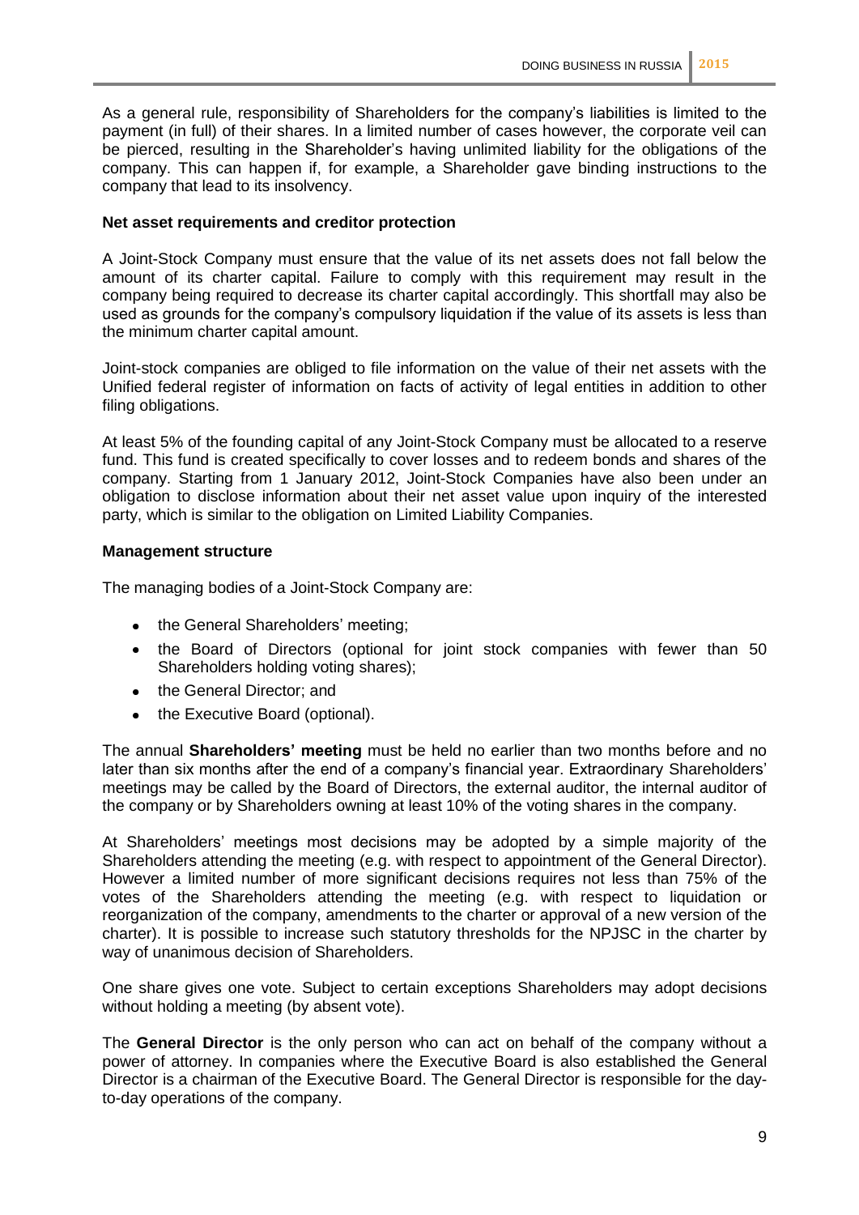As a general rule, responsibility of Shareholders for the company's liabilities is limited to the payment (in full) of their shares. In a limited number of cases however, the corporate veil can be pierced, resulting in the Shareholder's having unlimited liability for the obligations of the company. This can happen if, for example, a Shareholder gave binding instructions to the company that lead to its insolvency.

**Net asset requirements and creditor protection**

A Joint-Stock Company must ensure that the value of its net assets does not fall below the amount of its charter capital. Failure to comply with this requirement may result in the company being required to decrease its charter capital accordingly. This shortfall may also be used as grounds for the company's compulsory liquidation if the value of its assets is less than the minimum charter capital amount.

Joint-stock companies are obliged to file information on the value of their net assets with the Unified federal register of information on facts of activity of legal entities in addition to other filing obligations.

At least 5% of the founding capital of any Joint-Stock Company must be allocated to a reserve fund. This fund is created specifically to cover losses and to redeem bonds and shares of the company. Starting from 1 January 2012, Joint-Stock Companies have also been under an obligation to disclose information about their net asset value upon inquiry of the interested party, which is similar to the obligation on Limited Liability Companies.

**Management structure**

The managing bodies of a Joint-Stock Company are:

- the General Shareholders' meeting;
- the Board of Directors (optional for joint stock companies with fewer than 50 Shareholders holding voting shares);
- the General Director; and
- the Executive Board (optional).

The annual **Shareholders' meeting** must be held no earlier than two months before and no later than six months after the end of a company's financial year. Extraordinary Shareholders' meetings may be called by the Board of Directors, the external auditor, the internal auditor of the company or by Shareholders owning at least 10% of the voting shares in the company.

At Shareholders' meetings most decisions may be adopted by a simple majority of the Shareholders attending the meeting (e.g. with respect to appointment of the General Director). However a limited number of more significant decisions requires not less than 75% of the votes of the Shareholders attending the meeting (e.g. with respect to liquidation or reorganization of the company, amendments to the charter or approval of a new version of the charter). It is possible to increase such statutory thresholds for the NPJSC in the charter by way of unanimous decision of Shareholders.

One share gives one vote. Subject to certain exceptions Shareholders may adopt decisions without holding a meeting (by absent vote).

The **General Director** is the only person who can act on behalf of the company without a power of attorney. In companies where the Executive Board is also established the General Director is a chairman of the Executive Board. The General Director is responsible for the day-to-day operations of the company.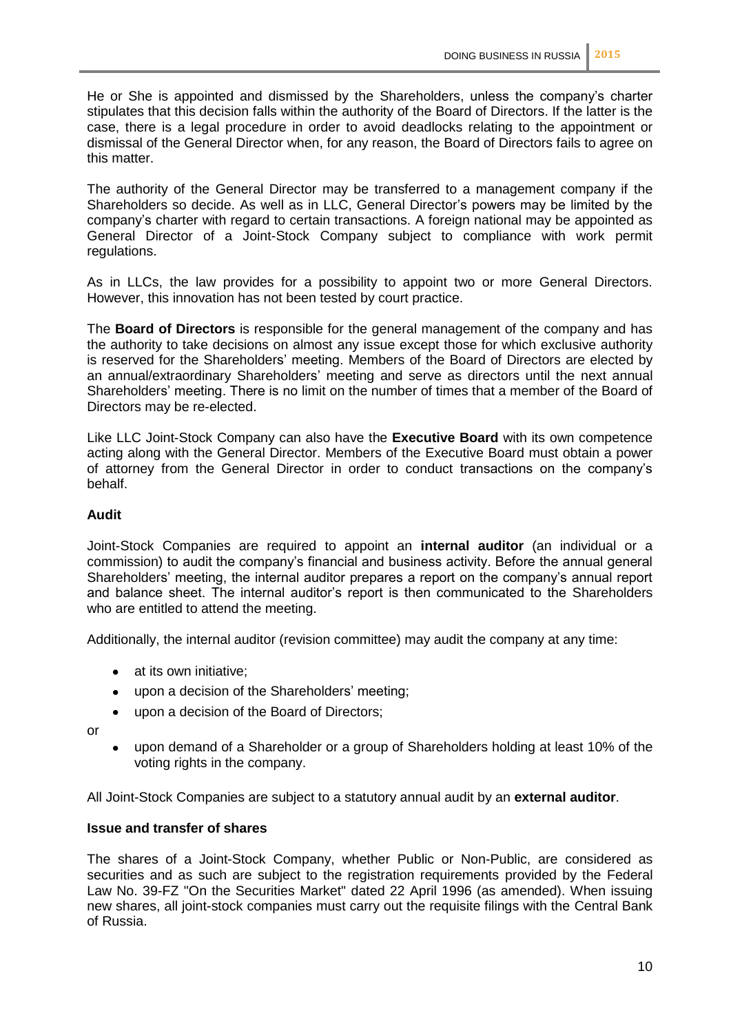He or She is appointed and dismissed by the Shareholders, unless the company's charter stipulates that this decision falls within the authority of the Board of Directors. If the latter is the case, there is a legal procedure in order to avoid deadlocks relating to the appointment or dismissal of the General Director when, for any reason, the Board of Directors fails to agree on this matter.

The authority of the General Director may be transferred to a management company if the Shareholders so decide. As well as in LLC, General Director's powers may be limited by the company's charter with regard to certain transactions. A foreign national may be appointed as General Director of a Joint-Stock Company subject to compliance with work permit regulations.

As in LLCs, the law provides for a possibility to appoint two or more General Directors. However, this innovation has not been tested by court practice.

The **Board of Directors** is responsible for the general management of the company and has the authority to take decisions on almost any issue except those for which exclusive authority is reserved for the Shareholders' meeting. Members of the Board of Directors are elected by an annual/extraordinary Shareholders' meeting and serve as directors until the next annual Shareholders' meeting. There is no limit on the number of times that a member of the Board of Directors may be re-elected.

Like LLC Joint-Stock Company can also have the **Executive Board** with its own competence acting along with the General Director. Members of the Executive Board must obtain a power of attorney from the General Director in order to conduct transactions on the company's behalf.

**Audit**

Joint-Stock Companies are required to appoint an **internal auditor** (an individual or a commission) to audit the company's financial and business activity. Before the annual general Shareholders' meeting, the internal auditor prepares a report on the company's annual report and balance sheet. The internal auditor's report is then communicated to the Shareholders who are entitled to attend the meeting.

Additionally, the internal auditor (revision committee) may audit the company at any time:

- at its own initiative;
- upon a decision of the Shareholders' meeting;
- upon a decision of the Board of Directors;

or

- upon demand of a Shareholder or a group of Shareholders holding at least 10% of the voting rights in the company.

All Joint-Stock Companies are subject to a statutory annual audit by an **external auditor**.

**Issue and transfer of shares**

The shares of a Joint-Stock Company, whether Public or Non-Public, are considered as securities and as such are subject to the registration requirements provided by the Federal Law No. 39-FZ "On the Securities Market" dated 22 April 1996 (as amended). When issuing new shares, all joint-stock companies must carry out the requisite filings with the Central Bank of Russia.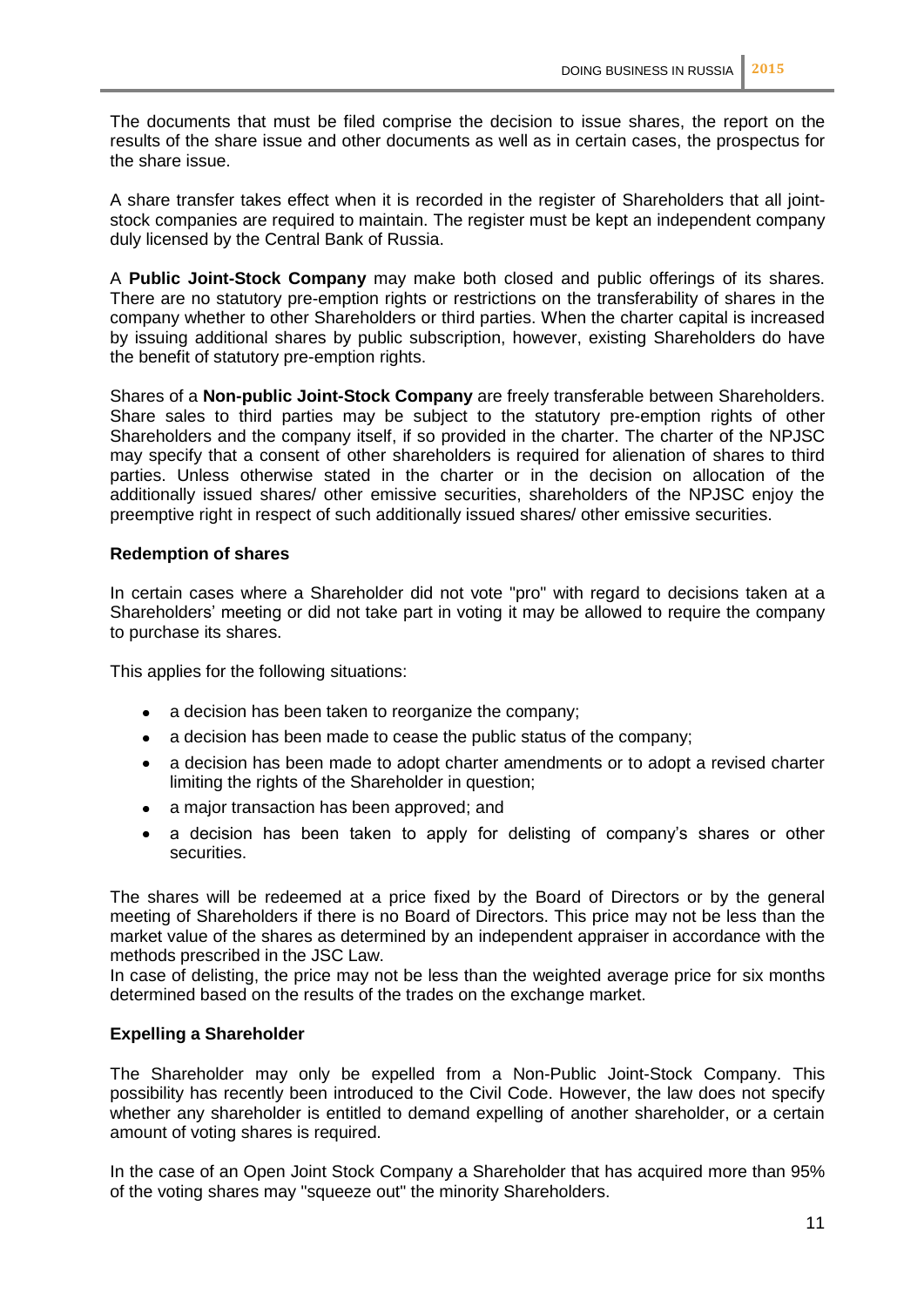The documents that must be filed comprise the decision to issue shares, the report on the results of the share issue and other documents as well as in certain cases, the prospectus for the share issue.

A share transfer takes effect when it is recorded in the register of Shareholders that all joint-stock companies are required to maintain. The register must be kept an independent company duly licensed by the Central Bank of Russia.

A **Public Joint-Stock Company** may make both closed and public offerings of its shares. There are no statutory pre-emption rights or restrictions on the transferability of shares in the company whether to other Shareholders or third parties. When the charter capital is increased by issuing additional shares by public subscription, however, existing Shareholders do have the benefit of statutory pre-emption rights.

Shares of a **Non-public Joint-Stock Company** are freely transferable between Shareholders. Share sales to third parties may be subject to the statutory pre-emption rights of other Shareholders and the company itself, if so provided in the charter. The charter of the NPJSC may specify that a consent of other shareholders is required for alienation of shares to third parties. Unless otherwise stated in the charter or in the decision on allocation of the additionally issued shares/ other emissive securities, shareholders of the NPJSC enjoy the preemptive right in respect of such additionally issued shares/ other emissive securities.

**Redemption of shares**

In certain cases where a Shareholder did not vote "pro" with regard to decisions taken at a Shareholders' meeting or did not take part in voting it may be allowed to require the company to purchase its shares.

This applies for the following situations:

- a decision has been taken to reorganize the company;
- a decision has been made to cease the public status of the company;
- a decision has been made to adopt charter amendments or to adopt a revised charter limiting the rights of the Shareholder in question;
- a major transaction has been approved; and
- a decision has been taken to apply for delisting of company's shares or other securities.

The shares will be redeemed at a price fixed by the Board of Directors or by the general meeting of Shareholders if there is no Board of Directors. This price may not be less than the market value of the shares as determined by an independent appraiser in accordance with the methods prescribed in the JSC Law.
In case of delisting, the price may not be less than the weighted average price for six months determined based on the results of the trades on the exchange market.

**Expelling a Shareholder**

The Shareholder may only be expelled from a Non-Public Joint-Stock Company. This possibility has recently been introduced to the Civil Code. However, the law does not specify whether any shareholder is entitled to demand expelling of another shareholder, or a certain amount of voting shares is required.

In the case of an Open Joint Stock Company a Shareholder that has acquired more than 95% of the voting shares may "squeeze out" the minority Shareholders.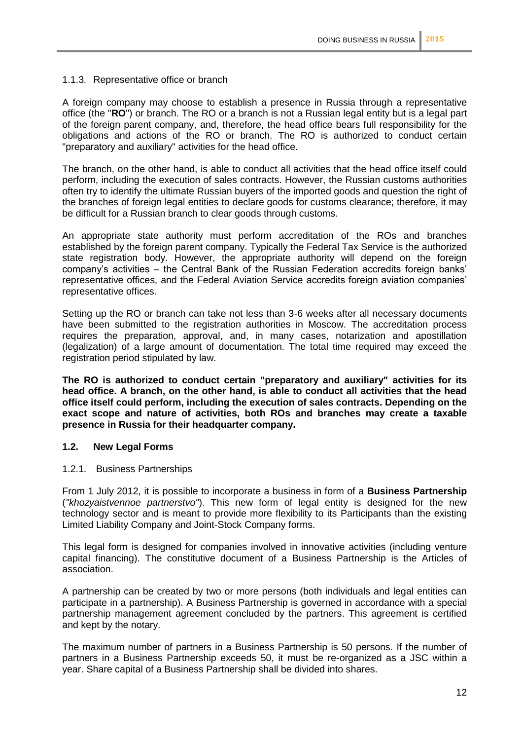#### 1.1.3. Representative office or branch

A foreign company may choose to establish a presence in Russia through a representative office (the "**RO**") or branch. The RO or a branch is not a Russian legal entity but is a legal part of the foreign parent company, and, therefore, the head office bears full responsibility for the obligations and actions of the RO or branch. The RO is authorized to conduct certain "preparatory and auxiliary" activities for the head office.

The branch, on the other hand, is able to conduct all activities that the head office itself could perform, including the execution of sales contracts. However, the Russian customs authorities often try to identify the ultimate Russian buyers of the imported goods and question the right of the branches of foreign legal entities to declare goods for customs clearance; therefore, it may be difficult for a Russian branch to clear goods through customs.

An appropriate state authority must perform accreditation of the ROs and branches established by the foreign parent company. Typically the Federal Tax Service is the authorized state registration body. However, the appropriate authority will depend on the foreign company's activities – the Central Bank of the Russian Federation accredits foreign banks' representative offices, and the Federal Aviation Service accredits foreign aviation companies' representative offices.

Setting up the RO or branch can take not less than 3-6 weeks after all necessary documents have been submitted to the registration authorities in Moscow. The accreditation process requires the preparation, approval, and, in many cases, notarization and apostillation (legalization) of a large amount of documentation. The total time required may exceed the registration period stipulated by law.

**The RO is authorized to conduct certain "preparatory and auxiliary" activities for its head office. A branch, on the other hand, is able to conduct all activities that the head office itself could perform, including the execution of sales contracts. Depending on the exact scope and nature of activities, both ROs and branches may create a taxable presence in Russia for their headquarter company.**

### 1.2. New Legal Forms

#### 1.2.1. Business Partnerships

From 1 July 2012, it is possible to incorporate a business in form of a **Business Partnership** (*"khozyaistvennoe partnerstvo"*). This new form of legal entity is designed for the new technology sector and is meant to provide more flexibility to its Participants than the existing Limited Liability Company and Joint-Stock Company forms.

This legal form is designed for companies involved in innovative activities (including venture capital financing). The constitutive document of a Business Partnership is the Articles of association.

A partnership can be created by two or more persons (both individuals and legal entities can participate in a partnership). A Business Partnership is governed in accordance with a special partnership management agreement concluded by the partners. This agreement is certified and kept by the notary.

The maximum number of partners in a Business Partnership is 50 persons. If the number of partners in a Business Partnership exceeds 50, it must be re-organized as a JSC within a year. Share capital of a Business Partnership shall be divided into shares.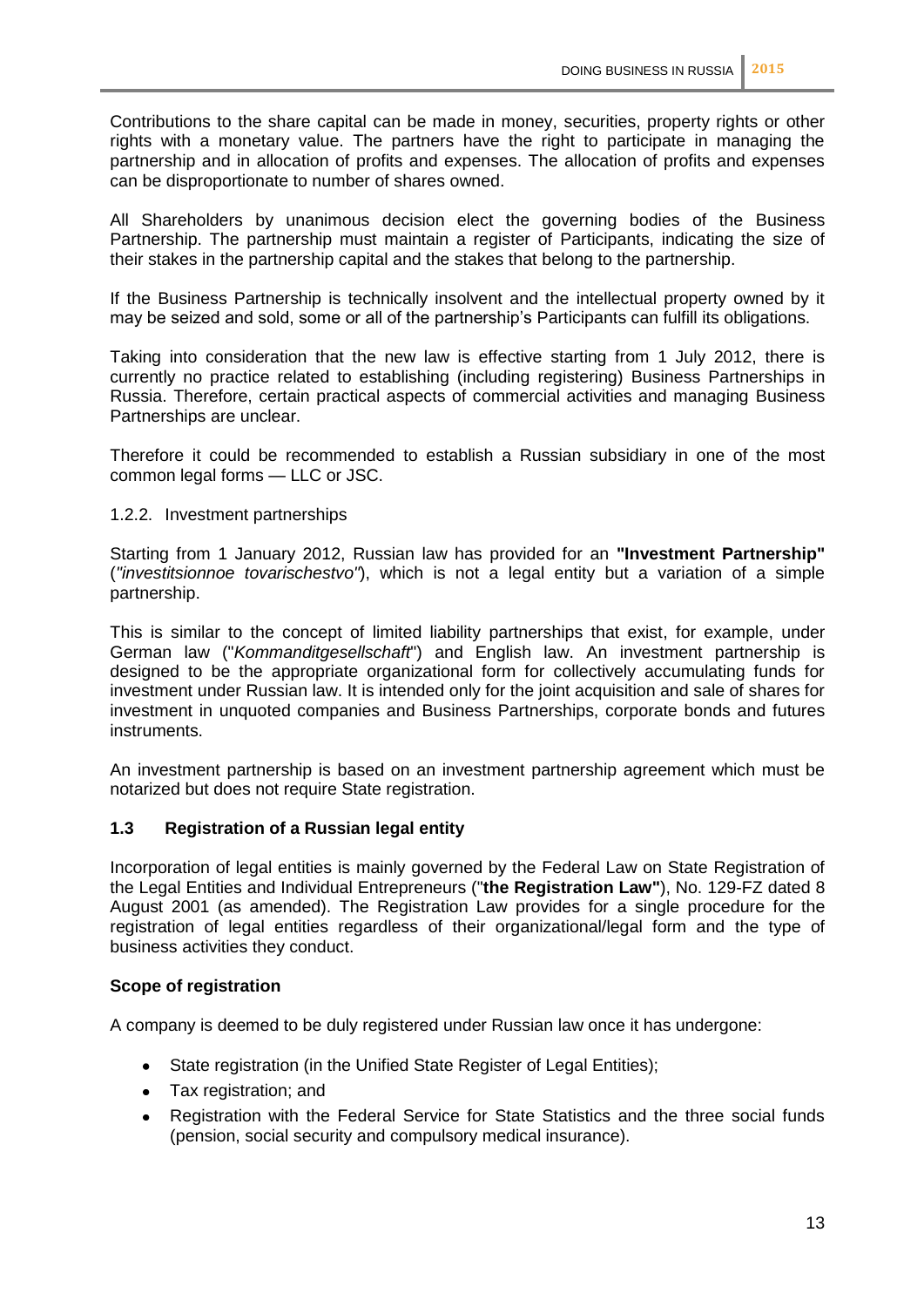Contributions to the share capital can be made in money, securities, property rights or other rights with a monetary value. The partners have the right to participate in managing the partnership and in allocation of profits and expenses. The allocation of profits and expenses can be disproportionate to number of shares owned.

All Shareholders by unanimous decision elect the governing bodies of the Business Partnership. The partnership must maintain a register of Participants, indicating the size of their stakes in the partnership capital and the stakes that belong to the partnership.

If the Business Partnership is technically insolvent and the intellectual property owned by it may be seized and sold, some or all of the partnership's Participants can fulfill its obligations.

Taking into consideration that the new law is effective starting from 1 July 2012, there is currently no practice related to establishing (including registering) Business Partnerships in Russia. Therefore, certain practical aspects of commercial activities and managing Business Partnerships are unclear.

Therefore it could be recommended to establish a Russian subsidiary in one of the most common legal forms — LLC or JSC.

1.2.2. Investment partnerships

Starting from 1 January 2012, Russian law has provided for an **"Investment Partnership"** (*"investitsionnoe tovarischestvo"*), which is not a legal entity but a variation of a simple partnership.

This is similar to the concept of limited liability partnerships that exist, for example, under German law ("*Kommanditgesellschaft*") and English law. An investment partnership is designed to be the appropriate organizational form for collectively accumulating funds for investment under Russian law. It is intended only for the joint acquisition and sale of shares for investment in unquoted companies and Business Partnerships, corporate bonds and futures instruments.

An investment partnership is based on an investment partnership agreement which must be notarized but does not require State registration.

### 1.3 Registration of a Russian legal entity

Incorporation of legal entities is mainly governed by the Federal Law on State Registration of the Legal Entities and Individual Entrepreneurs ("**the Registration Law"**), No. 129-FZ dated 8 August 2001 (as amended). The Registration Law provides for a single procedure for the registration of legal entities regardless of their organizational/legal form and the type of business activities they conduct.

**Scope of registration**

A company is deemed to be duly registered under Russian law once it has undergone:

- State registration (in the Unified State Register of Legal Entities);
- Tax registration; and
- Registration with the Federal Service for State Statistics and the three social funds (pension, social security and compulsory medical insurance).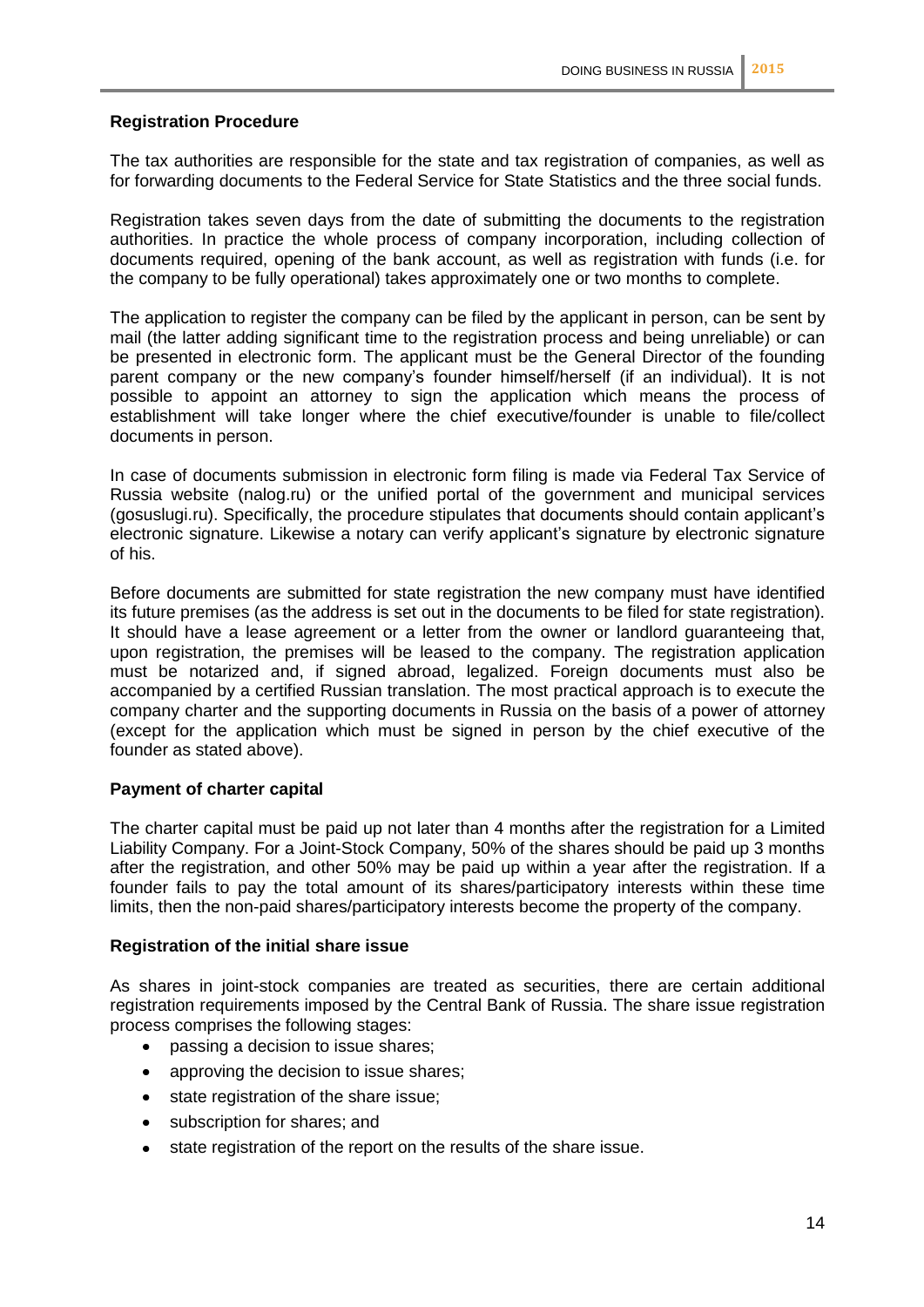### Registration Procedure

The tax authorities are responsible for the state and tax registration of companies, as well as for forwarding documents to the Federal Service for State Statistics and the three social funds.

Registration takes seven days from the date of submitting the documents to the registration authorities. In practice the whole process of company incorporation, including collection of documents required, opening of the bank account, as well as registration with funds (i.e. for the company to be fully operational) takes approximately one or two months to complete.

The application to register the company can be filed by the applicant in person, can be sent by mail (the latter adding significant time to the registration process and being unreliable) or can be presented in electronic form. The applicant must be the General Director of the founding parent company or the new company's founder himself/herself (if an individual). It is not possible to appoint an attorney to sign the application which means the process of establishment will take longer where the chief executive/founder is unable to file/collect documents in person.

In case of documents submission in electronic form filing is made via Federal Tax Service of Russia website (nalog.ru) or the unified portal of the government and municipal services (gosuslugi.ru). Specifically, the procedure stipulates that documents should contain applicant's electronic signature. Likewise a notary can verify applicant's signature by electronic signature of his.

Before documents are submitted for state registration the new company must have identified its future premises (as the address is set out in the documents to be filed for state registration). It should have a lease agreement or a letter from the owner or landlord guaranteeing that, upon registration, the premises will be leased to the company. The registration application must be notarized and, if signed abroad, legalized. Foreign documents must also be accompanied by a certified Russian translation. The most practical approach is to execute the company charter and the supporting documents in Russia on the basis of a power of attorney (except for the application which must be signed in person by the chief executive of the founder as stated above).

### Payment of charter capital

The charter capital must be paid up not later than 4 months after the registration for a Limited Liability Company. For a Joint-Stock Company, 50% of the shares should be paid up 3 months after the registration, and other 50% may be paid up within a year after the registration. If a founder fails to pay the total amount of its shares/participatory interests within these time limits, then the non-paid shares/participatory interests become the property of the company.

### Registration of the initial share issue

As shares in joint-stock companies are treated as securities, there are certain additional registration requirements imposed by the Central Bank of Russia. The share issue registration process comprises the following stages:

- passing a decision to issue shares;
- approving the decision to issue shares;
- state registration of the share issue;
- subscription for shares; and
- state registration of the report on the results of the share issue.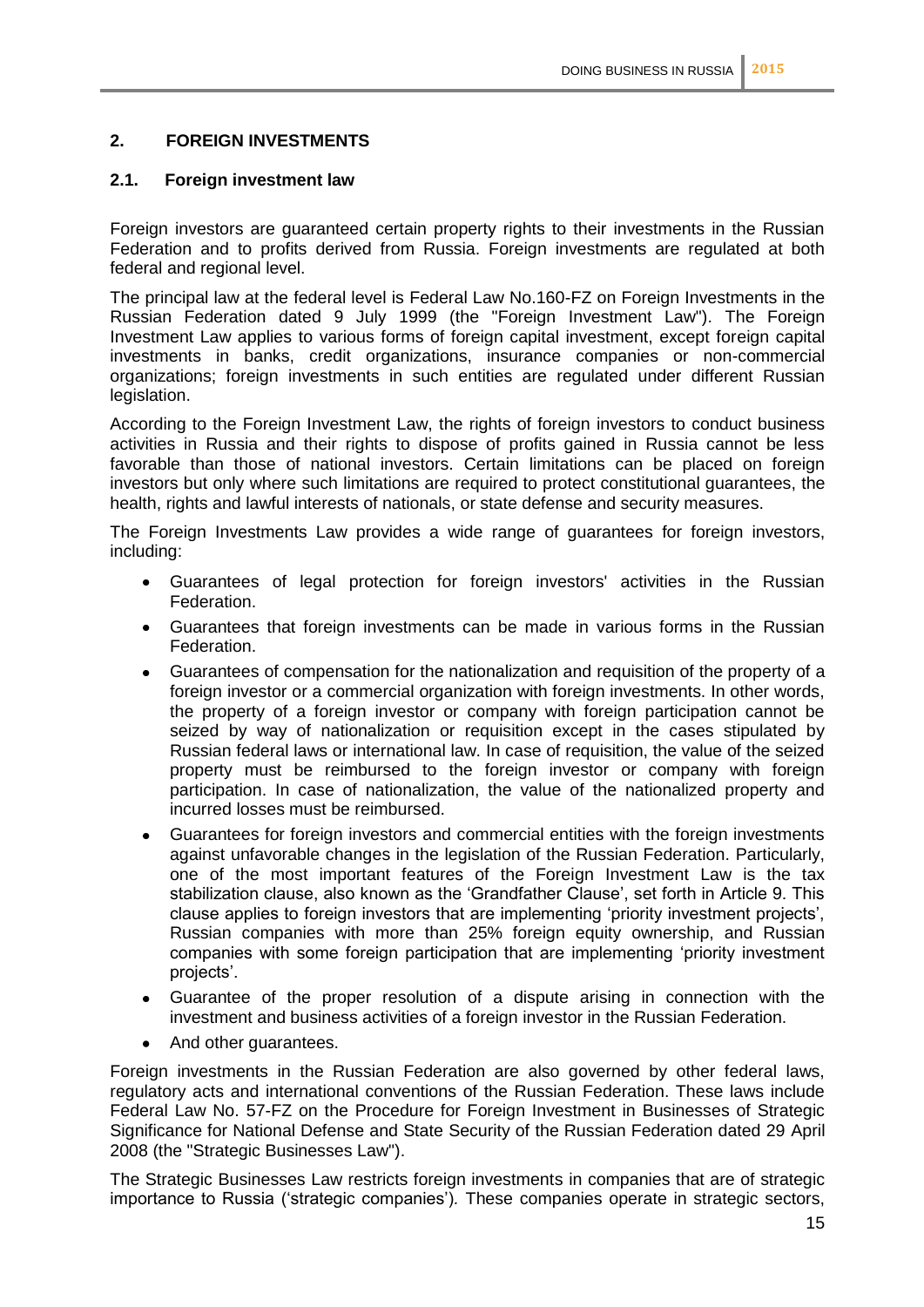## 2. FOREIGN INVESTMENTS

### 2.1. Foreign investment law

Foreign investors are guaranteed certain property rights to their investments in the Russian Federation and to profits derived from Russia. Foreign investments are regulated at both federal and regional level.

The principal law at the federal level is Federal Law No.160-FZ on Foreign Investments in the Russian Federation dated 9 July 1999 (the "Foreign Investment Law"). The Foreign Investment Law applies to various forms of foreign capital investment, except foreign capital investments in banks, credit organizations, insurance companies or non-commercial organizations; foreign investments in such entities are regulated under different Russian legislation.

According to the Foreign Investment Law, the rights of foreign investors to conduct business activities in Russia and their rights to dispose of profits gained in Russia cannot be less favorable than those of national investors. Certain limitations can be placed on foreign investors but only where such limitations are required to protect constitutional guarantees, the health, rights and lawful interests of nationals, or state defense and security measures.

The Foreign Investments Law provides a wide range of guarantees for foreign investors, including:

- Guarantees of legal protection for foreign investors' activities in the Russian Federation.
- Guarantees that foreign investments can be made in various forms in the Russian Federation.
- Guarantees of compensation for the nationalization and requisition of the property of a foreign investor or a commercial organization with foreign investments. In other words, the property of a foreign investor or company with foreign participation cannot be seized by way of nationalization or requisition except in the cases stipulated by Russian federal laws or international law. In case of requisition, the value of the seized property must be reimbursed to the foreign investor or company with foreign participation. In case of nationalization, the value of the nationalized property and incurred losses must be reimbursed.
- Guarantees for foreign investors and commercial entities with the foreign investments against unfavorable changes in the legislation of the Russian Federation. Particularly, one of the most important features of the Foreign Investment Law is the tax stabilization clause, also known as the 'Grandfather Clause', set forth in Article 9. This clause applies to foreign investors that are implementing 'priority investment projects', Russian companies with more than 25% foreign equity ownership, and Russian companies with some foreign participation that are implementing 'priority investment projects'.
- Guarantee of the proper resolution of a dispute arising in connection with the investment and business activities of a foreign investor in the Russian Federation.
- And other guarantees.

Foreign investments in the Russian Federation are also governed by other federal laws, regulatory acts and international conventions of the Russian Federation. These laws include Federal Law No. 57-FZ on the Procedure for Foreign Investment in Businesses of Strategic Significance for National Defense and State Security of the Russian Federation dated 29 April 2008 (the "Strategic Businesses Law").

The Strategic Businesses Law restricts foreign investments in companies that are of strategic importance to Russia ('strategic companies'). These companies operate in strategic sectors,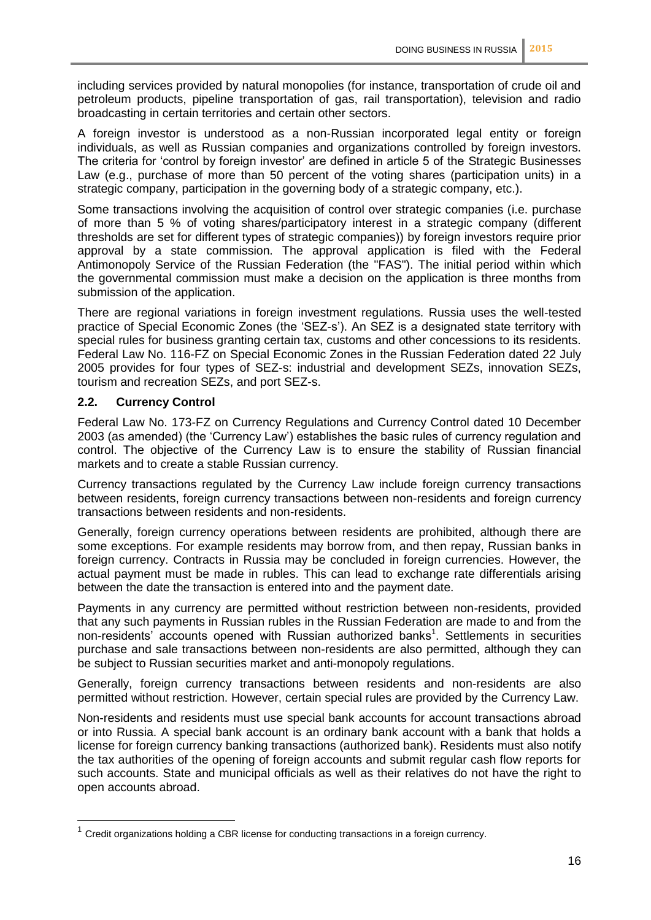including services provided by natural monopolies (for instance, transportation of crude oil and petroleum products, pipeline transportation of gas, rail transportation), television and radio broadcasting in certain territories and certain other sectors.

A foreign investor is understood as a non-Russian incorporated legal entity or foreign individuals, as well as Russian companies and organizations controlled by foreign investors. The criteria for 'control by foreign investor' are defined in article 5 of the Strategic Businesses Law (e.g., purchase of more than 50 percent of the voting shares (participation units) in a strategic company, participation in the governing body of a strategic company, etc.).

Some transactions involving the acquisition of control over strategic companies (i.e. purchase of more than 5 % of voting shares/participatory interest in a strategic company (different thresholds are set for different types of strategic companies)) by foreign investors require prior approval by a state commission. The approval application is filed with the Federal Antimonopoly Service of the Russian Federation (the "FAS"). The initial period within which the governmental commission must make a decision on the application is three months from submission of the application.

There are regional variations in foreign investment regulations. Russia uses the well-tested practice of Special Economic Zones (the 'SEZ-s'). An SEZ is a designated state territory with special rules for business granting certain tax, customs and other concessions to its residents. Federal Law No. 116-FZ on Special Economic Zones in the Russian Federation dated 22 July 2005 provides for four types of SEZ-s: industrial and development SEZs, innovation SEZs, tourism and recreation SEZs, and port SEZ-s.

### 2.2. Currency Control

Federal Law No. 173-FZ on Currency Regulations and Currency Control dated 10 December 2003 (as amended) (the 'Currency Law') establishes the basic rules of currency regulation and control. The objective of the Currency Law is to ensure the stability of Russian financial markets and to create a stable Russian currency.

Currency transactions regulated by the Currency Law include foreign currency transactions between residents, foreign currency transactions between non-residents and foreign currency transactions between residents and non-residents.

Generally, foreign currency operations between residents are prohibited, although there are some exceptions. For example residents may borrow from, and then repay, Russian banks in foreign currency. Contracts in Russia may be concluded in foreign currencies. However, the actual payment must be made in rubles. This can lead to exchange rate differentials arising between the date the transaction is entered into and the payment date.

Payments in any currency are permitted without restriction between non-residents, provided that any such payments in Russian rubles in the Russian Federation are made to and from the non-residents' accounts opened with Russian authorized banks[1]. Settlements in securities purchase and sale transactions between non-residents are also permitted, although they can be subject to Russian securities market and anti-monopoly regulations.

Generally, foreign currency transactions between residents and non-residents are also permitted without restriction. However, certain special rules are provided by the Currency Law.

Non-residents and residents must use special bank accounts for account transactions abroad or into Russia. A special bank account is an ordinary bank account with a bank that holds a license for foreign currency banking transactions (authorized bank). Residents must also notify the tax authorities of the opening of foreign accounts and submit regular cash flow reports for such accounts. State and municipal officials as well as their relatives do not have the right to open accounts abroad.

[1] Credit organizations holding a CBR license for conducting transactions in a foreign currency.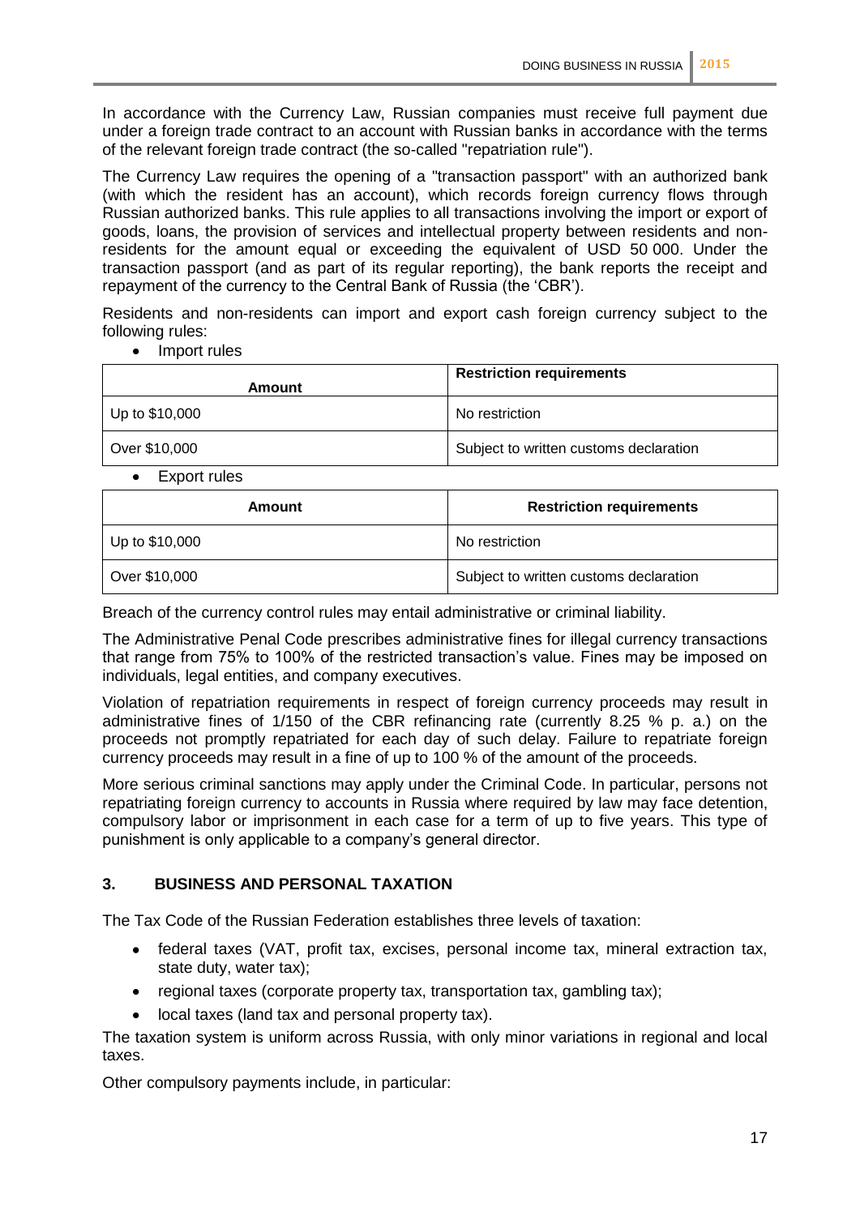In accordance with the Currency Law, Russian companies must receive full payment due under a foreign trade contract to an account with Russian banks in accordance with the terms of the relevant foreign trade contract (the so-called "repatriation rule").

The Currency Law requires the opening of a "transaction passport" with an authorized bank (with which the resident has an account), which records foreign currency flows through Russian authorized banks. This rule applies to all transactions involving the import or export of goods, loans, the provision of services and intellectual property between residents and non-residents for the amount equal or exceeding the equivalent of USD 50 000. Under the transaction passport (and as part of its regular reporting), the bank reports the receipt and repayment of the currency to the Central Bank of Russia (the 'CBR').

Residents and non-residents can import and export cash foreign currency subject to the following rules:

- Import rules

| Amount | Restriction requirements |
|---|---|
| Up to $10,000 | No restriction |
| Over $10,000 | Subject to written customs declaration |

- Export rules

| Amount | Restriction requirements |
|---|---|
| Up to $10,000 | No restriction |
| Over $10,000 | Subject to written customs declaration |

Breach of the currency control rules may entail administrative or criminal liability.

The Administrative Penal Code prescribes administrative fines for illegal currency transactions that range from 75% to 100% of the restricted transaction's value. Fines may be imposed on individuals, legal entities, and company executives.

Violation of repatriation requirements in respect of foreign currency proceeds may result in administrative fines of 1/150 of the CBR refinancing rate (currently 8.25 % p. a.) on the proceeds not promptly repatriated for each day of such delay. Failure to repatriate foreign currency proceeds may result in a fine of up to 100 % of the amount of the proceeds.

More serious criminal sanctions may apply under the Criminal Code. In particular, persons not repatriating foreign currency to accounts in Russia where required by law may face detention, compulsory labor or imprisonment in each case for a term of up to five years. This type of punishment is only applicable to a company's general director.

## 3. BUSINESS AND PERSONAL TAXATION

The Tax Code of the Russian Federation establishes three levels of taxation:

- federal taxes (VAT, profit tax, excises, personal income tax, mineral extraction tax, state duty, water tax);
- regional taxes (corporate property tax, transportation tax, gambling tax);
- local taxes (land tax and personal property tax).

The taxation system is uniform across Russia, with only minor variations in regional and local taxes.

Other compulsory payments include, in particular: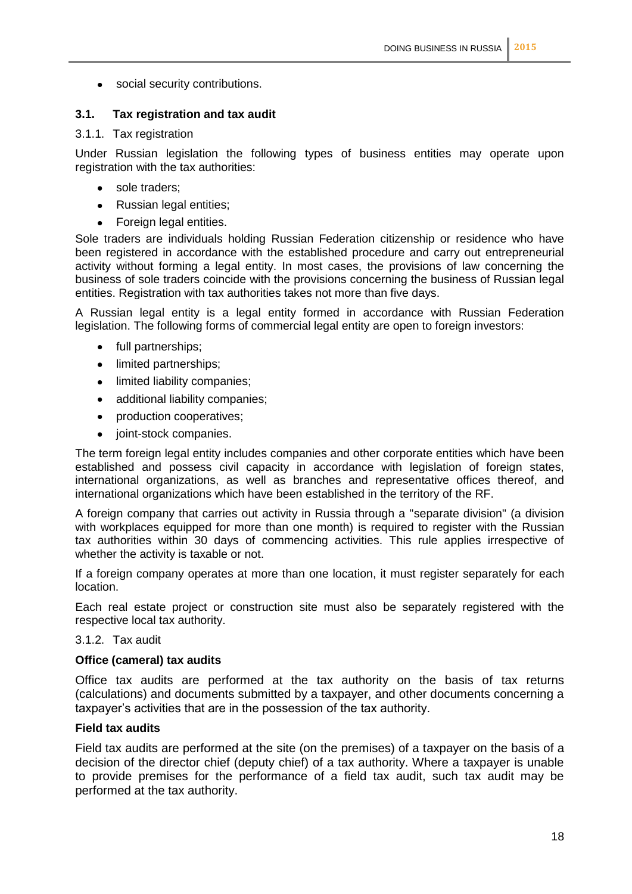- social security contributions.

### 3.1. Tax registration and tax audit

#### 3.1.1. Tax registration

Under Russian legislation the following types of business entities may operate upon registration with the tax authorities:

- sole traders;
- Russian legal entities;
- Foreign legal entities.

Sole traders are individuals holding Russian Federation citizenship or residence who have been registered in accordance with the established procedure and carry out entrepreneurial activity without forming a legal entity. In most cases, the provisions of law concerning the business of sole traders coincide with the provisions concerning the business of Russian legal entities. Registration with tax authorities takes not more than five days.

A Russian legal entity is a legal entity formed in accordance with Russian Federation legislation. The following forms of commercial legal entity are open to foreign investors:

- full partnerships;
- limited partnerships;
- limited liability companies;
- additional liability companies;
- production cooperatives;
- joint-stock companies.

The term foreign legal entity includes companies and other corporate entities which have been established and possess civil capacity in accordance with legislation of foreign states, international organizations, as well as branches and representative offices thereof, and international organizations which have been established in the territory of the RF.

A foreign company that carries out activity in Russia through a "separate division" (a division with workplaces equipped for more than one month) is required to register with the Russian tax authorities within 30 days of commencing activities. This rule applies irrespective of whether the activity is taxable or not.

If a foreign company operates at more than one location, it must register separately for each location.

Each real estate project or construction site must also be separately registered with the respective local tax authority.

#### 3.1.2. Tax audit

**Office (cameral) tax audits**

Office tax audits are performed at the tax authority on the basis of tax returns (calculations) and documents submitted by a taxpayer, and other documents concerning a taxpayer's activities that are in the possession of the tax authority.

**Field tax audits**

Field tax audits are performed at the site (on the premises) of a taxpayer on the basis of a decision of the director chief (deputy chief) of a tax authority. Where a taxpayer is unable to provide premises for the performance of a field tax audit, such tax audit may be performed at the tax authority.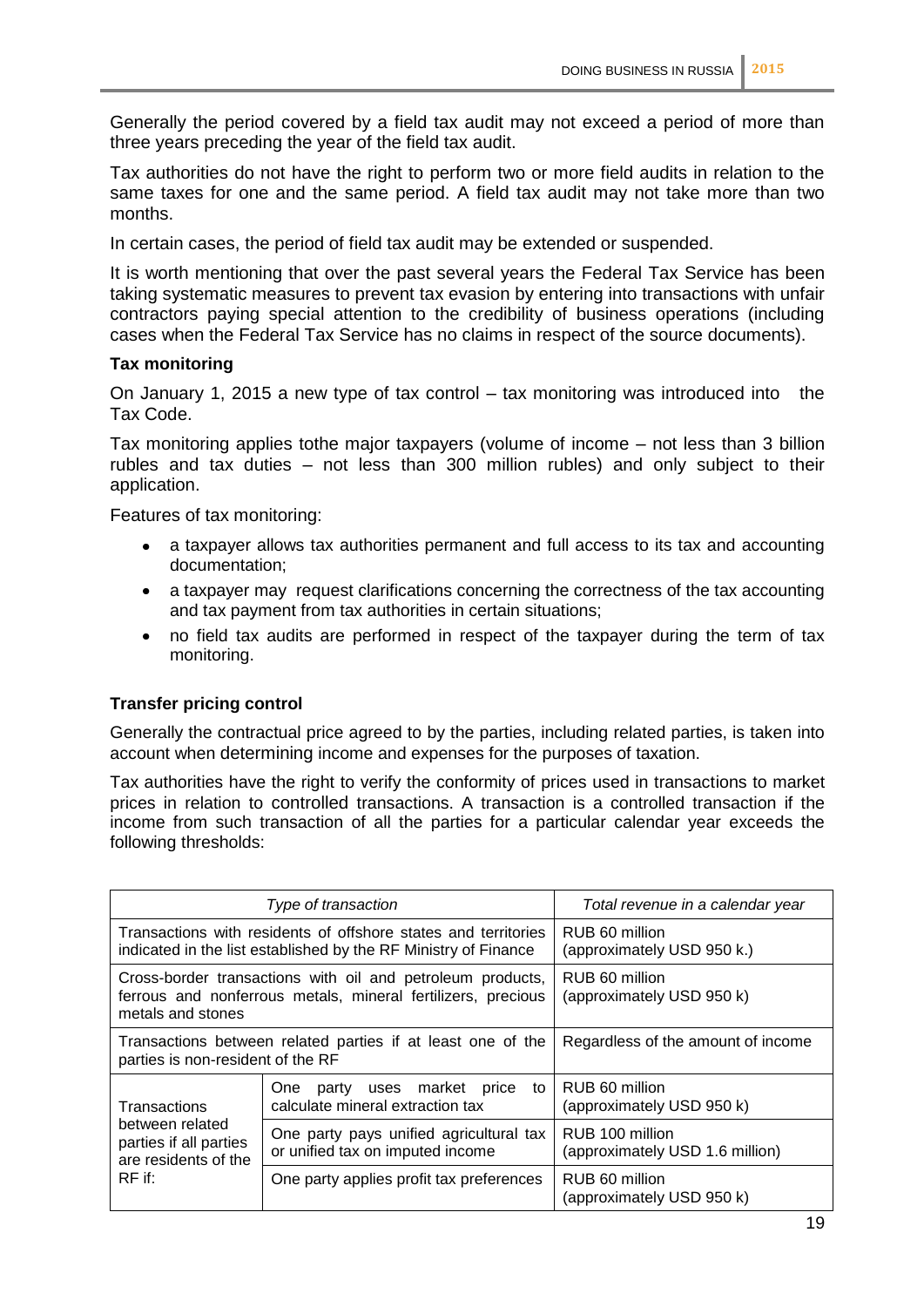Generally the period covered by a field tax audit may not exceed a period of more than three years preceding the year of the field tax audit.

Tax authorities do not have the right to perform two or more field audits in relation to the same taxes for one and the same period. A field tax audit may not take more than two months.

In certain cases, the period of field tax audit may be extended or suspended.

It is worth mentioning that over the past several years the Federal Tax Service has been taking systematic measures to prevent tax evasion by entering into transactions with unfair contractors paying special attention to the credibility of business operations (including cases when the Federal Tax Service has no claims in respect of the source documents).

**Tax monitoring**

On January 1, 2015 a new type of tax control – tax monitoring was introduced into the Tax Code.

Tax monitoring applies tothe major taxpayers (volume of income – not less than 3 billion rubles and tax duties – not less than 300 million rubles) and only subject to their application.

Features of tax monitoring:

- a taxpayer allows tax authorities permanent and full access to its tax and accounting documentation;
- a taxpayer may request clarifications concerning the correctness of the tax accounting and tax payment from tax authorities in certain situations;
- no field tax audits are performed in respect of the taxpayer during the term of tax monitoring.

**Transfer pricing control**

Generally the contractual price agreed to by the parties, including related parties, is taken into account when determining income and expenses for the purposes of taxation.

Tax authorities have the right to verify the conformity of prices used in transactions to market prices in relation to controlled transactions. A transaction is a controlled transaction if the income from such transaction of all the parties for a particular calendar year exceeds the following thresholds:

| *Type of transaction* | | *Total revenue in a calendar year* |
|---|---|---|
| Transactions with residents of offshore states and territories indicated in the list established by the RF Ministry of Finance | | RUB 60 million (approximately USD 950 k.) |
| Cross-border transactions with oil and petroleum products, ferrous and nonferrous metals, mineral fertilizers, precious metals and stones | | RUB 60 million (approximately USD 950 k) |
| Transactions between related parties if at least one of the parties is non-resident of the RF | | Regardless of the amount of income |
| Transactions between related parties if all parties are residents of the RF if: | One party uses market price to calculate mineral extraction tax | RUB 60 million (approximately USD 950 k) |
| | One party pays unified agricultural tax or unified tax on imputed income | RUB 100 million (approximately USD 1.6 million) |
| | One party applies profit tax preferences | RUB 60 million (approximately USD 950 k) |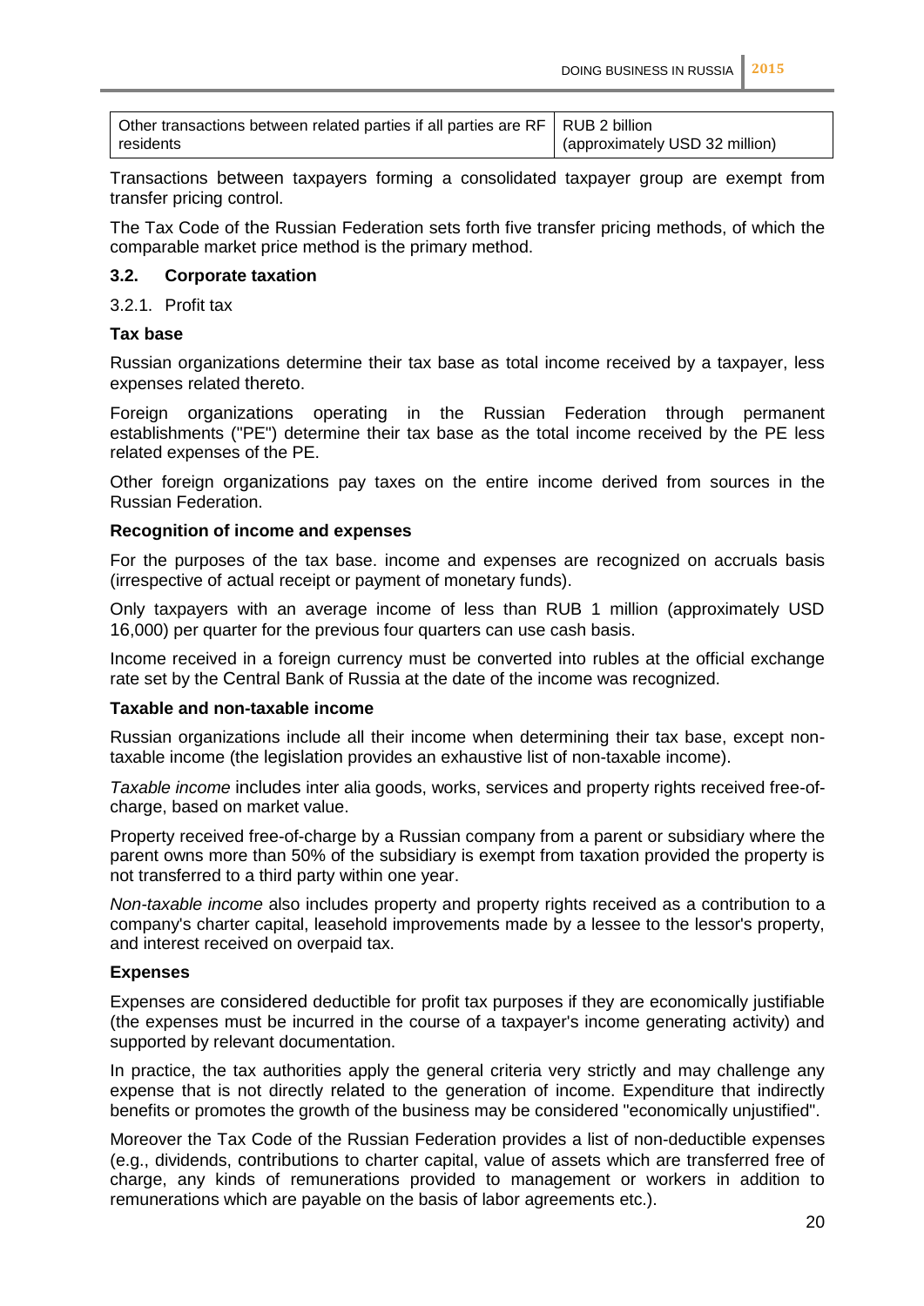| | |
|---|---|
| Other transactions between related parties if all parties are RF residents | RUB 2 billion (approximately USD 32 million) |

Transactions between taxpayers forming a consolidated taxpayer group are exempt from transfer pricing control.

The Tax Code of the Russian Federation sets forth five transfer pricing methods, of which the comparable market price method is the primary method.

## 3.2. Corporate taxation

### 3.2.1. Profit tax

**Tax base**

Russian organizations determine their tax base as total income received by a taxpayer, less expenses related thereto.

Foreign organizations operating in the Russian Federation through permanent establishments ("PE") determine their tax base as the total income received by the PE less related expenses of the PE.

Other foreign organizations pay taxes on the entire income derived from sources in the Russian Federation.

**Recognition of income and expenses**

For the purposes of the tax base. income and expenses are recognized on accruals basis (irrespective of actual receipt or payment of monetary funds).

Only taxpayers with an average income of less than RUB 1 million (approximately USD 16,000) per quarter for the previous four quarters can use cash basis.

Income received in a foreign currency must be converted into rubles at the official exchange rate set by the Central Bank of Russia at the date of the income was recognized.

**Taxable and non-taxable income**

Russian organizations include all their income when determining their tax base, except non-taxable income (the legislation provides an exhaustive list of non-taxable income).

*Taxable income* includes inter alia goods, works, services and property rights received free-of-charge, based on market value.

Property received free-of-charge by a Russian company from a parent or subsidiary where the parent owns more than 50% of the subsidiary is exempt from taxation provided the property is not transferred to a third party within one year.

*Non-taxable income* also includes property and property rights received as a contribution to a company's charter capital, leasehold improvements made by a lessee to the lessor's property, and interest received on overpaid tax.

**Expenses**

Expenses are considered deductible for profit tax purposes if they are economically justifiable (the expenses must be incurred in the course of a taxpayer's income generating activity) and supported by relevant documentation.

In practice, the tax authorities apply the general criteria very strictly and may challenge any expense that is not directly related to the generation of income. Expenditure that indirectly benefits or promotes the growth of the business may be considered "economically unjustified".

Moreover the Tax Code of the Russian Federation provides a list of non-deductible expenses (e.g., dividends, contributions to charter capital, value of assets which are transferred free of charge, any kinds of remunerations provided to management or workers in addition to remunerations which are payable on the basis of labor agreements etc.).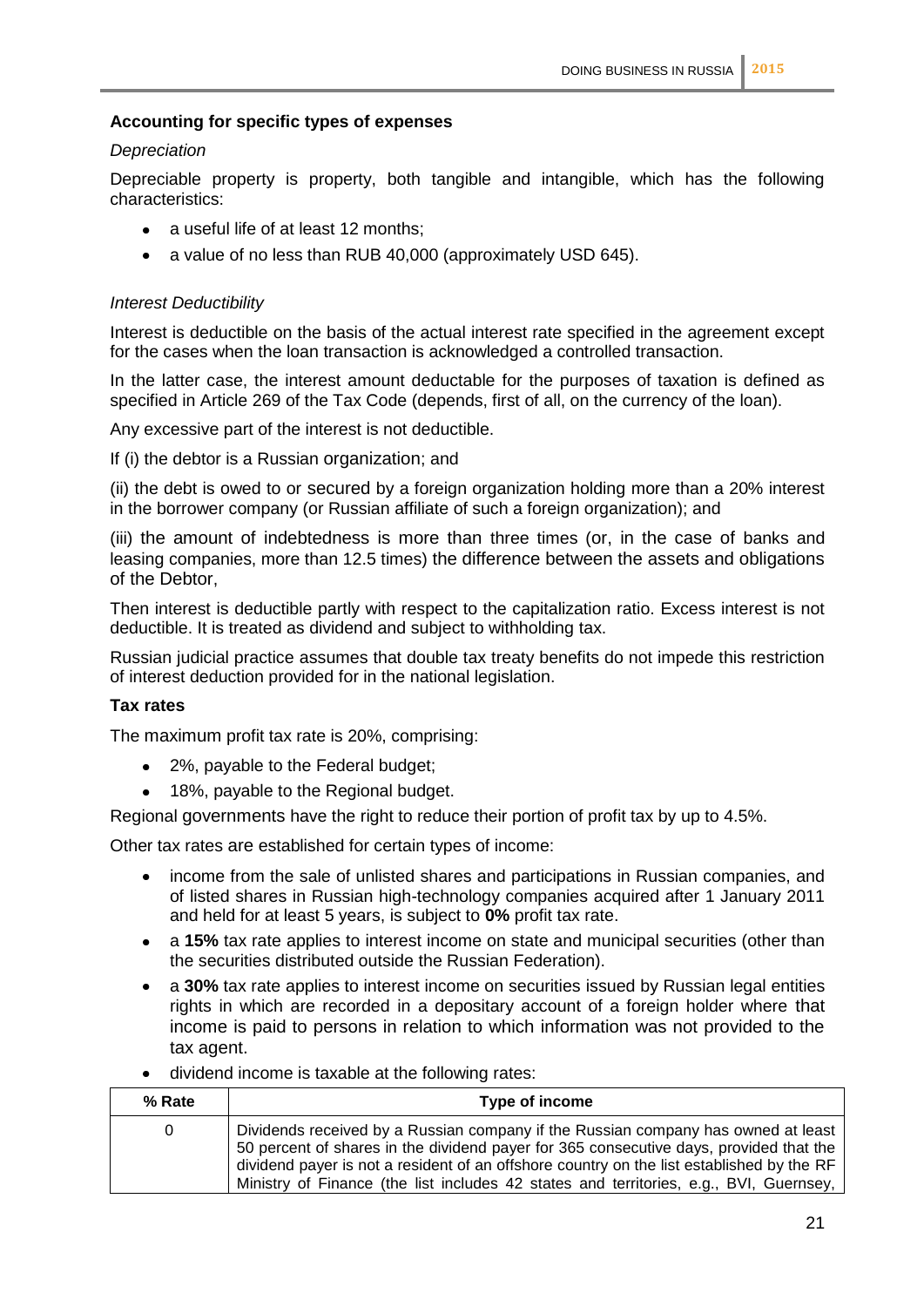**Accounting for specific types of expenses**

*Depreciation*

Depreciable property is property, both tangible and intangible, which has the following characteristics:

- a useful life of at least 12 months;
- a value of no less than RUB 40,000 (approximately USD 645).

*Interest Deductibility*

Interest is deductible on the basis of the actual interest rate specified in the agreement except for the cases when the loan transaction is acknowledged a controlled transaction.

In the latter case, the interest amount deductable for the purposes of taxation is defined as specified in Article 269 of the Tax Code (depends, first of all, on the currency of the loan).

Any excessive part of the interest is not deductible.

If (i) the debtor is a Russian organization; and

(ii) the debt is owed to or secured by a foreign organization holding more than a 20% interest in the borrower company (or Russian affiliate of such a foreign organization); and

(iii) the amount of indebtedness is more than three times (or, in the case of banks and leasing companies, more than 12.5 times) the difference between the assets and obligations of the Debtor,

Then interest is deductible partly with respect to the capitalization ratio. Excess interest is not deductible. It is treated as dividend and subject to withholding tax.

Russian judicial practice assumes that double tax treaty benefits do not impede this restriction of interest deduction provided for in the national legislation.

**Tax rates**

The maximum profit tax rate is 20%, comprising:

- 2%, payable to the Federal budget;
- 18%, payable to the Regional budget.

Regional governments have the right to reduce their portion of profit tax by up to 4.5%.

Other tax rates are established for certain types of income:

- income from the sale of unlisted shares and participations in Russian companies, and of listed shares in Russian high-technology companies acquired after 1 January 2011 and held for at least 5 years, is subject to **0%** profit tax rate.
- a **15%** tax rate applies to interest income on state and municipal securities (other than the securities distributed outside the Russian Federation).
- a **30%** tax rate applies to interest income on securities issued by Russian legal entities rights in which are recorded in a depositary account of a foreign holder where that income is paid to persons in relation to which information was not provided to the tax agent.
- dividend income is taxable at the following rates:

| % Rate | Type of income |
|---|---|
| 0 | Dividends received by a Russian company if the Russian company has owned at least 50 percent of shares in the dividend payer for 365 consecutive days, provided that the dividend payer is not a resident of an offshore country on the list established by the RF Ministry of Finance (the list includes 42 states and territories, e.g., BVI, Guernsey, |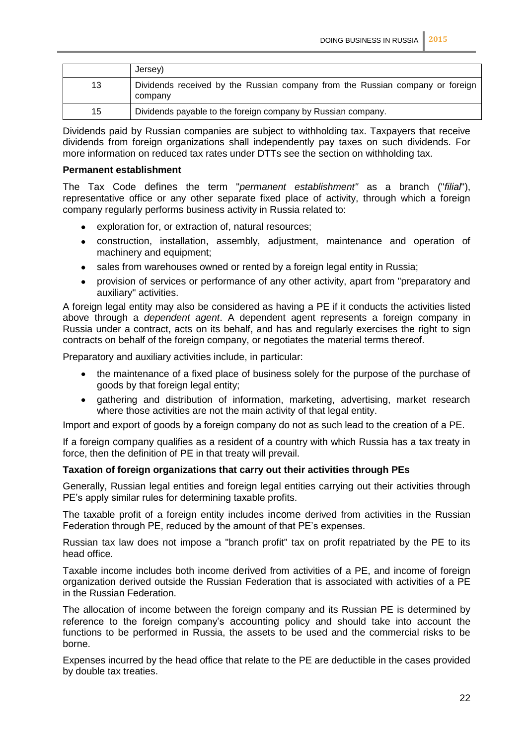| | Jersey) |
|---|---|
| 13 | Dividends received by the Russian company from the Russian company or foreign company |
| 15 | Dividends payable to the foreign company by Russian company. |

Dividends paid by Russian companies are subject to withholding tax. Taxpayers that receive dividends from foreign organizations shall independently pay taxes on such dividends. For more information on reduced tax rates under DTTs see the section on withholding tax.

**Permanent establishment**

The Tax Code defines the term "*permanent establishment"* as a branch ("*filial*"), representative office or any other separate fixed place of activity, through which a foreign company regularly performs business activity in Russia related to:

- exploration for, or extraction of, natural resources;
- construction, installation, assembly, adjustment, maintenance and operation of machinery and equipment;
- sales from warehouses owned or rented by a foreign legal entity in Russia;
- provision of services or performance of any other activity, apart from "preparatory and auxiliary" activities.

A foreign legal entity may also be considered as having a PE if it conducts the activities listed above through a *dependent agent*. A dependent agent represents a foreign company in Russia under a contract, acts on its behalf, and has and regularly exercises the right to sign contracts on behalf of the foreign company, or negotiates the material terms thereof.

Preparatory and auxiliary activities include, in particular:

- the maintenance of a fixed place of business solely for the purpose of the purchase of goods by that foreign legal entity;
- gathering and distribution of information, marketing, advertising, market research where those activities are not the main activity of that legal entity.

Import and export of goods by a foreign company do not as such lead to the creation of a PE.

If a foreign company qualifies as a resident of a country with which Russia has a tax treaty in force, then the definition of PE in that treaty will prevail.

**Taxation of foreign organizations that carry out their activities through PEs**

Generally, Russian legal entities and foreign legal entities carrying out their activities through PE's apply similar rules for determining taxable profits.

The taxable profit of a foreign entity includes income derived from activities in the Russian Federation through PE, reduced by the amount of that PE's expenses.

Russian tax law does not impose a "branch profit" tax on profit repatriated by the PE to its head office.

Taxable income includes both income derived from activities of a PE, and income of foreign organization derived outside the Russian Federation that is associated with activities of a PE in the Russian Federation.

The allocation of income between the foreign company and its Russian PE is determined by reference to the foreign company's accounting policy and should take into account the functions to be performed in Russia, the assets to be used and the commercial risks to be borne.

Expenses incurred by the head office that relate to the PE are deductible in the cases provided by double tax treaties.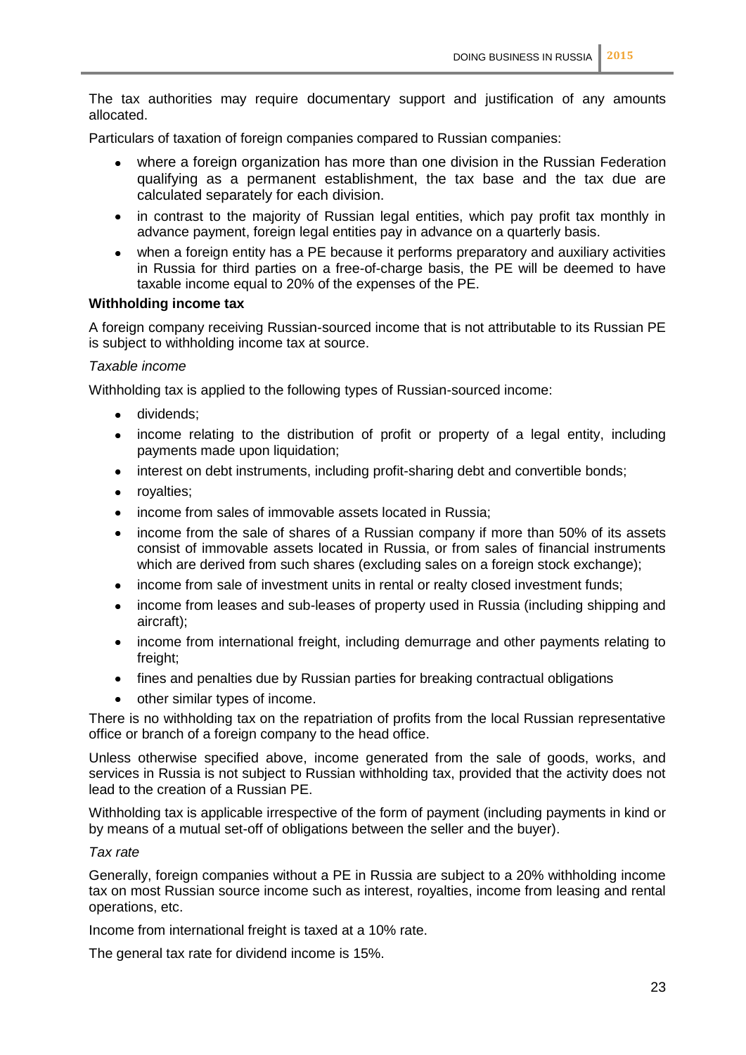The tax authorities may require documentary support and justification of any amounts allocated.

Particulars of taxation of foreign companies compared to Russian companies:

- where a foreign organization has more than one division in the Russian Federation qualifying as a permanent establishment, the tax base and the tax due are calculated separately for each division.
- in contrast to the majority of Russian legal entities, which pay profit tax monthly in advance payment, foreign legal entities pay in advance on a quarterly basis.
- when a foreign entity has a PE because it performs preparatory and auxiliary activities in Russia for third parties on a free-of-charge basis, the PE will be deemed to have taxable income equal to 20% of the expenses of the PE.

**Withholding income tax**

A foreign company receiving Russian-sourced income that is not attributable to its Russian PE is subject to withholding income tax at source.

*Taxable income*

Withholding tax is applied to the following types of Russian-sourced income:

- dividends;
- income relating to the distribution of profit or property of a legal entity, including payments made upon liquidation;
- interest on debt instruments, including profit-sharing debt and convertible bonds;
- royalties;
- income from sales of immovable assets located in Russia;
- income from the sale of shares of a Russian company if more than 50% of its assets consist of immovable assets located in Russia, or from sales of financial instruments which are derived from such shares (excluding sales on a foreign stock exchange);
- income from sale of investment units in rental or realty closed investment funds;
- income from leases and sub-leases of property used in Russia (including shipping and aircraft);
- income from international freight, including demurrage and other payments relating to freight;
- fines and penalties due by Russian parties for breaking contractual obligations
- other similar types of income.

There is no withholding tax on the repatriation of profits from the local Russian representative office or branch of a foreign company to the head office.

Unless otherwise specified above, income generated from the sale of goods, works, and services in Russia is not subject to Russian withholding tax, provided that the activity does not lead to the creation of a Russian PE.

Withholding tax is applicable irrespective of the form of payment (including payments in kind or by means of a mutual set-off of obligations between the seller and the buyer).

*Tax rate*

Generally, foreign companies without a PE in Russia are subject to a 20% withholding income tax on most Russian source income such as interest, royalties, income from leasing and rental operations, etc.

Income from international freight is taxed at a 10% rate.

The general tax rate for dividend income is 15%.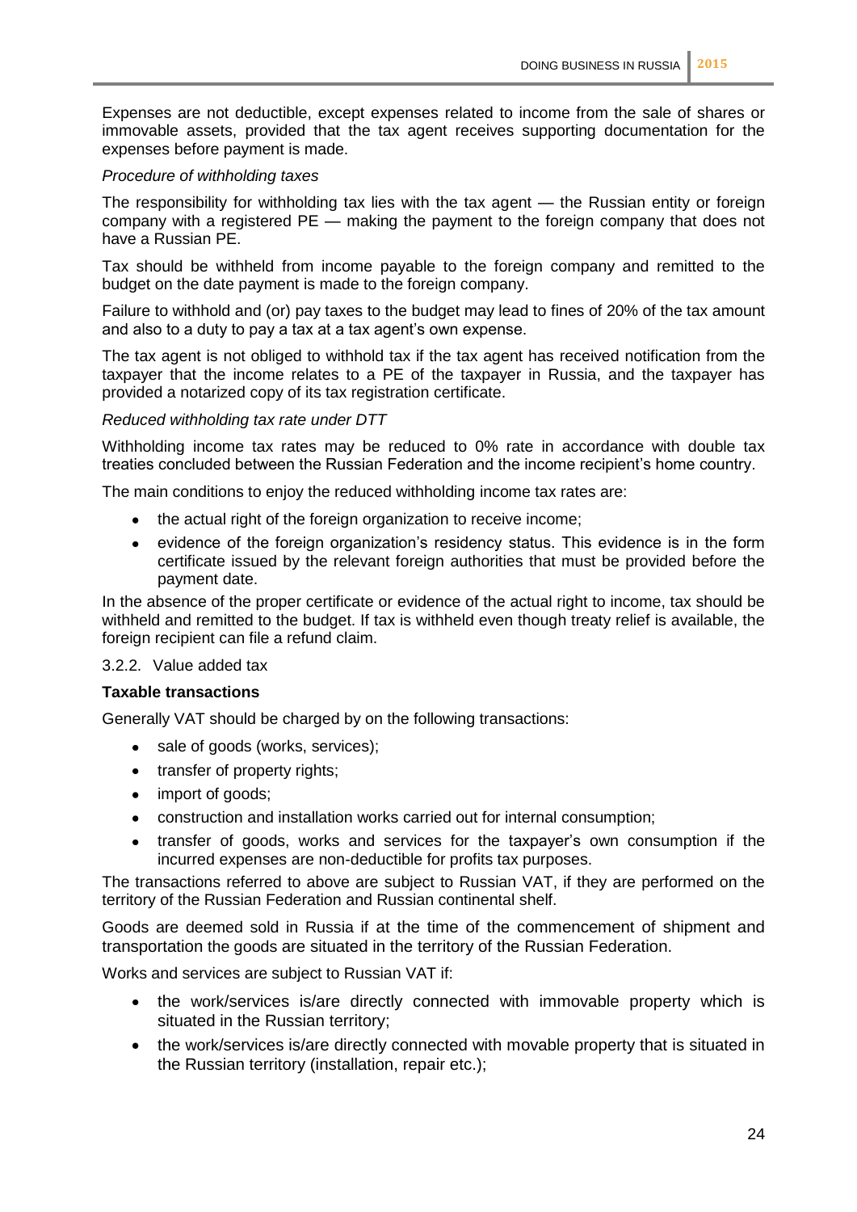Expenses are not deductible, except expenses related to income from the sale of shares or immovable assets, provided that the tax agent receives supporting documentation for the expenses before payment is made.

*Procedure of withholding taxes*

The responsibility for withholding tax lies with the tax agent — the Russian entity or foreign company with a registered PE — making the payment to the foreign company that does not have a Russian PE.

Tax should be withheld from income payable to the foreign company and remitted to the budget on the date payment is made to the foreign company.

Failure to withhold and (or) pay taxes to the budget may lead to fines of 20% of the tax amount and also to a duty to pay a tax at a tax agent's own expense.

The tax agent is not obliged to withhold tax if the tax agent has received notification from the taxpayer that the income relates to a PE of the taxpayer in Russia, and the taxpayer has provided a notarized copy of its tax registration certificate.

*Reduced withholding tax rate under DTT*

Withholding income tax rates may be reduced to 0% rate in accordance with double tax treaties concluded between the Russian Federation and the income recipient's home country.

The main conditions to enjoy the reduced withholding income tax rates are:

- the actual right of the foreign organization to receive income;
- evidence of the foreign organization's residency status. This evidence is in the form certificate issued by the relevant foreign authorities that must be provided before the payment date.

In the absence of the proper certificate or evidence of the actual right to income, tax should be withheld and remitted to the budget. If tax is withheld even though treaty relief is available, the foreign recipient can file a refund claim.

3.2.2. Value added tax

**Taxable transactions**

Generally VAT should be charged by on the following transactions:

- sale of goods (works, services);
- transfer of property rights;
- import of goods;
- construction and installation works carried out for internal consumption;
- transfer of goods, works and services for the taxpayer's own consumption if the incurred expenses are non-deductible for profits tax purposes.

The transactions referred to above are subject to Russian VAT, if they are performed on the territory of the Russian Federation and Russian continental shelf.

Goods are deemed sold in Russia if at the time of the commencement of shipment and transportation the goods are situated in the territory of the Russian Federation.

Works and services are subject to Russian VAT if:

- the work/services is/are directly connected with immovable property which is situated in the Russian territory;
- the work/services is/are directly connected with movable property that is situated in the Russian territory (installation, repair etc.);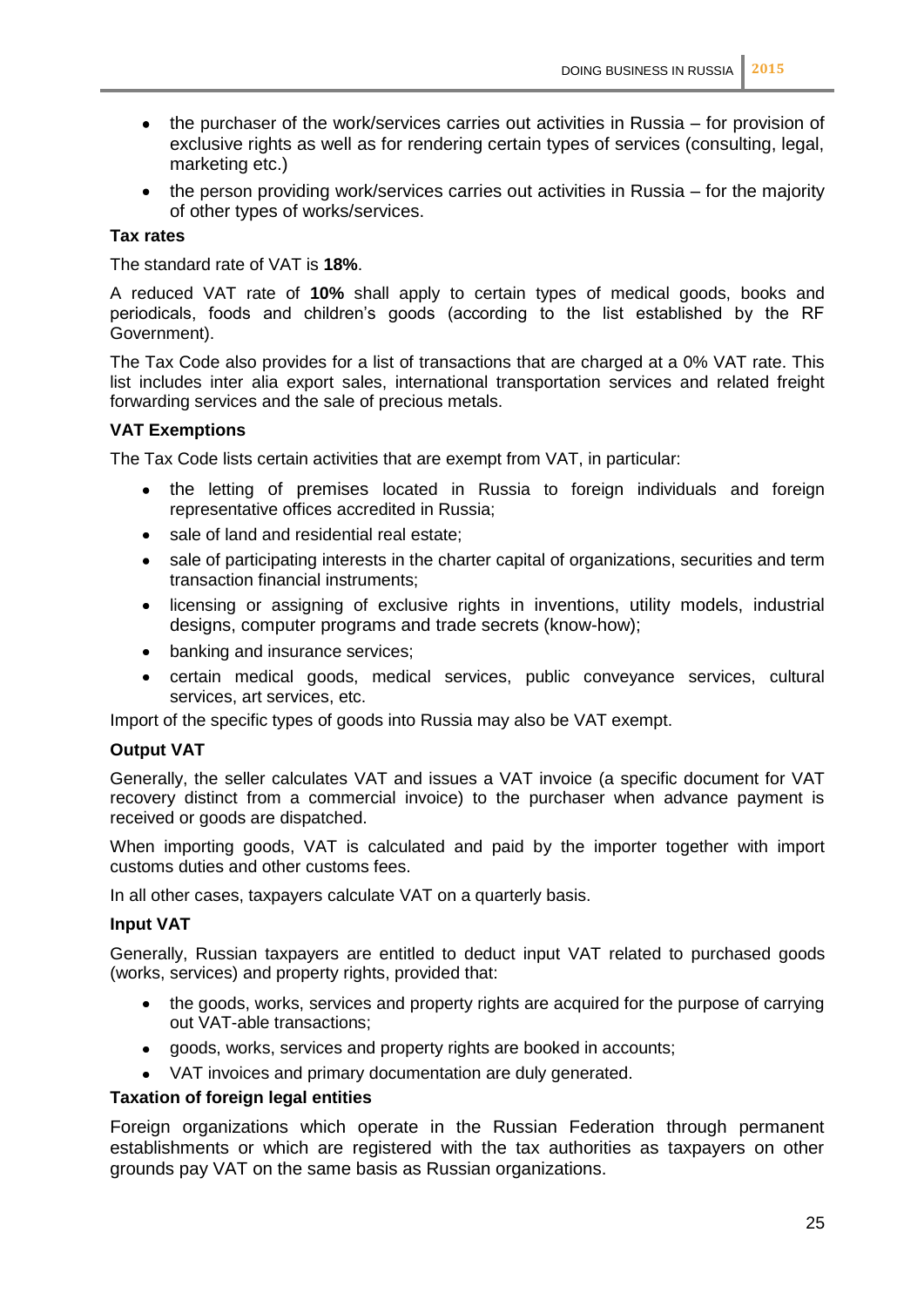- the purchaser of the work/services carries out activities in Russia – for provision of exclusive rights as well as for rendering certain types of services (consulting, legal, marketing etc.)
- the person providing work/services carries out activities in Russia – for the majority of other types of works/services.

**Tax rates**

The standard rate of VAT is **18%**.

A reduced VAT rate of **10%** shall apply to certain types of medical goods, books and periodicals, foods and children's goods (according to the list established by the RF Government).

The Tax Code also provides for a list of transactions that are charged at a 0% VAT rate. This list includes inter alia export sales, international transportation services and related freight forwarding services and the sale of precious metals.

**VAT Exemptions**

The Tax Code lists certain activities that are exempt from VAT, in particular:

- the letting of premises located in Russia to foreign individuals and foreign representative offices accredited in Russia;
- sale of land and residential real estate;
- sale of participating interests in the charter capital of organizations, securities and term transaction financial instruments;
- licensing or assigning of exclusive rights in inventions, utility models, industrial designs, computer programs and trade secrets (know-how);
- banking and insurance services;
- certain medical goods, medical services, public conveyance services, cultural services, art services, etc.

Import of the specific types of goods into Russia may also be VAT exempt.

**Output VAT**

Generally, the seller calculates VAT and issues a VAT invoice (a specific document for VAT recovery distinct from a commercial invoice) to the purchaser when advance payment is received or goods are dispatched.

When importing goods, VAT is calculated and paid by the importer together with import customs duties and other customs fees.

In all other cases, taxpayers calculate VAT on a quarterly basis.

**Input VAT**

Generally, Russian taxpayers are entitled to deduct input VAT related to purchased goods (works, services) and property rights, provided that:

- the goods, works, services and property rights are acquired for the purpose of carrying out VAT-able transactions;
- goods, works, services and property rights are booked in accounts;
- VAT invoices and primary documentation are duly generated.

**Taxation of foreign legal entities**

Foreign organizations which operate in the Russian Federation through permanent establishments or which are registered with the tax authorities as taxpayers on other grounds pay VAT on the same basis as Russian organizations.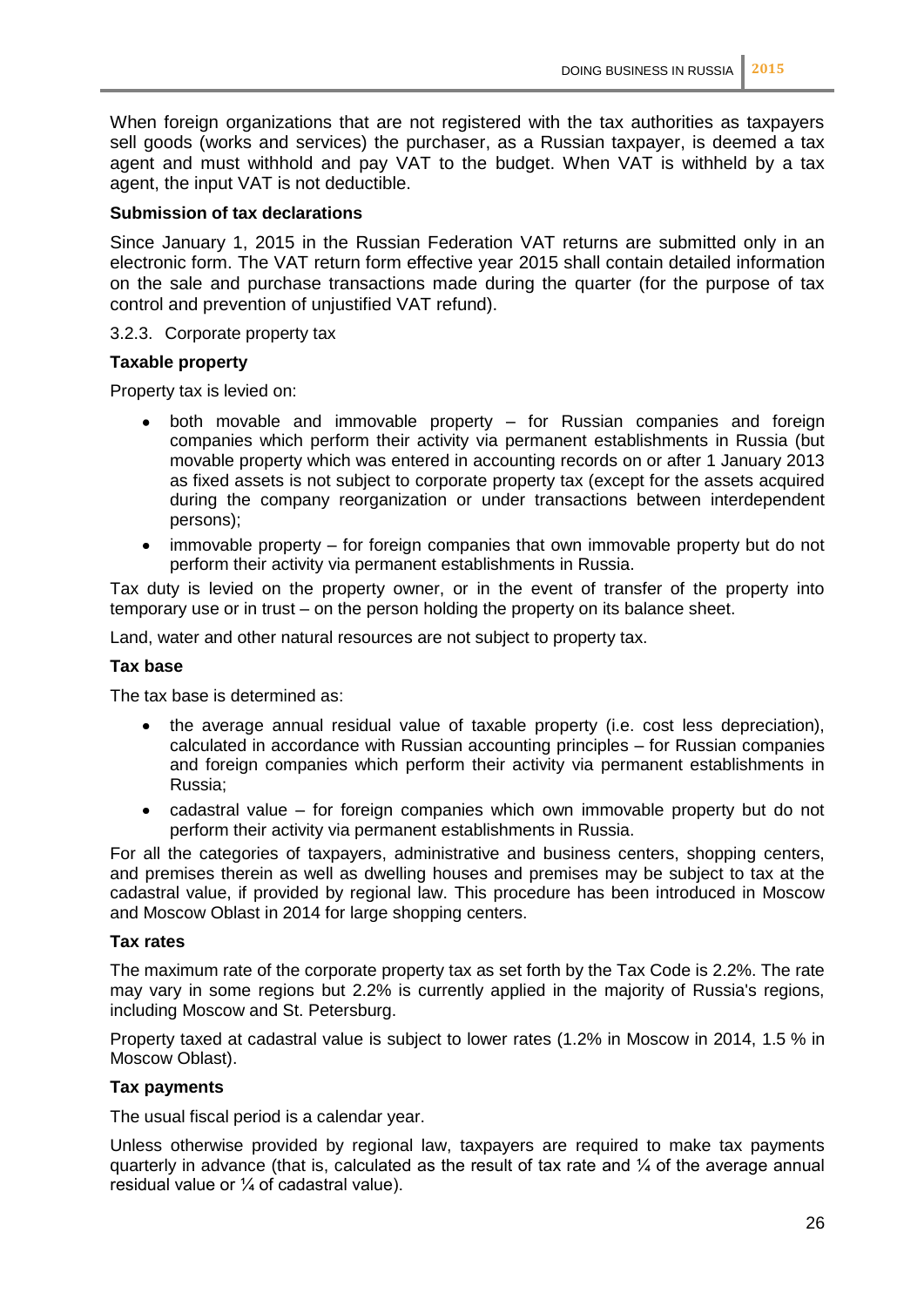When foreign organizations that are not registered with the tax authorities as taxpayers sell goods (works and services) the purchaser, as a Russian taxpayer, is deemed a tax agent and must withhold and pay VAT to the budget. When VAT is withheld by a tax agent, the input VAT is not deductible.

**Submission of tax declarations**

Since January 1, 2015 in the Russian Federation VAT returns are submitted only in an electronic form. The VAT return form effective year 2015 shall contain detailed information on the sale and purchase transactions made during the quarter (for the purpose of tax control and prevention of unjustified VAT refund).

### 3.2.3. Corporate property tax

**Taxable property**

Property tax is levied on:

- both movable and immovable property – for Russian companies and foreign companies which perform their activity via permanent establishments in Russia (but movable property which was entered in accounting records on or after 1 January 2013 as fixed assets is not subject to corporate property tax (except for the assets acquired during the company reorganization or under transactions between interdependent persons);
- immovable property – for foreign companies that own immovable property but do not perform their activity via permanent establishments in Russia.

Tax duty is levied on the property owner, or in the event of transfer of the property into temporary use or in trust – on the person holding the property on its balance sheet.

Land, water and other natural resources are not subject to property tax.

**Tax base**

The tax base is determined as:

- the average annual residual value of taxable property (i.e. cost less depreciation), calculated in accordance with Russian accounting principles – for Russian companies and foreign companies which perform their activity via permanent establishments in Russia;
- cadastral value – for foreign companies which own immovable property but do not perform their activity via permanent establishments in Russia.

For all the categories of taxpayers, administrative and business centers, shopping centers, and premises therein as well as dwelling houses and premises may be subject to tax at the cadastral value, if provided by regional law. This procedure has been introduced in Moscow and Moscow Oblast in 2014 for large shopping centers.

**Tax rates**

The maximum rate of the corporate property tax as set forth by the Tax Code is 2.2%. The rate may vary in some regions but 2.2% is currently applied in the majority of Russia's regions, including Moscow and St. Petersburg.

Property taxed at cadastral value is subject to lower rates (1.2% in Moscow in 2014, 1.5 % in Moscow Oblast).

**Tax payments**

The usual fiscal period is a calendar year.

Unless otherwise provided by regional law, taxpayers are required to make tax payments quarterly in advance (that is, calculated as the result of tax rate and ¼ of the average annual residual value or ¼ of cadastral value).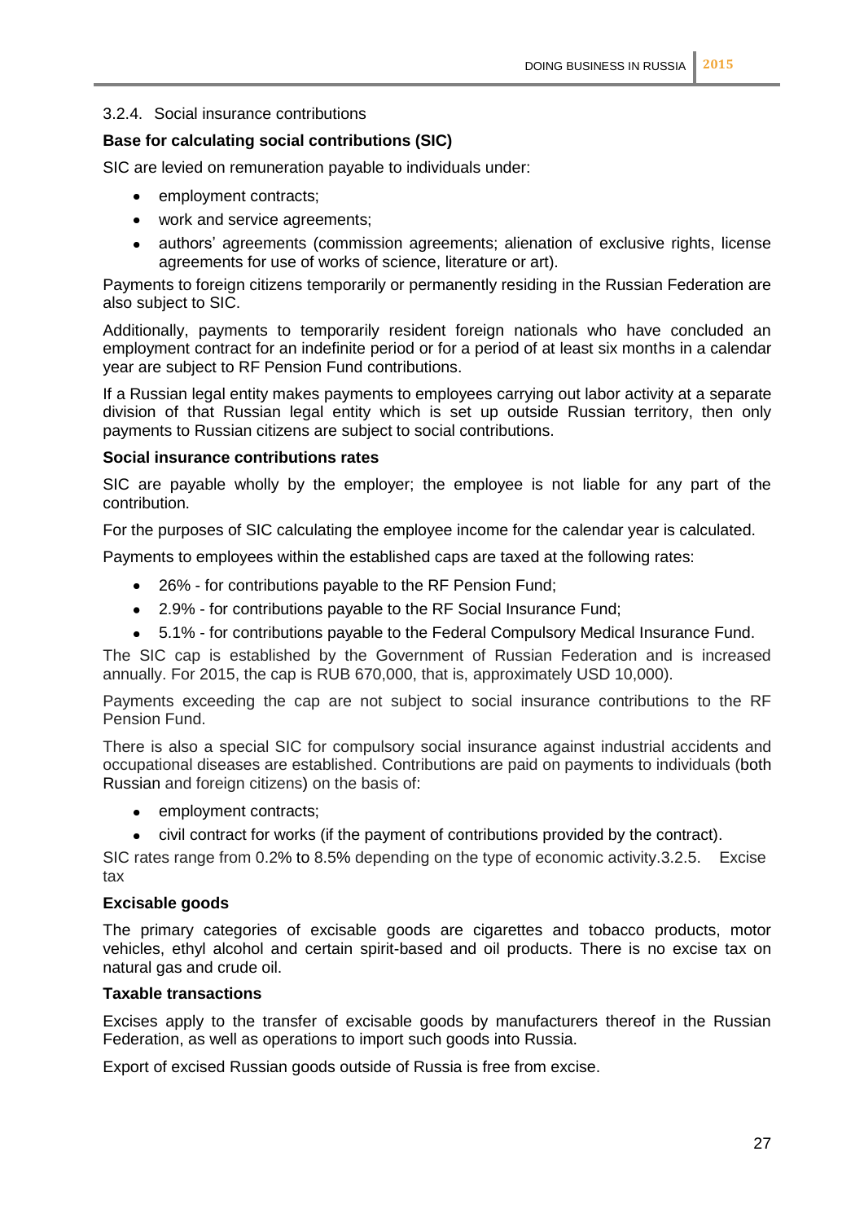### 3.2.4. Social insurance contributions

**Base for calculating social contributions (SIC)**

SIC are levied on remuneration payable to individuals under:

- employment contracts;
- work and service agreements;
- authors' agreements (commission agreements; alienation of exclusive rights, license agreements for use of works of science, literature or art).

Payments to foreign citizens temporarily or permanently residing in the Russian Federation are also subject to SIC.

Additionally, payments to temporarily resident foreign nationals who have concluded an employment contract for an indefinite period or for a period of at least six months in a calendar year are subject to RF Pension Fund contributions.

If a Russian legal entity makes payments to employees carrying out labor activity at a separate division of that Russian legal entity which is set up outside Russian territory, then only payments to Russian citizens are subject to social contributions.

**Social insurance contributions rates**

SIC are payable wholly by the employer; the employee is not liable for any part of the contribution.

For the purposes of SIC calculating the employee income for the calendar year is calculated.

Payments to employees within the established caps are taxed at the following rates:

- 26% - for contributions payable to the RF Pension Fund;
- 2.9% - for contributions payable to the RF Social Insurance Fund;
- 5.1% - for contributions payable to the Federal Compulsory Medical Insurance Fund.

The SIC cap is established by the Government of Russian Federation and is increased annually. For 2015, the cap is RUB 670,000, that is, approximately USD 10,000).

Payments exceeding the cap are not subject to social insurance contributions to the RF Pension Fund.

There is also a special SIC for compulsory social insurance against industrial accidents and occupational diseases are established. Contributions are paid on payments to individuals (both Russian and foreign citizens) on the basis of:

- employment contracts;
- civil contract for works (if the payment of contributions provided by the contract).

SIC rates range from 0.2% to 8.5% depending on the type of economic activity.

### 3.2.5. Excise tax

**Excisable goods**

The primary categories of excisable goods are cigarettes and tobacco products, motor vehicles, ethyl alcohol and certain spirit-based and oil products. There is no excise tax on natural gas and crude oil.

**Taxable transactions**

Excises apply to the transfer of excisable goods by manufacturers thereof in the Russian Federation, as well as operations to import such goods into Russia.

Export of excised Russian goods outside of Russia is free from excise.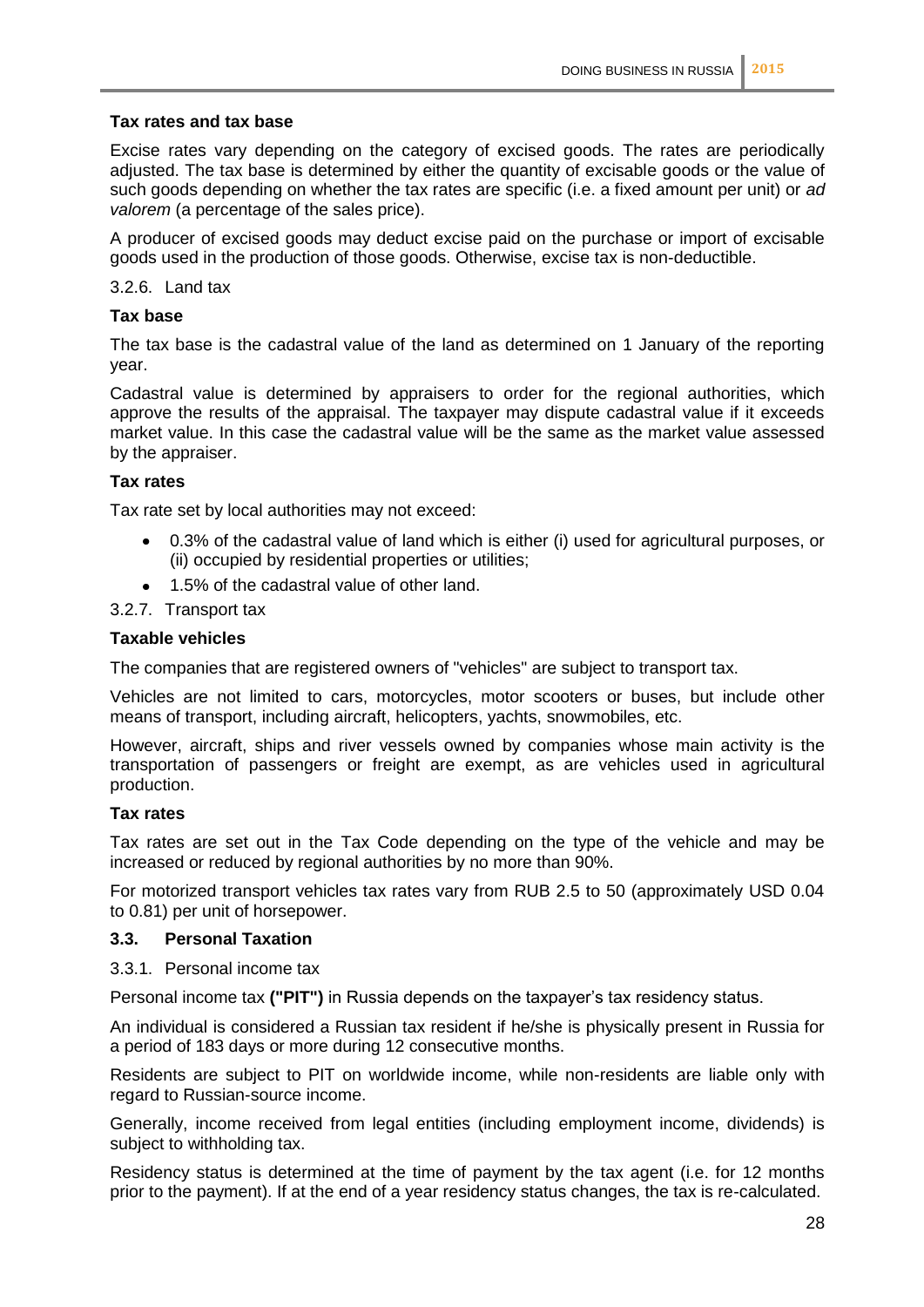**Tax rates and tax base**

Excise rates vary depending on the category of excised goods. The rates are periodically adjusted. The tax base is determined by either the quantity of excisable goods or the value of such goods depending on whether the tax rates are specific (i.e. a fixed amount per unit) or *ad valorem* (a percentage of the sales price).

A producer of excised goods may deduct excise paid on the purchase or import of excisable goods used in the production of those goods. Otherwise, excise tax is non-deductible.

#### 3.2.6. Land tax

**Tax base**

The tax base is the cadastral value of the land as determined on 1 January of the reporting year.

Cadastral value is determined by appraisers to order for the regional authorities, which approve the results of the appraisal. The taxpayer may dispute cadastral value if it exceeds market value. In this case the cadastral value will be the same as the market value assessed by the appraiser.

**Tax rates**

Tax rate set by local authorities may not exceed:

- 0.3% of the cadastral value of land which is either (i) used for agricultural purposes, or (ii) occupied by residential properties or utilities;
- 1.5% of the cadastral value of other land.

#### 3.2.7. Transport tax

**Taxable vehicles**

The companies that are registered owners of "vehicles" are subject to transport tax.

Vehicles are not limited to cars, motorcycles, motor scooters or buses, but include other means of transport, including aircraft, helicopters, yachts, snowmobiles, etc.

However, aircraft, ships and river vessels owned by companies whose main activity is the transportation of passengers or freight are exempt, as are vehicles used in agricultural production.

**Tax rates**

Tax rates are set out in the Tax Code depending on the type of the vehicle and may be increased or reduced by regional authorities by no more than 90%.

For motorized transport vehicles tax rates vary from RUB 2.5 to 50 (approximately USD 0.04 to 0.81) per unit of horsepower.

### 3.3. Personal Taxation

#### 3.3.1. Personal income tax

Personal income tax **("PIT")** in Russia depends on the taxpayer's tax residency status.

An individual is considered a Russian tax resident if he/she is physically present in Russia for a period of 183 days or more during 12 consecutive months.

Residents are subject to PIT on worldwide income, while non-residents are liable only with regard to Russian-source income.

Generally, income received from legal entities (including employment income, dividends) is subject to withholding tax.

Residency status is determined at the time of payment by the tax agent (i.e. for 12 months prior to the payment). If at the end of a year residency status changes, the tax is re-calculated.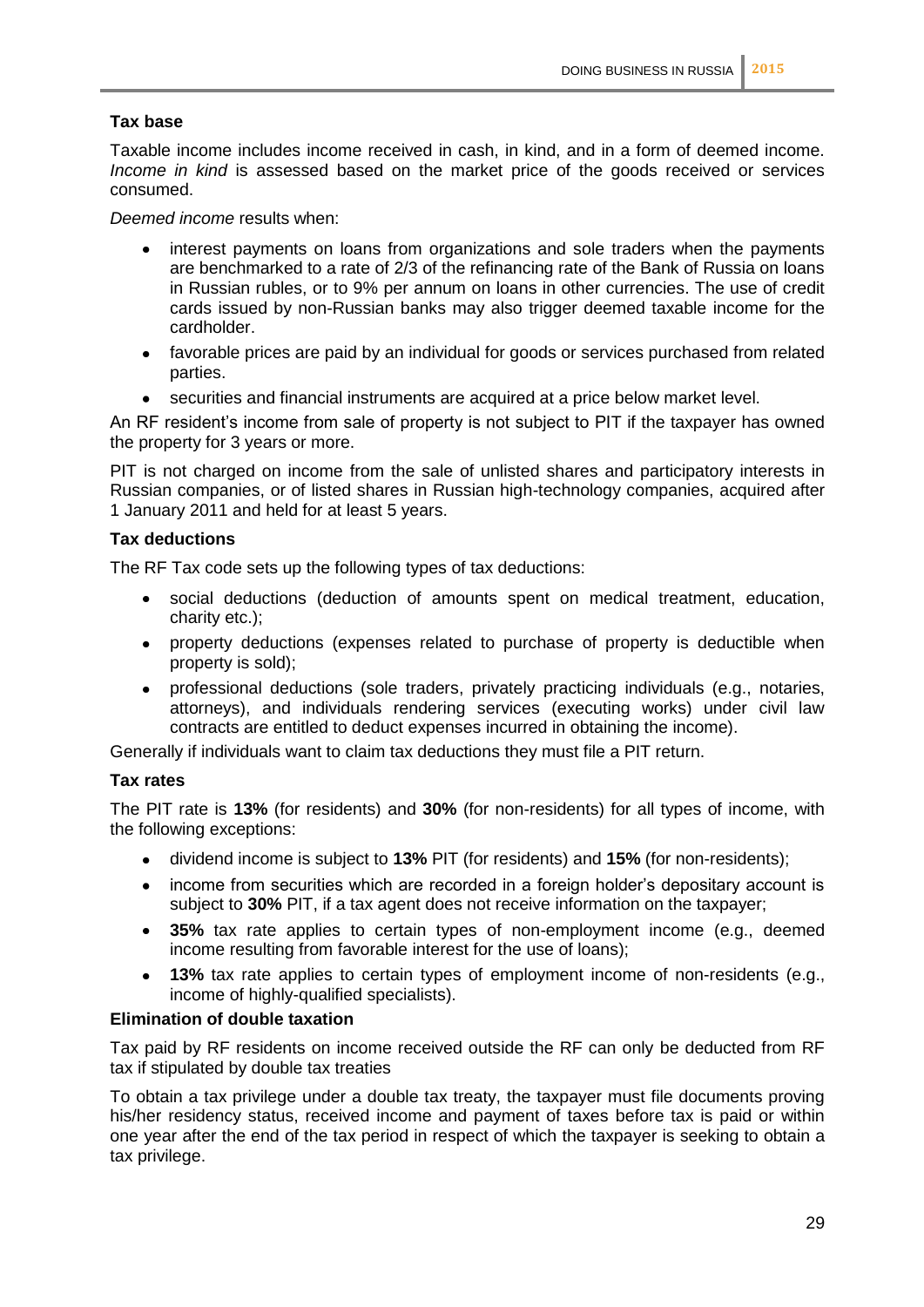### Tax base

Taxable income includes income received in cash, in kind, and in a form of deemed income. *Income in kind* is assessed based on the market price of the goods received or services consumed.

*Deemed income* results when:

- interest payments on loans from organizations and sole traders when the payments are benchmarked to a rate of 2/3 of the refinancing rate of the Bank of Russia on loans in Russian rubles, or to 9% per annum on loans in other currencies. The use of credit cards issued by non-Russian banks may also trigger deemed taxable income for the cardholder.
- favorable prices are paid by an individual for goods or services purchased from related parties.
- securities and financial instruments are acquired at a price below market level.

An RF resident's income from sale of property is not subject to PIT if the taxpayer has owned the property for 3 years or more.

PIT is not charged on income from the sale of unlisted shares and participatory interests in Russian companies, or of listed shares in Russian high-technology companies, acquired after 1 January 2011 and held for at least 5 years.

### Tax deductions

The RF Tax code sets up the following types of tax deductions:

- social deductions (deduction of amounts spent on medical treatment, education, charity etc.);
- property deductions (expenses related to purchase of property is deductible when property is sold);
- professional deductions (sole traders, privately practicing individuals (e.g., notaries, attorneys), and individuals rendering services (executing works) under civil law contracts are entitled to deduct expenses incurred in obtaining the income).

Generally if individuals want to claim tax deductions they must file a PIT return.

### Tax rates

The PIT rate is **13%** (for residents) and **30%** (for non-residents) for all types of income, with the following exceptions:

- dividend income is subject to **13%** PIT (for residents) and **15%** (for non-residents);
- income from securities which are recorded in a foreign holder's depositary account is subject to **30%** PIT, if a tax agent does not receive information on the taxpayer;
- **35%** tax rate applies to certain types of non-employment income (e.g., deemed income resulting from favorable interest for the use of loans);
- **13%** tax rate applies to certain types of employment income of non-residents (e.g., income of highly-qualified specialists).

### Elimination of double taxation

Tax paid by RF residents on income received outside the RF can only be deducted from RF tax if stipulated by double tax treaties

To obtain a tax privilege under a double tax treaty, the taxpayer must file documents proving his/her residency status, received income and payment of taxes before tax is paid or within one year after the end of the tax period in respect of which the taxpayer is seeking to obtain a tax privilege.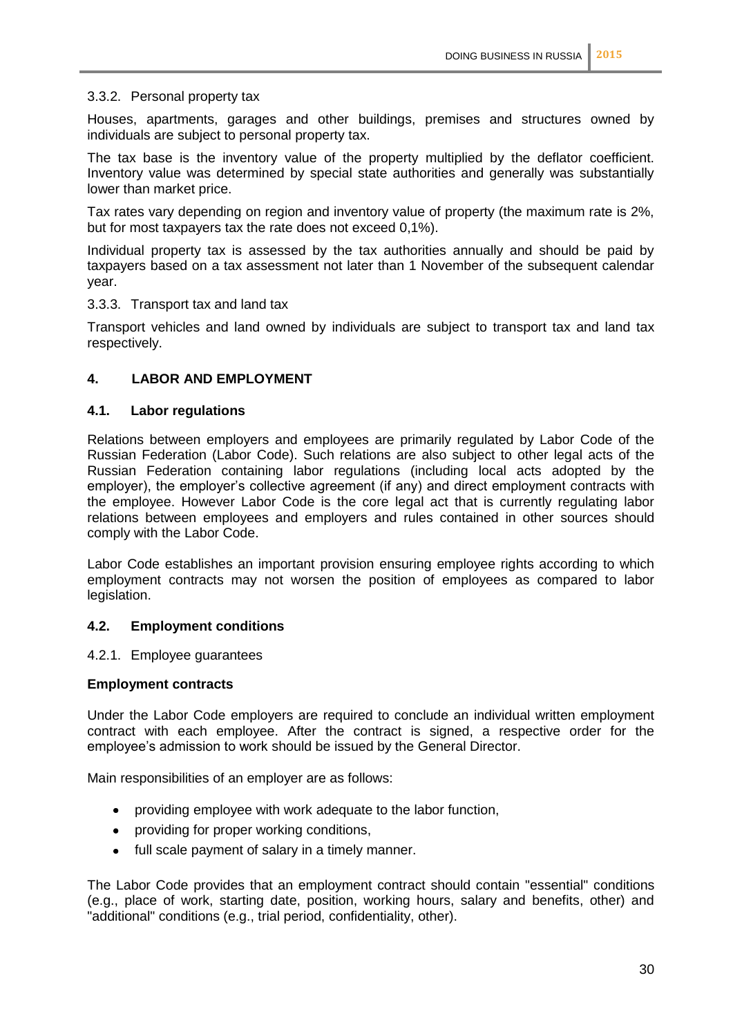#### 3.3.2. Personal property tax

Houses, apartments, garages and other buildings, premises and structures owned by individuals are subject to personal property tax.

The tax base is the inventory value of the property multiplied by the deflator coefficient. Inventory value was determined by special state authorities and generally was substantially lower than market price.

Tax rates vary depending on region and inventory value of property (the maximum rate is 2%, but for most taxpayers tax the rate does not exceed 0,1%).

Individual property tax is assessed by the tax authorities annually and should be paid by taxpayers based on a tax assessment not later than 1 November of the subsequent calendar year.

#### 3.3.3. Transport tax and land tax

Transport vehicles and land owned by individuals are subject to transport tax and land tax respectively.

## 4. LABOR AND EMPLOYMENT

### 4.1. Labor regulations

Relations between employers and employees are primarily regulated by Labor Code of the Russian Federation (Labor Code). Such relations are also subject to other legal acts of the Russian Federation containing labor regulations (including local acts adopted by the employer), the employer's collective agreement (if any) and direct employment contracts with the employee. However Labor Code is the core legal act that is currently regulating labor relations between employees and employers and rules contained in other sources should comply with the Labor Code.

Labor Code establishes an important provision ensuring employee rights according to which employment contracts may not worsen the position of employees as compared to labor legislation.

### 4.2. Employment conditions

#### 4.2.1. Employee guarantees

**Employment contracts**

Under the Labor Code employers are required to conclude an individual written employment contract with each employee. After the contract is signed, a respective order for the employee's admission to work should be issued by the General Director.

Main responsibilities of an employer are as follows:

- providing employee with work adequate to the labor function,
- providing for proper working conditions,
- full scale payment of salary in a timely manner.

The Labor Code provides that an employment contract should contain "essential" conditions (e.g., place of work, starting date, position, working hours, salary and benefits, other) and "additional" conditions (e.g., trial period, confidentiality, other).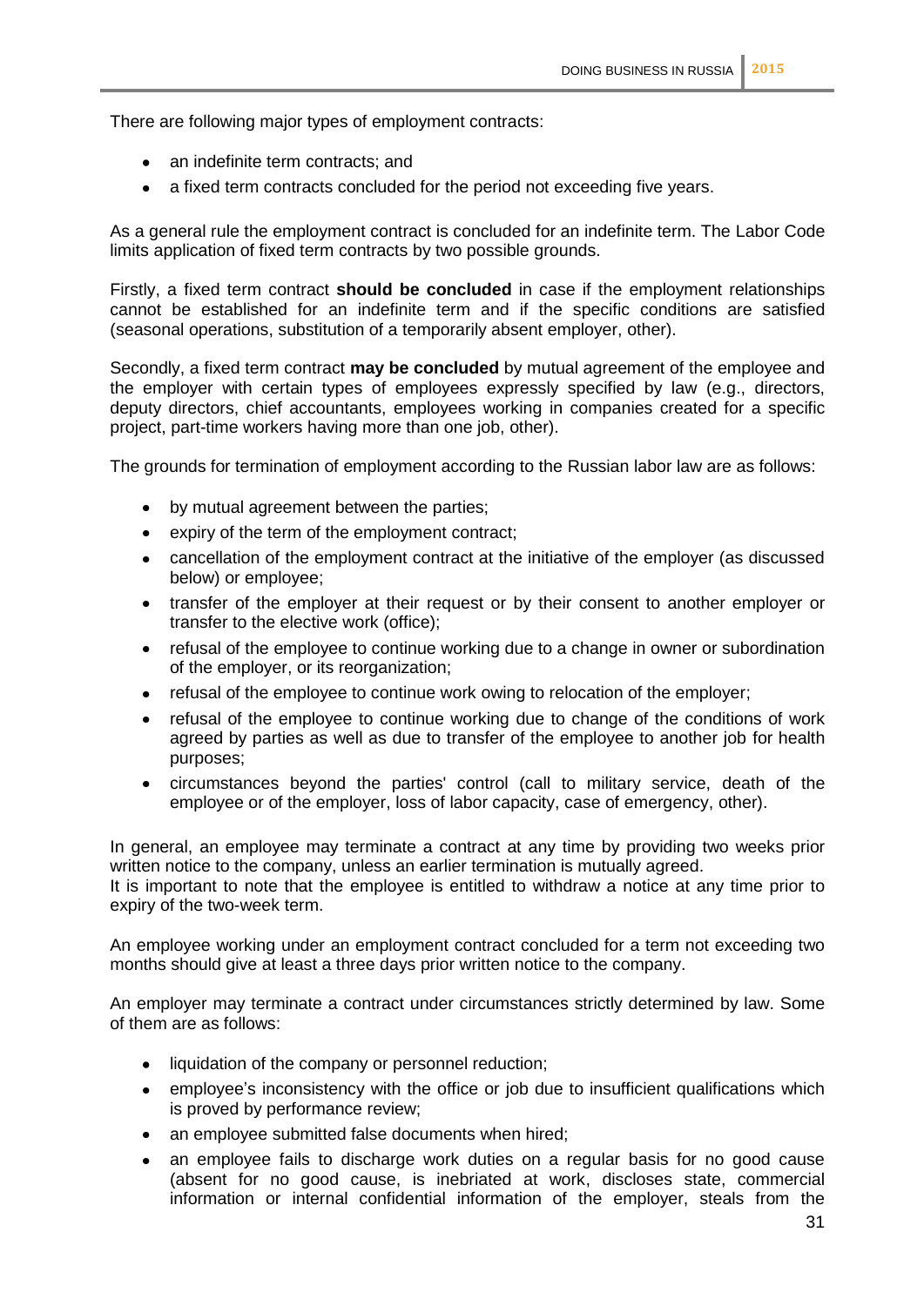There are following major types of employment contracts:

- an indefinite term contracts; and
- a fixed term contracts concluded for the period not exceeding five years.

As a general rule the employment contract is concluded for an indefinite term. The Labor Code limits application of fixed term contracts by two possible grounds.

Firstly, a fixed term contract **should be concluded** in case if the employment relationships cannot be established for an indefinite term and if the specific conditions are satisfied (seasonal operations, substitution of a temporarily absent employer, other).

Secondly, a fixed term contract **may be concluded** by mutual agreement of the employee and the employer with certain types of employees expressly specified by law (e.g., directors, deputy directors, chief accountants, employees working in companies created for a specific project, part-time workers having more than one job, other).

The grounds for termination of employment according to the Russian labor law are as follows:

- by mutual agreement between the parties;
- expiry of the term of the employment contract;
- cancellation of the employment contract at the initiative of the employer (as discussed below) or employee;
- transfer of the employer at their request or by their consent to another employer or transfer to the elective work (office);
- refusal of the employee to continue working due to a change in owner or subordination of the employer, or its reorganization;
- refusal of the employee to continue work owing to relocation of the employer;
- refusal of the employee to continue working due to change of the conditions of work agreed by parties as well as due to transfer of the employee to another job for health purposes;
- circumstances beyond the parties' control (call to military service, death of the employee or of the employer, loss of labor capacity, case of emergency, other).

In general, an employee may terminate a contract at any time by providing two weeks prior written notice to the company, unless an earlier termination is mutually agreed.
It is important to note that the employee is entitled to withdraw a notice at any time prior to expiry of the two-week term.

An employee working under an employment contract concluded for a term not exceeding two months should give at least a three days prior written notice to the company.

An employer may terminate a contract under circumstances strictly determined by law. Some of them are as follows:

- liquidation of the company or personnel reduction;
- employee's inconsistency with the office or job due to insufficient qualifications which is proved by performance review;
- an employee submitted false documents when hired;
- an employee fails to discharge work duties on a regular basis for no good cause (absent for no good cause, is inebriated at work, discloses state, commercial information or internal confidential information of the employer, steals from the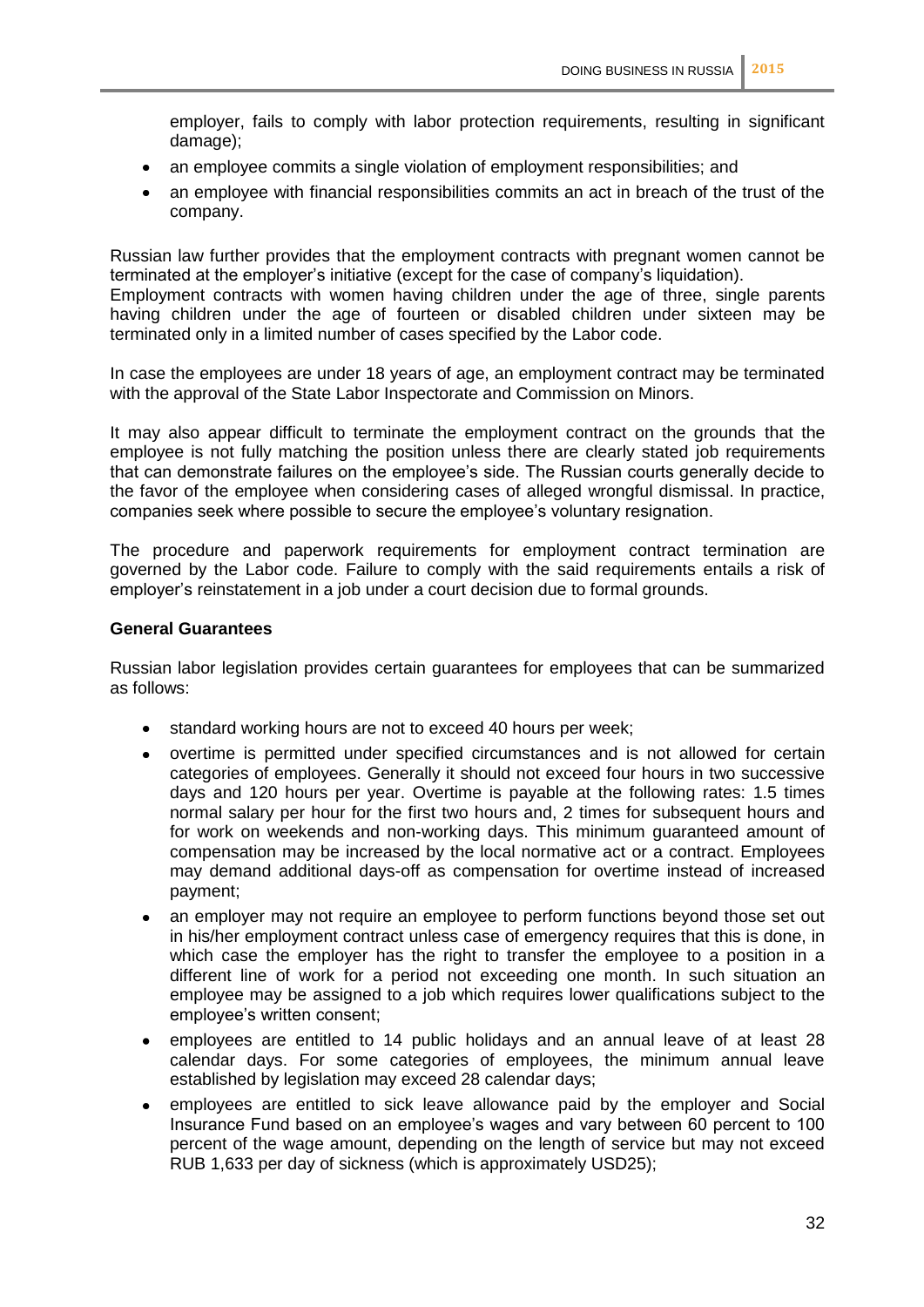employer, fails to comply with labor protection requirements, resulting in significant damage);

- an employee commits a single violation of employment responsibilities; and
- an employee with financial responsibilities commits an act in breach of the trust of the company.

Russian law further provides that the employment contracts with pregnant women cannot be terminated at the employer's initiative (except for the case of company's liquidation).
Employment contracts with women having children under the age of three, single parents having children under the age of fourteen or disabled children under sixteen may be terminated only in a limited number of cases specified by the Labor code.

In case the employees are under 18 years of age, an employment contract may be terminated with the approval of the State Labor Inspectorate and Commission on Minors.

It may also appear difficult to terminate the employment contract on the grounds that the employee is not fully matching the position unless there are clearly stated job requirements that can demonstrate failures on the employee's side. The Russian courts generally decide to the favor of the employee when considering cases of alleged wrongful dismissal. In practice, companies seek where possible to secure the employee's voluntary resignation.

The procedure and paperwork requirements for employment contract termination are governed by the Labor code. Failure to comply with the said requirements entails a risk of employer's reinstatement in a job under a court decision due to formal grounds.

**General Guarantees**

Russian labor legislation provides certain guarantees for employees that can be summarized as follows:

- standard working hours are not to exceed 40 hours per week;
- overtime is permitted under specified circumstances and is not allowed for certain categories of employees. Generally it should not exceed four hours in two successive days and 120 hours per year. Overtime is payable at the following rates: 1.5 times normal salary per hour for the first two hours and, 2 times for subsequent hours and for work on weekends and non-working days. This minimum guaranteed amount of compensation may be increased by the local normative act or a contract. Employees may demand additional days-off as compensation for overtime instead of increased payment;
- an employer may not require an employee to perform functions beyond those set out in his/her employment contract unless case of emergency requires that this is done, in which case the employer has the right to transfer the employee to a position in a different line of work for a period not exceeding one month. In such situation an employee may be assigned to a job which requires lower qualifications subject to the employee's written consent;
- employees are entitled to 14 public holidays and an annual leave of at least 28 calendar days. For some categories of employees, the minimum annual leave established by legislation may exceed 28 calendar days;
- employees are entitled to sick leave allowance paid by the employer and Social Insurance Fund based on an employee's wages and vary between 60 percent to 100 percent of the wage amount, depending on the length of service but may not exceed RUB 1,633 per day of sickness (which is approximately USD25);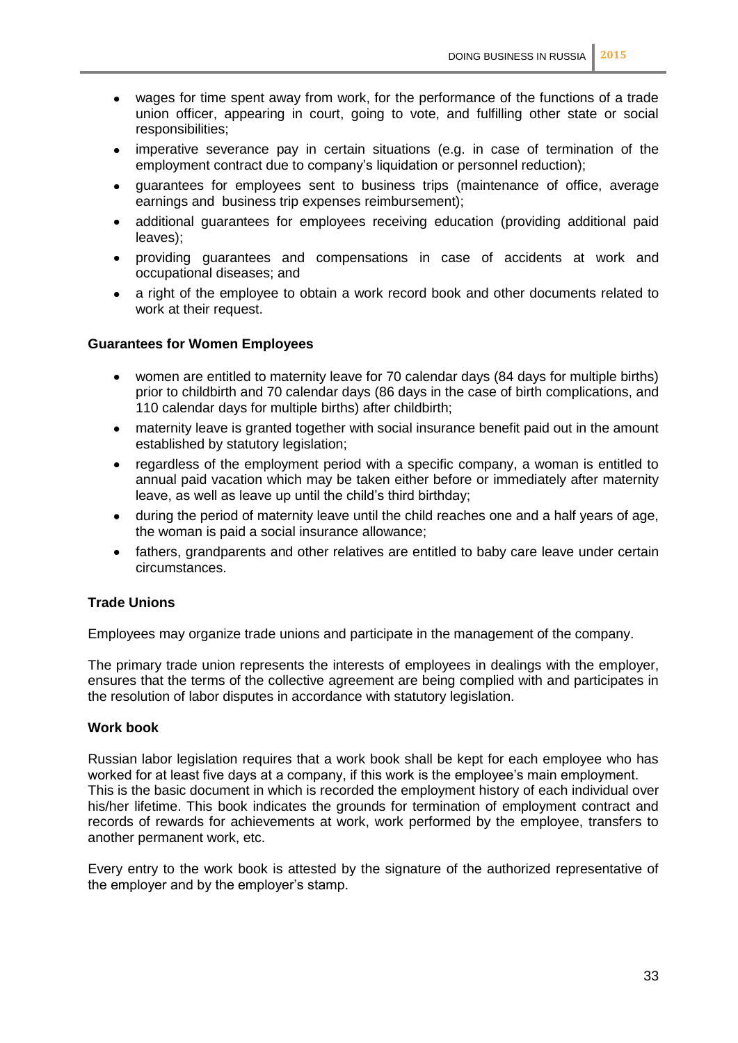- wages for time spent away from work, for the performance of the functions of a trade union officer, appearing in court, going to vote, and fulfilling other state or social responsibilities;
- imperative severance pay in certain situations (e.g. in case of termination of the employment contract due to company's liquidation or personnel reduction);
- guarantees for employees sent to business trips (maintenance of office, average earnings and business trip expenses reimbursement);
- additional guarantees for employees receiving education (providing additional paid leaves);
- providing guarantees and compensations in case of accidents at work and occupational diseases; and
- a right of the employee to obtain a work record book and other documents related to work at their request.

### Guarantees for Women Employees

- women are entitled to maternity leave for 70 calendar days (84 days for multiple births) prior to childbirth and 70 calendar days (86 days in the case of birth complications, and 110 calendar days for multiple births) after childbirth;
- maternity leave is granted together with social insurance benefit paid out in the amount established by statutory legislation;
- regardless of the employment period with a specific company, a woman is entitled to annual paid vacation which may be taken either before or immediately after maternity leave, as well as leave up until the child's third birthday;
- during the period of maternity leave until the child reaches one and a half years of age, the woman is paid a social insurance allowance;
- fathers, grandparents and other relatives are entitled to baby care leave under certain circumstances.

### Trade Unions

Employees may organize trade unions and participate in the management of the company.

The primary trade union represents the interests of employees in dealings with the employer, ensures that the terms of the collective agreement are being complied with and participates in the resolution of labor disputes in accordance with statutory legislation.

### Work book

Russian labor legislation requires that a work book shall be kept for each employee who has worked for at least five days at a company, if this work is the employee's main employment. This is the basic document in which is recorded the employment history of each individual over his/her lifetime. This book indicates the grounds for termination of employment contract and records of rewards for achievements at work, work performed by the employee, transfers to another permanent work, etc.

Every entry to the work book is attested by the signature of the authorized representative of the employer and by the employer's stamp.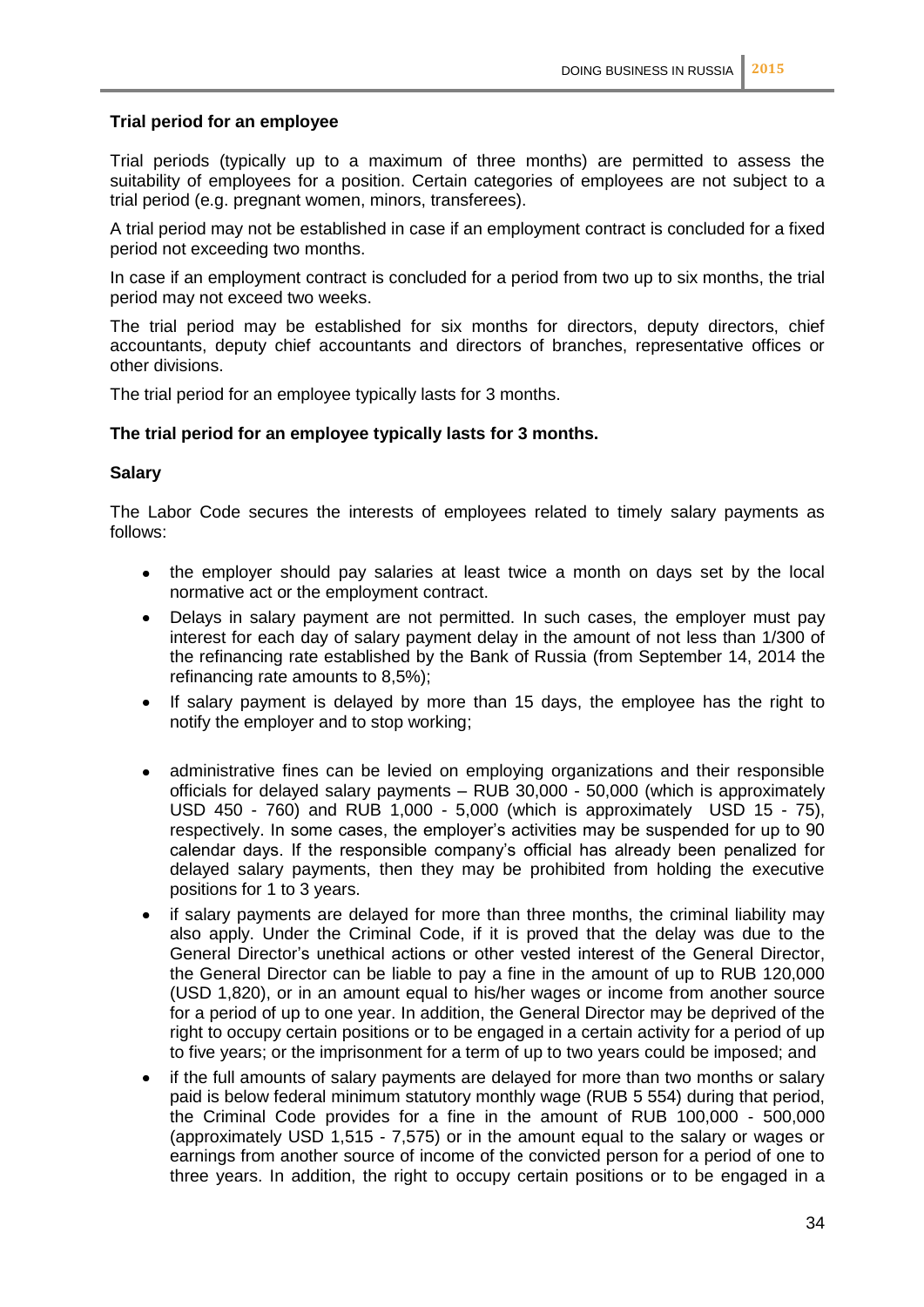### Trial period for an employee

Trial periods (typically up to a maximum of three months) are permitted to assess the suitability of employees for a position. Certain categories of employees are not subject to a trial period (e.g. pregnant women, minors, transferees).

A trial period may not be established in case if an employment contract is concluded for a fixed period not exceeding two months.

In case if an employment contract is concluded for a period from two up to six months, the trial period may not exceed two weeks.

The trial period may be established for six months for directors, deputy directors, chief accountants, deputy chief accountants and directors of branches, representative offices or other divisions.

The trial period for an employee typically lasts for 3 months.

**The trial period for an employee typically lasts for 3 months.**

### Salary

The Labor Code secures the interests of employees related to timely salary payments as follows:

- the employer should pay salaries at least twice a month on days set by the local normative act or the employment contract.
- Delays in salary payment are not permitted. In such cases, the employer must pay interest for each day of salary payment delay in the amount of not less than 1/300 of the refinancing rate established by the Bank of Russia (from September 14, 2014 the refinancing rate amounts to 8,5%);
- If salary payment is delayed by more than 15 days, the employee has the right to notify the employer and to stop working;
- administrative fines can be levied on employing organizations and their responsible officials for delayed salary payments – RUB 30,000 - 50,000 (which is approximately USD 450 - 760) and RUB 1,000 - 5,000 (which is approximately USD 15 - 75), respectively. In some cases, the employer's activities may be suspended for up to 90 calendar days. If the responsible company's official has already been penalized for delayed salary payments, then they may be prohibited from holding the executive positions for 1 to 3 years.
- if salary payments are delayed for more than three months, the criminal liability may also apply. Under the Criminal Code, if it is proved that the delay was due to the General Director's unethical actions or other vested interest of the General Director, the General Director can be liable to pay a fine in the amount of up to RUB 120,000 (USD 1,820), or in an amount equal to his/her wages or income from another source for a period of up to one year. In addition, the General Director may be deprived of the right to occupy certain positions or to be engaged in a certain activity for a period of up to five years; or the imprisonment for a term of up to two years could be imposed; and
- if the full amounts of salary payments are delayed for more than two months or salary paid is below federal minimum statutory monthly wage (RUB 5 554) during that period, the Criminal Code provides for a fine in the amount of RUB 100,000 - 500,000 (approximately USD 1,515 - 7,575) or in the amount equal to the salary or wages or earnings from another source of income of the convicted person for a period of one to three years. In addition, the right to occupy certain positions or to be engaged in a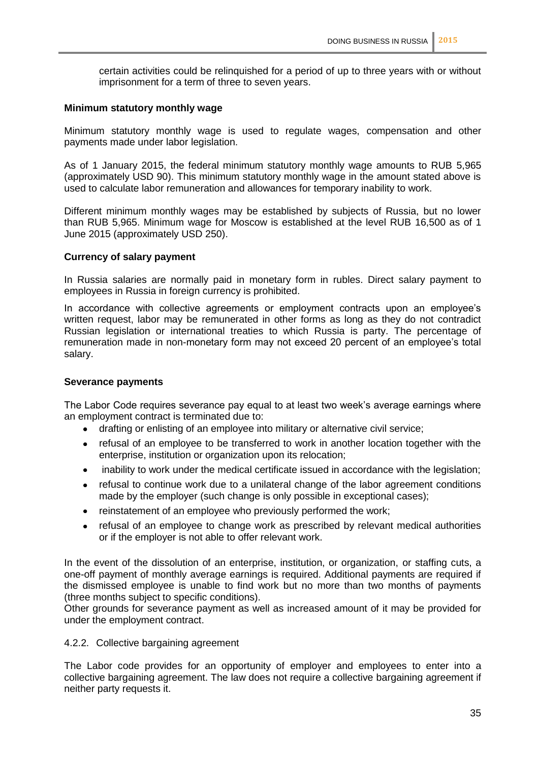certain activities could be relinquished for a period of up to three years with or without imprisonment for a term of three to seven years.

**Minimum statutory monthly wage**

Minimum statutory monthly wage is used to regulate wages, compensation and other payments made under labor legislation.

As of 1 January 2015, the federal minimum statutory monthly wage amounts to RUB 5,965 (approximately USD 90). This minimum statutory monthly wage in the amount stated above is used to calculate labor remuneration and allowances for temporary inability to work.

Different minimum monthly wages may be established by subjects of Russia, but no lower than RUB 5,965. Minimum wage for Moscow is established at the level RUB 16,500 as of 1 June 2015 (approximately USD 250).

**Currency of salary payment**

In Russia salaries are normally paid in monetary form in rubles. Direct salary payment to employees in Russia in foreign currency is prohibited.

In accordance with collective agreements or employment contracts upon an employee's written request, labor may be remunerated in other forms as long as they do not contradict Russian legislation or international treaties to which Russia is party. The percentage of remuneration made in non-monetary form may not exceed 20 percent of an employee's total salary.

**Severance payments**

The Labor Code requires severance pay equal to at least two week's average earnings where an employment contract is terminated due to:

- drafting or enlisting of an employee into military or alternative civil service;
- refusal of an employee to be transferred to work in another location together with the enterprise, institution or organization upon its relocation;
- inability to work under the medical certificate issued in accordance with the legislation;
- refusal to continue work due to a unilateral change of the labor agreement conditions made by the employer (such change is only possible in exceptional cases);
- reinstatement of an employee who previously performed the work;
- refusal of an employee to change work as prescribed by relevant medical authorities or if the employer is not able to offer relevant work.

In the event of the dissolution of an enterprise, institution, or organization, or staffing cuts, a one-off payment of monthly average earnings is required. Additional payments are required if the dismissed employee is unable to find work but no more than two months of payments (three months subject to specific conditions).
Other grounds for severance payment as well as increased amount of it may be provided for under the employment contract.

### 4.2.2. Collective bargaining agreement

The Labor code provides for an opportunity of employer and employees to enter into a collective bargaining agreement. The law does not require a collective bargaining agreement if neither party requests it.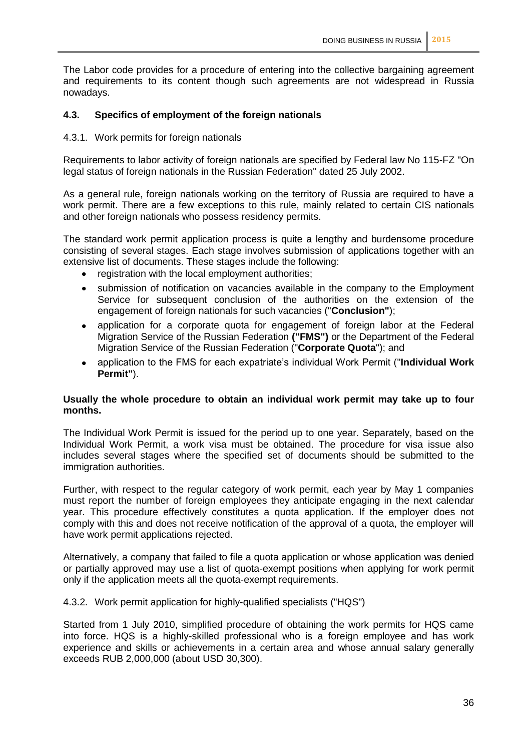The Labor code provides for a procedure of entering into the collective bargaining agreement and requirements to its content though such agreements are not widespread in Russia nowadays.

### 4.3. Specifics of employment of the foreign nationals

4.3.1. Work permits for foreign nationals

Requirements to labor activity of foreign nationals are specified by Federal law No 115-FZ "On legal status of foreign nationals in the Russian Federation" dated 25 July 2002.

As a general rule, foreign nationals working on the territory of Russia are required to have a work permit. There are a few exceptions to this rule, mainly related to certain CIS nationals and other foreign nationals who possess residency permits.

The standard work permit application process is quite a lengthy and burdensome procedure consisting of several stages. Each stage involves submission of applications together with an extensive list of documents. These stages include the following:

- registration with the local employment authorities;
- submission of notification on vacancies available in the company to the Employment Service for subsequent conclusion of the authorities on the extension of the engagement of foreign nationals for such vacancies ("**Conclusion"**);
- application for a corporate quota for engagement of foreign labor at the Federal Migration Service of the Russian Federation **("FMS")** or the Department of the Federal Migration Service of the Russian Federation ("**Corporate Quota**"); and
- application to the FMS for each expatriate's individual Work Permit ("**Individual Work Permit"**).

**Usually the whole procedure to obtain an individual work permit may take up to four months.**

The Individual Work Permit is issued for the period up to one year. Separately, based on the Individual Work Permit, a work visa must be obtained. The procedure for visa issue also includes several stages where the specified set of documents should be submitted to the immigration authorities.

Further, with respect to the regular category of work permit, each year by May 1 companies must report the number of foreign employees they anticipate engaging in the next calendar year. This procedure effectively constitutes a quota application. If the employer does not comply with this and does not receive notification of the approval of a quota, the employer will have work permit applications rejected.

Alternatively, a company that failed to file a quota application or whose application was denied or partially approved may use a list of quota-exempt positions when applying for work permit only if the application meets all the quota-exempt requirements.

4.3.2. Work permit application for highly-qualified specialists ("HQS")

Started from 1 July 2010, simplified procedure of obtaining the work permits for HQS came into force. HQS is a highly-skilled professional who is a foreign employee and has work experience and skills or achievements in a certain area and whose annual salary generally exceeds RUB 2,000,000 (about USD 30,300).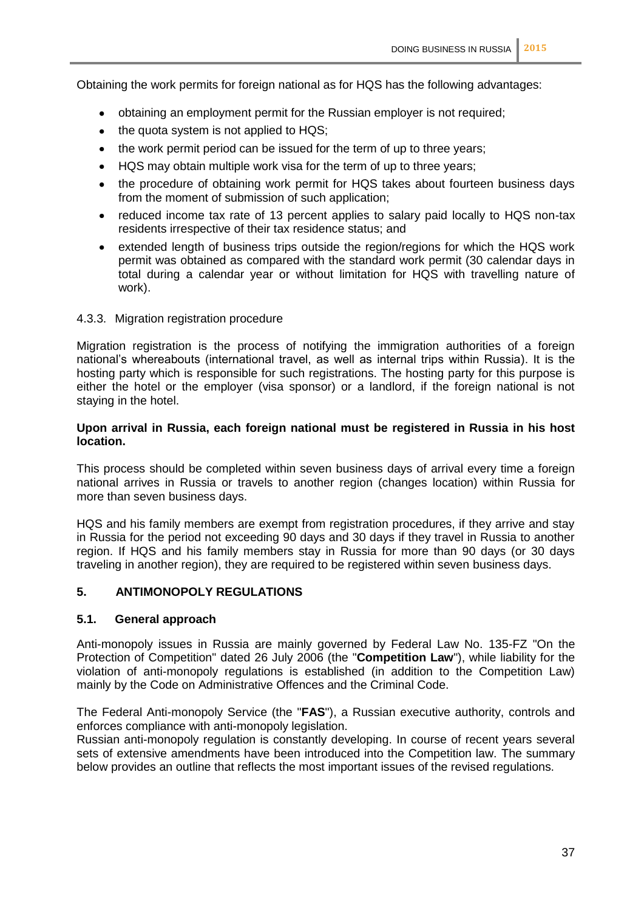Obtaining the work permits for foreign national as for HQS has the following advantages:

- obtaining an employment permit for the Russian employer is not required;
- the quota system is not applied to HQS;
- the work permit period can be issued for the term of up to three years;
- HQS may obtain multiple work visa for the term of up to three years;
- the procedure of obtaining work permit for HQS takes about fourteen business days from the moment of submission of such application;
- reduced income tax rate of 13 percent applies to salary paid locally to HQS non-tax residents irrespective of their tax residence status; and
- extended length of business trips outside the region/regions for which the HQS work permit was obtained as compared with the standard work permit (30 calendar days in total during a calendar year or without limitation for HQS with travelling nature of work).

#### 4.3.3. Migration registration procedure

Migration registration is the process of notifying the immigration authorities of a foreign national's whereabouts (international travel, as well as internal trips within Russia). It is the hosting party which is responsible for such registrations. The hosting party for this purpose is either the hotel or the employer (visa sponsor) or a landlord, if the foreign national is not staying in the hotel.

**Upon arrival in Russia, each foreign national must be registered in Russia in his host location.**

This process should be completed within seven business days of arrival every time a foreign national arrives in Russia or travels to another region (changes location) within Russia for more than seven business days.

HQS and his family members are exempt from registration procedures, if they arrive and stay in Russia for the period not exceeding 90 days and 30 days if they travel in Russia to another region. If HQS and his family members stay in Russia for more than 90 days (or 30 days traveling in another region), they are required to be registered within seven business days.

## 5. ANTIMONOPOLY REGULATIONS

### 5.1. General approach

Anti-monopoly issues in Russia are mainly governed by Federal Law No. 135-FZ "On the Protection of Competition" dated 26 July 2006 (the "**Competition Law**"), while liability for the violation of anti-monopoly regulations is established (in addition to the Competition Law) mainly by the Code on Administrative Offences and the Criminal Code.

The Federal Anti-monopoly Service (the "**FAS**"), a Russian executive authority, controls and enforces compliance with anti-monopoly legislation.
Russian anti-monopoly regulation is constantly developing. In course of recent years several sets of extensive amendments have been introduced into the Competition law. The summary below provides an outline that reflects the most important issues of the revised regulations.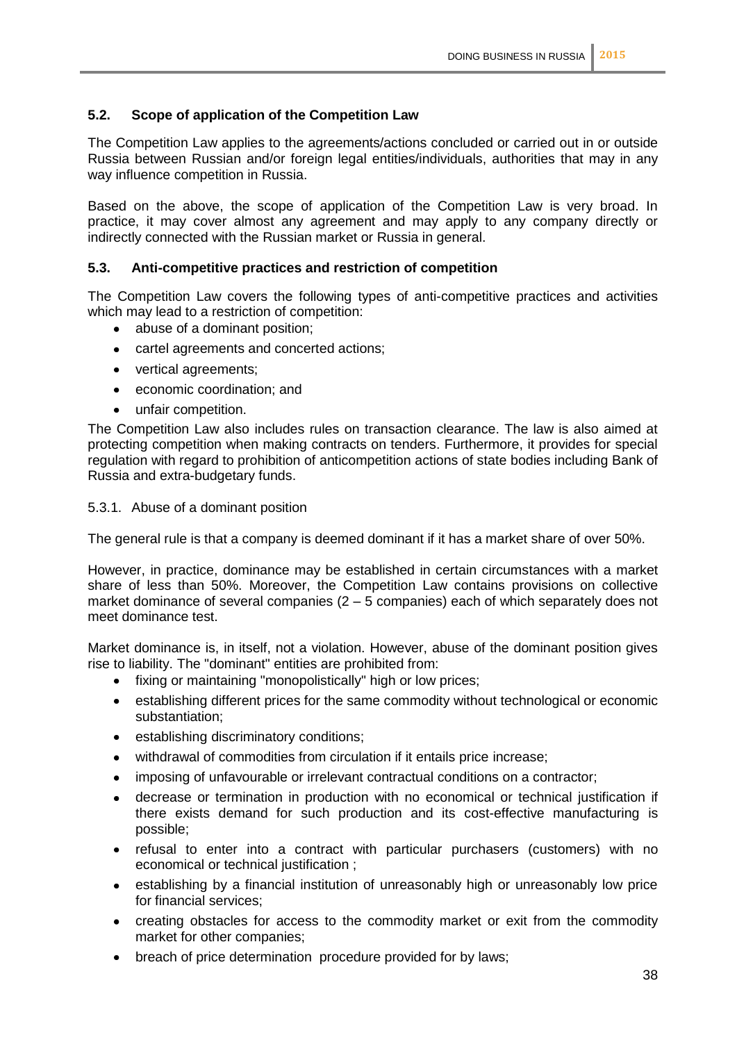### 5.2. Scope of application of the Competition Law

The Competition Law applies to the agreements/actions concluded or carried out in or outside Russia between Russian and/or foreign legal entities/individuals, authorities that may in any way influence competition in Russia.

Based on the above, the scope of application of the Competition Law is very broad. In practice, it may cover almost any agreement and may apply to any company directly or indirectly connected with the Russian market or Russia in general.

### 5.3. Anti-competitive practices and restriction of competition

The Competition Law covers the following types of anti-competitive practices and activities which may lead to a restriction of competition:

- abuse of a dominant position;
- cartel agreements and concerted actions;
- vertical agreements;
- economic coordination; and
- unfair competition.

The Competition Law also includes rules on transaction clearance. The law is also aimed at protecting competition when making contracts on tenders. Furthermore, it provides for special regulation with regard to prohibition of anticompetition actions of state bodies including Bank of Russia and extra-budgetary funds.

#### 5.3.1. Abuse of a dominant position

The general rule is that a company is deemed dominant if it has a market share of over 50%.

However, in practice, dominance may be established in certain circumstances with a market share of less than 50%. Moreover, the Competition Law contains provisions on collective market dominance of several companies (2 – 5 companies) each of which separately does not meet dominance test.

Market dominance is, in itself, not a violation. However, abuse of the dominant position gives rise to liability. The "dominant" entities are prohibited from:

- fixing or maintaining "monopolistically" high or low prices;
- establishing different prices for the same commodity without technological or economic substantiation;
- establishing discriminatory conditions;
- withdrawal of commodities from circulation if it entails price increase;
- imposing of unfavourable or irrelevant contractual conditions on a contractor;
- decrease or termination in production with no economical or technical justification if there exists demand for such production and its cost-effective manufacturing is possible;
- refusal to enter into a contract with particular purchasers (customers) with no economical or technical justification ;
- establishing by a financial institution of unreasonably high or unreasonably low price for financial services;
- creating obstacles for access to the commodity market or exit from the commodity market for other companies;
- breach of price determination procedure provided for by laws;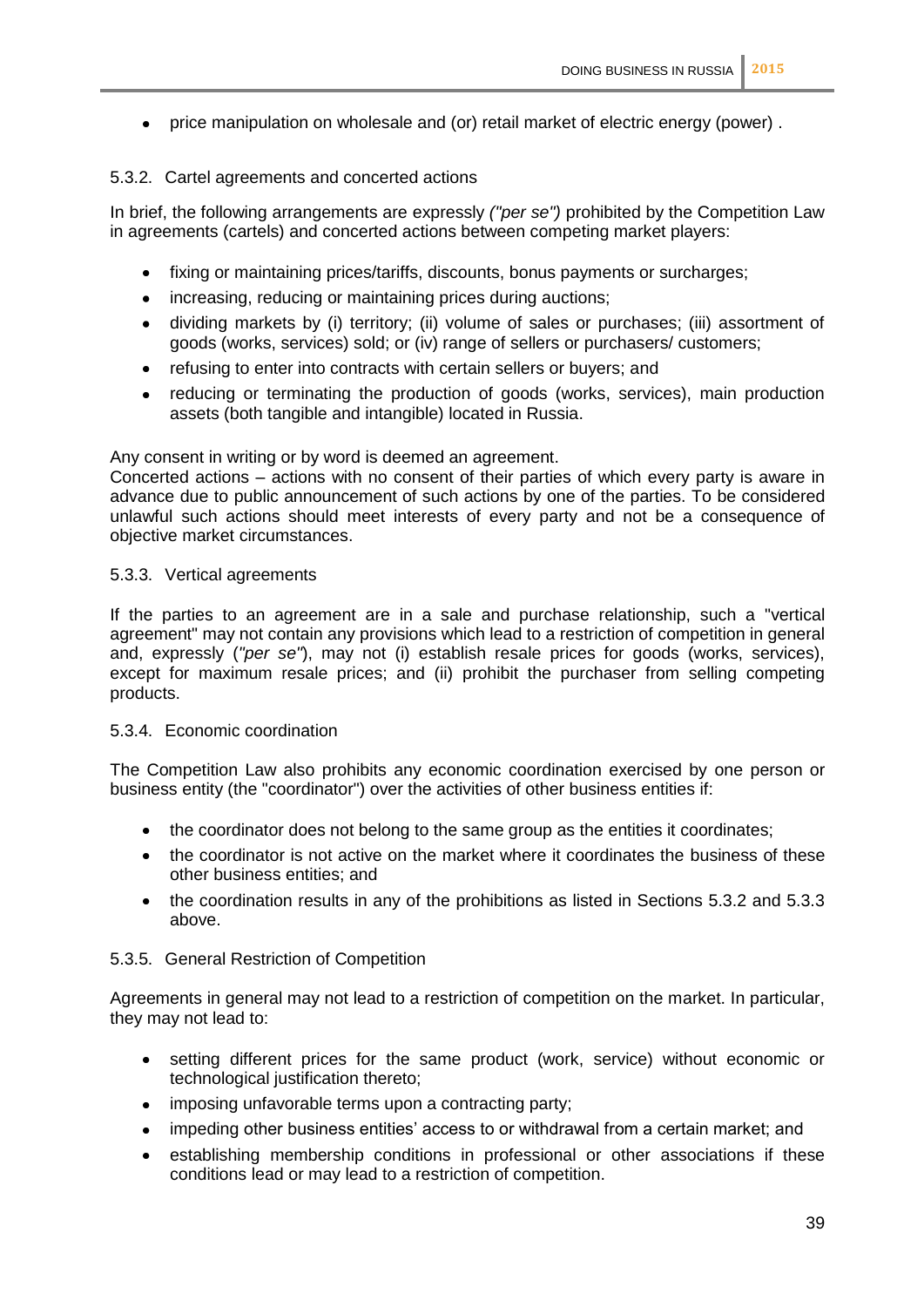- price manipulation on wholesale and (or) retail market of electric energy (power) .

### 5.3.2. Cartel agreements and concerted actions

In brief, the following arrangements are expressly *("per se")* prohibited by the Competition Law in agreements (cartels) and concerted actions between competing market players:

- fixing or maintaining prices/tariffs, discounts, bonus payments or surcharges;
- increasing, reducing or maintaining prices during auctions;
- dividing markets by (i) territory; (ii) volume of sales or purchases; (iii) assortment of goods (works, services) sold; or (iv) range of sellers or purchasers/ customers;
- refusing to enter into contracts with certain sellers or buyers; and
- reducing or terminating the production of goods (works, services), main production assets (both tangible and intangible) located in Russia.

Any consent in writing or by word is deemed an agreement.
Concerted actions – actions with no consent of their parties of which every party is aware in advance due to public announcement of such actions by one of the parties. To be considered unlawful such actions should meet interests of every party and not be a consequence of objective market circumstances.

### 5.3.3. Vertical agreements

If the parties to an agreement are in a sale and purchase relationship, such a "vertical agreement" may not contain any provisions which lead to a restriction of competition in general and, expressly (*"per se"*), may not (i) establish resale prices for goods (works, services), except for maximum resale prices; and (ii) prohibit the purchaser from selling competing products.

### 5.3.4. Economic coordination

The Competition Law also prohibits any economic coordination exercised by one person or business entity (the "coordinator") over the activities of other business entities if:

- the coordinator does not belong to the same group as the entities it coordinates;
- the coordinator is not active on the market where it coordinates the business of these other business entities; and
- the coordination results in any of the prohibitions as listed in Sections 5.3.2 and 5.3.3 above.

### 5.3.5. General Restriction of Competition

Agreements in general may not lead to a restriction of competition on the market. In particular, they may not lead to:

- setting different prices for the same product (work, service) without economic or technological justification thereto;
- imposing unfavorable terms upon a contracting party;
- impeding other business entities' access to or withdrawal from a certain market; and
- establishing membership conditions in professional or other associations if these conditions lead or may lead to a restriction of competition.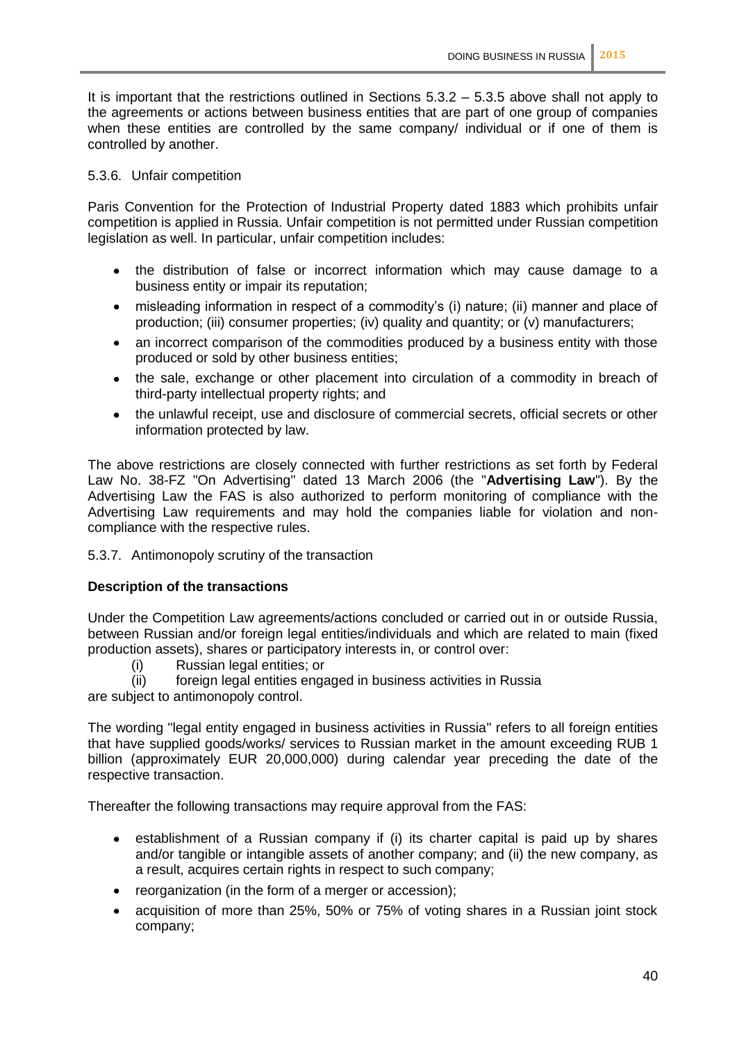It is important that the restrictions outlined in Sections 5.3.2 – 5.3.5 above shall not apply to the agreements or actions between business entities that are part of one group of companies when these entities are controlled by the same company/ individual or if one of them is controlled by another.

### 5.3.6. Unfair competition

Paris Convention for the Protection of Industrial Property dated 1883 which prohibits unfair competition is applied in Russia. Unfair competition is not permitted under Russian competition legislation as well. In particular, unfair competition includes:

- the distribution of false or incorrect information which may cause damage to a business entity or impair its reputation;
- misleading information in respect of a commodity's (i) nature; (ii) manner and place of production; (iii) consumer properties; (iv) quality and quantity; or (v) manufacturers;
- an incorrect comparison of the commodities produced by a business entity with those produced or sold by other business entities;
- the sale, exchange or other placement into circulation of a commodity in breach of third-party intellectual property rights; and
- the unlawful receipt, use and disclosure of commercial secrets, official secrets or other information protected by law.

The above restrictions are closely connected with further restrictions as set forth by Federal Law No. 38-FZ "On Advertising" dated 13 March 2006 (the "**Advertising Law**"). By the Advertising Law the FAS is also authorized to perform monitoring of compliance with the Advertising Law requirements and may hold the companies liable for violation and non-compliance with the respective rules.

### 5.3.7. Antimonopoly scrutiny of the transaction

**Description of the transactions**

Under the Competition Law agreements/actions concluded or carried out in or outside Russia, between Russian and/or foreign legal entities/individuals and which are related to main (fixed production assets), shares or participatory interests in, or control over:

(i) Russian legal entities; or

(ii) foreign legal entities engaged in business activities in Russia

are subject to antimonopoly control.

The wording "legal entity engaged in business activities in Russia" refers to all foreign entities that have supplied goods/works/ services to Russian market in the amount exceeding RUB 1 billion (approximately EUR 20,000,000) during calendar year preceding the date of the respective transaction.

Thereafter the following transactions may require approval from the FAS:

- establishment of a Russian company if (i) its charter capital is paid up by shares and/or tangible or intangible assets of another company; and (ii) the new company, as a result, acquires certain rights in respect to such company;
- reorganization (in the form of a merger or accession);
- acquisition of more than 25%, 50% or 75% of voting shares in a Russian joint stock company;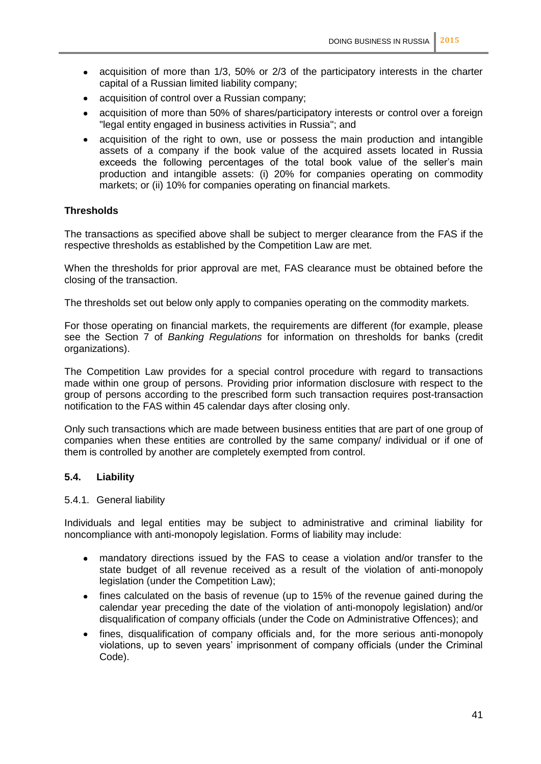- acquisition of more than 1/3, 50% or 2/3 of the participatory interests in the charter capital of a Russian limited liability company;
- acquisition of control over a Russian company;
- acquisition of more than 50% of shares/participatory interests or control over a foreign "legal entity engaged in business activities in Russia"; and
- acquisition of the right to own, use or possess the main production and intangible assets of a company if the book value of the acquired assets located in Russia exceeds the following percentages of the total book value of the seller's main production and intangible assets: (i) 20% for companies operating on commodity markets; or (ii) 10% for companies operating on financial markets.

**Thresholds**

The transactions as specified above shall be subject to merger clearance from the FAS if the respective thresholds as established by the Competition Law are met.

When the thresholds for prior approval are met, FAS clearance must be obtained before the closing of the transaction.

The thresholds set out below only apply to companies operating on the commodity markets.

For those operating on financial markets, the requirements are different (for example, please see the Section 7 of *Banking Regulations* for information on thresholds for banks (credit organizations).

The Competition Law provides for a special control procedure with regard to transactions made within one group of persons. Providing prior information disclosure with respect to the group of persons according to the prescribed form such transaction requires post-transaction notification to the FAS within 45 calendar days after closing only.

Only such transactions which are made between business entities that are part of one group of companies when these entities are controlled by the same company/ individual or if one of them is controlled by another are completely exempted from control.

### 5.4. Liability

#### 5.4.1. General liability

Individuals and legal entities may be subject to administrative and criminal liability for noncompliance with anti-monopoly legislation. Forms of liability may include:

- mandatory directions issued by the FAS to cease a violation and/or transfer to the state budget of all revenue received as a result of the violation of anti-monopoly legislation (under the Competition Law);
- fines calculated on the basis of revenue (up to 15% of the revenue gained during the calendar year preceding the date of the violation of anti-monopoly legislation) and/or disqualification of company officials (under the Code on Administrative Offences); and
- fines, disqualification of company officials and, for the more serious anti-monopoly violations, up to seven years' imprisonment of company officials (under the Criminal Code).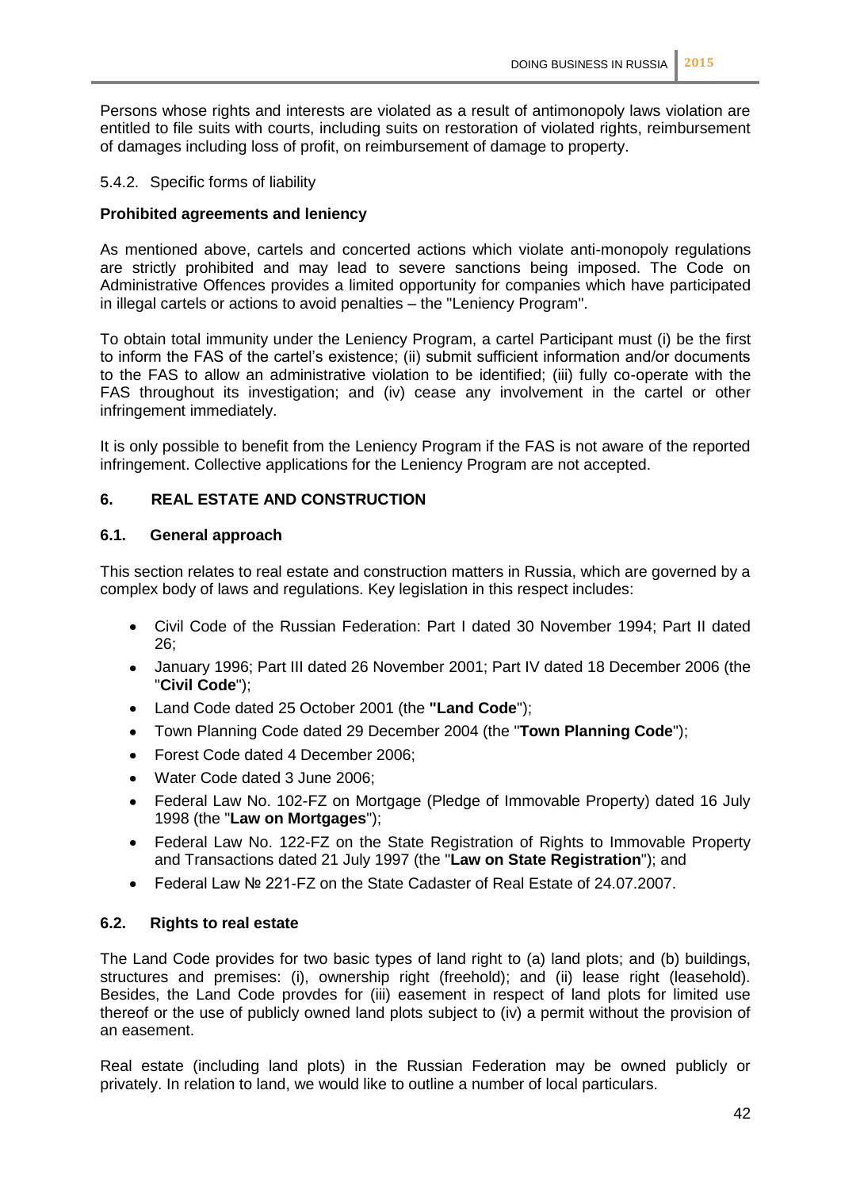Persons whose rights and interests are violated as a result of antimonopoly laws violation are entitled to file suits with courts, including suits on restoration of violated rights, reimbursement of damages including loss of profit, on reimbursement of damage to property.

5.4.2. Specific forms of liability

**Prohibited agreements and leniency**

As mentioned above, cartels and concerted actions which violate anti-monopoly regulations are strictly prohibited and may lead to severe sanctions being imposed. The Code on Administrative Offences provides a limited opportunity for companies which have participated in illegal cartels or actions to avoid penalties – the "Leniency Program".

To obtain total immunity under the Leniency Program, a cartel Participant must (i) be the first to inform the FAS of the cartel's existence; (ii) submit sufficient information and/or documents to the FAS to allow an administrative violation to be identified; (iii) fully co-operate with the FAS throughout its investigation; and (iv) cease any involvement in the cartel or other infringement immediately.

It is only possible to benefit from the Leniency Program if the FAS is not aware of the reported infringement. Collective applications for the Leniency Program are not accepted.

## 6. REAL ESTATE AND CONSTRUCTION

### 6.1. General approach

This section relates to real estate and construction matters in Russia, which are governed by a complex body of laws and regulations. Key legislation in this respect includes:

- Civil Code of the Russian Federation: Part I dated 30 November 1994; Part II dated 26;
- January 1996; Part III dated 26 November 2001; Part IV dated 18 December 2006 (the "**Civil Code**");
- Land Code dated 25 October 2001 (the **"Land Code"**);
- Town Planning Code dated 29 December 2004 (the "**Town Planning Code**");
- Forest Code dated 4 December 2006;
- Water Code dated 3 June 2006;
- Federal Law No. 102-FZ on Mortgage (Pledge of Immovable Property) dated 16 July 1998 (the "**Law on Mortgages**");
- Federal Law No. 122-FZ on the State Registration of Rights to Immovable Property and Transactions dated 21 July 1997 (the "**Law on State Registration**"); and
- Federal Law № 221-FZ on the State Cadaster of Real Estate of 24.07.2007.

### 6.2. Rights to real estate

The Land Code provides for two basic types of land right to (a) land plots; and (b) buildings, structures and premises: (i), ownership right (freehold); and (ii) lease right (leasehold). Besides, the Land Code provdes for (iii) easement in respect of land plots for limited use thereof or the use of publicly owned land plots subject to (iv) a permit without the provision of an easement.

Real estate (including land plots) in the Russian Federation may be owned publicly or privately. In relation to land, we would like to outline a number of local particulars.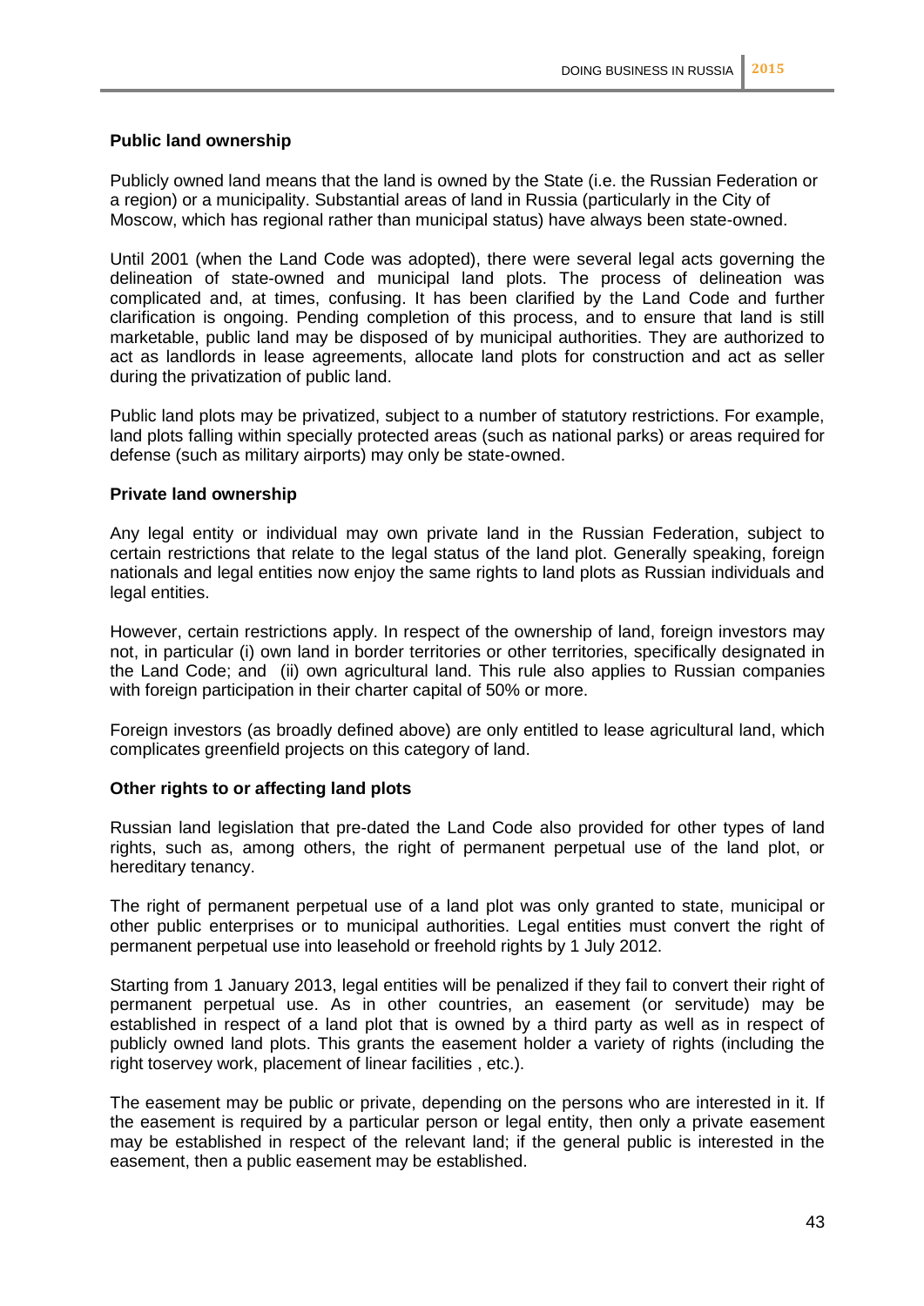### Public land ownership

Publicly owned land means that the land is owned by the State (i.e. the Russian Federation or a region) or a municipality. Substantial areas of land in Russia (particularly in the City of Moscow, which has regional rather than municipal status) have always been state-owned.

Until 2001 (when the Land Code was adopted), there were several legal acts governing the delineation of state-owned and municipal land plots. The process of delineation was complicated and, at times, confusing. It has been clarified by the Land Code and further clarification is ongoing. Pending completion of this process, and to ensure that land is still marketable, public land may be disposed of by municipal authorities. They are authorized to act as landlords in lease agreements, allocate land plots for construction and act as seller during the privatization of public land.

Public land plots may be privatized, subject to a number of statutory restrictions. For example, land plots falling within specially protected areas (such as national parks) or areas required for defense (such as military airports) may only be state-owned.

### Private land ownership

Any legal entity or individual may own private land in the Russian Federation, subject to certain restrictions that relate to the legal status of the land plot. Generally speaking, foreign nationals and legal entities now enjoy the same rights to land plots as Russian individuals and legal entities.

However, certain restrictions apply. In respect of the ownership of land, foreign investors may not, in particular (i) own land in border territories or other territories, specifically designated in the Land Code; and (ii) own agricultural land. This rule also applies to Russian companies with foreign participation in their charter capital of 50% or more.

Foreign investors (as broadly defined above) are only entitled to lease agricultural land, which complicates greenfield projects on this category of land.

### Other rights to or affecting land plots

Russian land legislation that pre-dated the Land Code also provided for other types of land rights, such as, among others, the right of permanent perpetual use of the land plot, or hereditary tenancy.

The right of permanent perpetual use of a land plot was only granted to state, municipal or other public enterprises or to municipal authorities. Legal entities must convert the right of permanent perpetual use into leasehold or freehold rights by 1 July 2012.

Starting from 1 January 2013, legal entities will be penalized if they fail to convert their right of permanent perpetual use. As in other countries, an easement (or servitude) may be established in respect of a land plot that is owned by a third party as well as in respect of publicly owned land plots. This grants the easement holder a variety of rights (including the right toservey work, placement of linear facilities , etc.).

The easement may be public or private, depending on the persons who are interested in it. If the easement is required by a particular person or legal entity, then only a private easement may be established in respect of the relevant land; if the general public is interested in the easement, then a public easement may be established.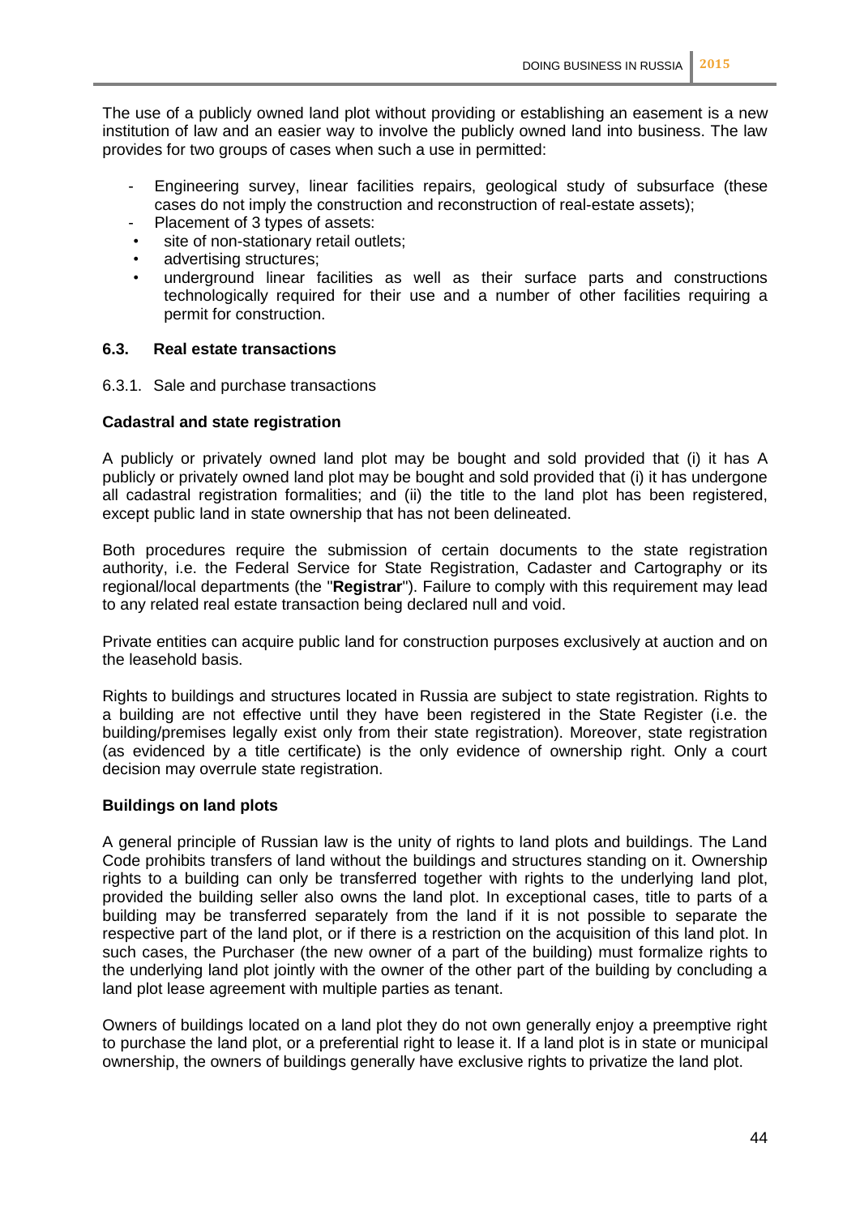The use of a publicly owned land plot without providing or establishing an easement is a new institution of law and an easier way to involve the publicly owned land into business. The law provides for two groups of cases when such a use in permitted:

- Engineering survey, linear facilities repairs, geological study of subsurface (these cases do not imply the construction and reconstruction of real-estate assets);
- Placement of 3 types of assets:
  - site of non-stationary retail outlets;
  - advertising structures;
  - underground linear facilities as well as their surface parts and constructions technologically required for their use and a number of other facilities requiring a permit for construction.

### 6.3. Real estate transactions

6.3.1. Sale and purchase transactions

**Cadastral and state registration**

A publicly or privately owned land plot may be bought and sold provided that (i) it has A publicly or privately owned land plot may be bought and sold provided that (i) it has undergone all cadastral registration formalities; and (ii) the title to the land plot has been registered, except public land in state ownership that has not been delineated.

Both procedures require the submission of certain documents to the state registration authority, i.e. the Federal Service for State Registration, Cadaster and Cartography or its regional/local departments (the "**Registrar**"). Failure to comply with this requirement may lead to any related real estate transaction being declared null and void.

Private entities can acquire public land for construction purposes exclusively at auction and on the leasehold basis.

Rights to buildings and structures located in Russia are subject to state registration. Rights to a building are not effective until they have been registered in the State Register (i.e. the building/premises legally exist only from their state registration). Moreover, state registration (as evidenced by a title certificate) is the only evidence of ownership right. Only a court decision may overrule state registration.

**Buildings on land plots**

A general principle of Russian law is the unity of rights to land plots and buildings. The Land Code prohibits transfers of land without the buildings and structures standing on it. Ownership rights to a building can only be transferred together with rights to the underlying land plot, provided the building seller also owns the land plot. In exceptional cases, title to parts of a building may be transferred separately from the land if it is not possible to separate the respective part of the land plot, or if there is a restriction on the acquisition of this land plot. In such cases, the Purchaser (the new owner of a part of the building) must formalize rights to the underlying land plot jointly with the owner of the other part of the building by concluding a land plot lease agreement with multiple parties as tenant.

Owners of buildings located on a land plot they do not own generally enjoy a preemptive right to purchase the land plot, or a preferential right to lease it. If a land plot is in state or municipal ownership, the owners of buildings generally have exclusive rights to privatize the land plot.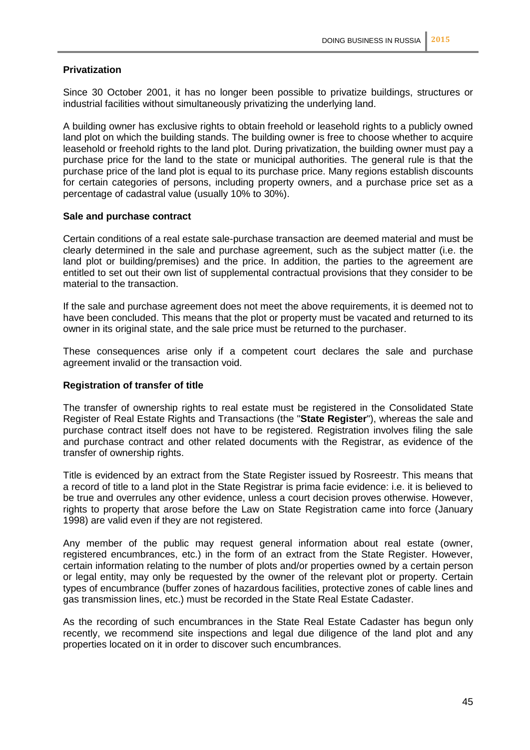### Privatization

Since 30 October 2001, it has no longer been possible to privatize buildings, structures or industrial facilities without simultaneously privatizing the underlying land.

A building owner has exclusive rights to obtain freehold or leasehold rights to a publicly owned land plot on which the building stands. The building owner is free to choose whether to acquire leasehold or freehold rights to the land plot. During privatization, the building owner must pay a purchase price for the land to the state or municipal authorities. The general rule is that the purchase price of the land plot is equal to its purchase price. Many regions establish discounts for certain categories of persons, including property owners, and a purchase price set as a percentage of cadastral value (usually 10% to 30%).

### Sale and purchase contract

Certain conditions of a real estate sale-purchase transaction are deemed material and must be clearly determined in the sale and purchase agreement, such as the subject matter (i.e. the land plot or building/premises) and the price. In addition, the parties to the agreement are entitled to set out their own list of supplemental contractual provisions that they consider to be material to the transaction.

If the sale and purchase agreement does not meet the above requirements, it is deemed not to have been concluded. This means that the plot or property must be vacated and returned to its owner in its original state, and the sale price must be returned to the purchaser.

These consequences arise only if a competent court declares the sale and purchase agreement invalid or the transaction void.

### Registration of transfer of title

The transfer of ownership rights to real estate must be registered in the Consolidated State Register of Real Estate Rights and Transactions (the "**State Register**"), whereas the sale and purchase contract itself does not have to be registered. Registration involves filing the sale and purchase contract and other related documents with the Registrar, as evidence of the transfer of ownership rights.

Title is evidenced by an extract from the State Register issued by Rosreestr. This means that a record of title to a land plot in the State Registrar is prima facie evidence: i.e. it is believed to be true and overrules any other evidence, unless a court decision proves otherwise. However, rights to property that arose before the Law on State Registration came into force (January 1998) are valid even if they are not registered.

Any member of the public may request general information about real estate (owner, registered encumbrances, etc.) in the form of an extract from the State Register. However, certain information relating to the number of plots and/or properties owned by a certain person or legal entity, may only be requested by the owner of the relevant plot or property. Certain types of encumbrance (buffer zones of hazardous facilities, protective zones of cable lines and gas transmission lines, etc.) must be recorded in the State Real Estate Cadaster.

As the recording of such encumbrances in the State Real Estate Cadaster has begun only recently, we recommend site inspections and legal due diligence of the land plot and any properties located on it in order to discover such encumbrances.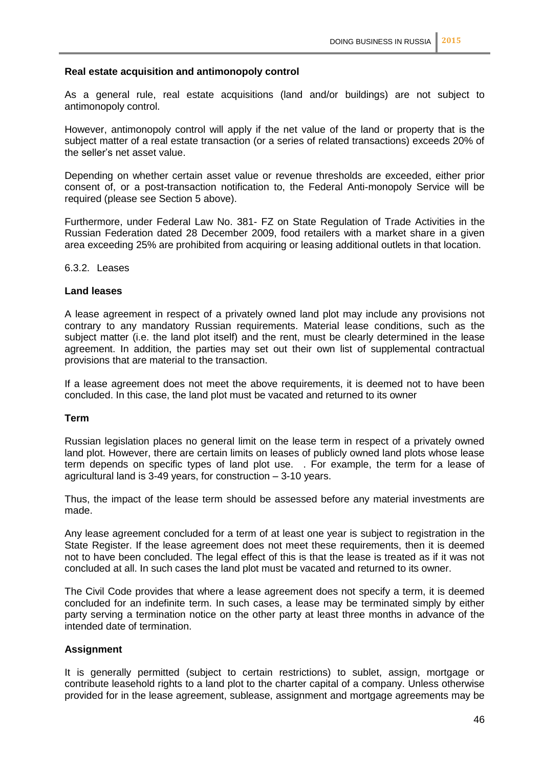**Real estate acquisition and antimonopoly control**

As a general rule, real estate acquisitions (land and/or buildings) are not subject to antimonopoly control.

However, antimonopoly control will apply if the net value of the land or property that is the subject matter of a real estate transaction (or a series of related transactions) exceeds 20% of the seller's net asset value.

Depending on whether certain asset value or revenue thresholds are exceeded, either prior consent of, or a post-transaction notification to, the Federal Anti-monopoly Service will be required (please see Section 5 above).

Furthermore, under Federal Law No. 381- FZ on State Regulation of Trade Activities in the Russian Federation dated 28 December 2009, food retailers with a market share in a given area exceeding 25% are prohibited from acquiring or leasing additional outlets in that location.

6.3.2. Leases

**Land leases**

A lease agreement in respect of a privately owned land plot may include any provisions not contrary to any mandatory Russian requirements. Material lease conditions, such as the subject matter (i.e. the land plot itself) and the rent, must be clearly determined in the lease agreement. In addition, the parties may set out their own list of supplemental contractual provisions that are material to the transaction.

If a lease agreement does not meet the above requirements, it is deemed not to have been concluded. In this case, the land plot must be vacated and returned to its owner

**Term**

Russian legislation places no general limit on the lease term in respect of a privately owned land plot. However, there are certain limits on leases of publicly owned land plots whose lease term depends on specific types of land plot use. . For example, the term for a lease of agricultural land is 3-49 years, for construction – 3-10 years.

Thus, the impact of the lease term should be assessed before any material investments are made.

Any lease agreement concluded for a term of at least one year is subject to registration in the State Register. If the lease agreement does not meet these requirements, then it is deemed not to have been concluded. The legal effect of this is that the lease is treated as if it was not concluded at all. In such cases the land plot must be vacated and returned to its owner.

The Civil Code provides that where a lease agreement does not specify a term, it is deemed concluded for an indefinite term. In such cases, a lease may be terminated simply by either party serving a termination notice on the other party at least three months in advance of the intended date of termination.

**Assignment**

It is generally permitted (subject to certain restrictions) to sublet, assign, mortgage or contribute leasehold rights to a land plot to the charter capital of a company. Unless otherwise provided for in the lease agreement, sublease, assignment and mortgage agreements may be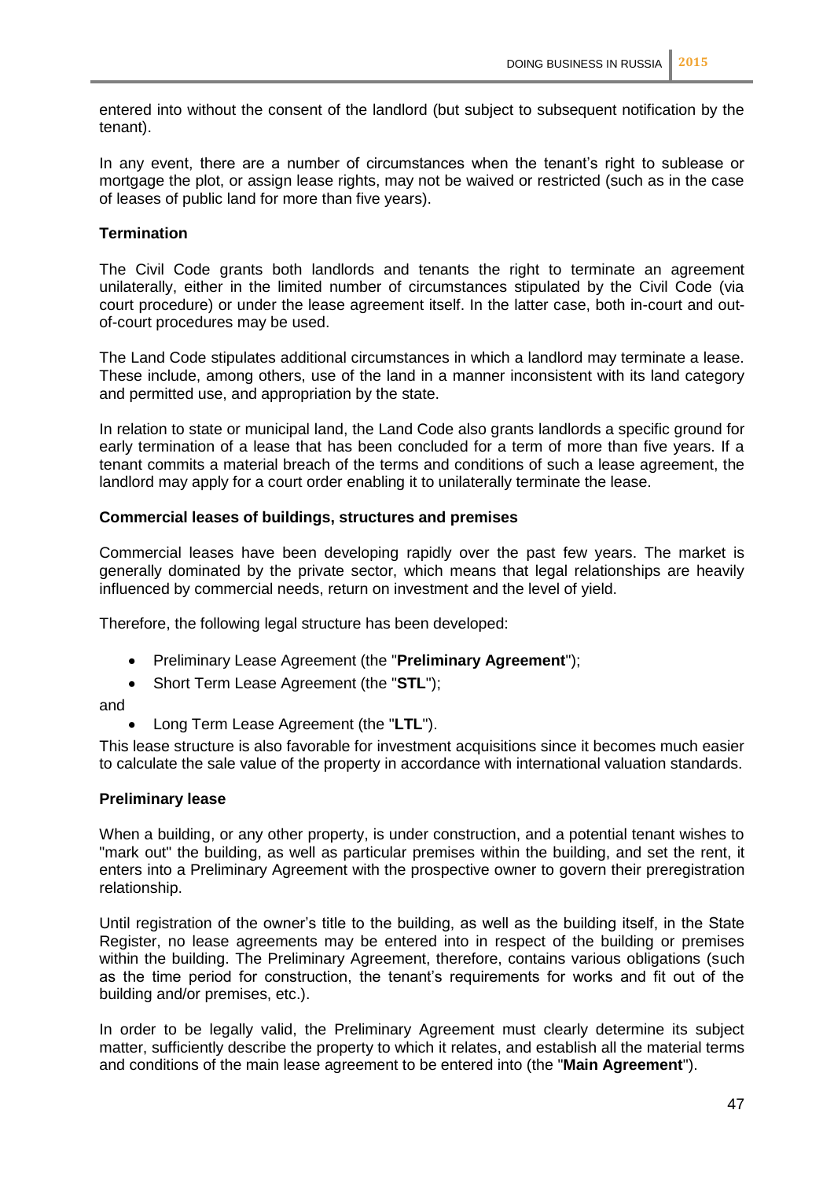entered into without the consent of the landlord (but subject to subsequent notification by the tenant).

In any event, there are a number of circumstances when the tenant's right to sublease or mortgage the plot, or assign lease rights, may not be waived or restricted (such as in the case of leases of public land for more than five years).

**Termination**

The Civil Code grants both landlords and tenants the right to terminate an agreement unilaterally, either in the limited number of circumstances stipulated by the Civil Code (via court procedure) or under the lease agreement itself. In the latter case, both in-court and out-of-court procedures may be used.

The Land Code stipulates additional circumstances in which a landlord may terminate a lease. These include, among others, use of the land in a manner inconsistent with its land category and permitted use, and appropriation by the state.

In relation to state or municipal land, the Land Code also grants landlords a specific ground for early termination of a lease that has been concluded for a term of more than five years. If a tenant commits a material breach of the terms and conditions of such a lease agreement, the landlord may apply for a court order enabling it to unilaterally terminate the lease.

**Commercial leases of buildings, structures and premises**

Commercial leases have been developing rapidly over the past few years. The market is generally dominated by the private sector, which means that legal relationships are heavily influenced by commercial needs, return on investment and the level of yield.

Therefore, the following legal structure has been developed:

- Preliminary Lease Agreement (the "**Preliminary Agreement**");
- Short Term Lease Agreement (the "**STL**");

and

- Long Term Lease Agreement (the "**LTL**").

This lease structure is also favorable for investment acquisitions since it becomes much easier to calculate the sale value of the property in accordance with international valuation standards.

**Preliminary lease**

When a building, or any other property, is under construction, and a potential tenant wishes to "mark out" the building, as well as particular premises within the building, and set the rent, it enters into a Preliminary Agreement with the prospective owner to govern their preregistration relationship.

Until registration of the owner's title to the building, as well as the building itself, in the State Register, no lease agreements may be entered into in respect of the building or premises within the building. The Preliminary Agreement, therefore, contains various obligations (such as the time period for construction, the tenant's requirements for works and fit out of the building and/or premises, etc.).

In order to be legally valid, the Preliminary Agreement must clearly determine its subject matter, sufficiently describe the property to which it relates, and establish all the material terms and conditions of the main lease agreement to be entered into (the "**Main Agreement**").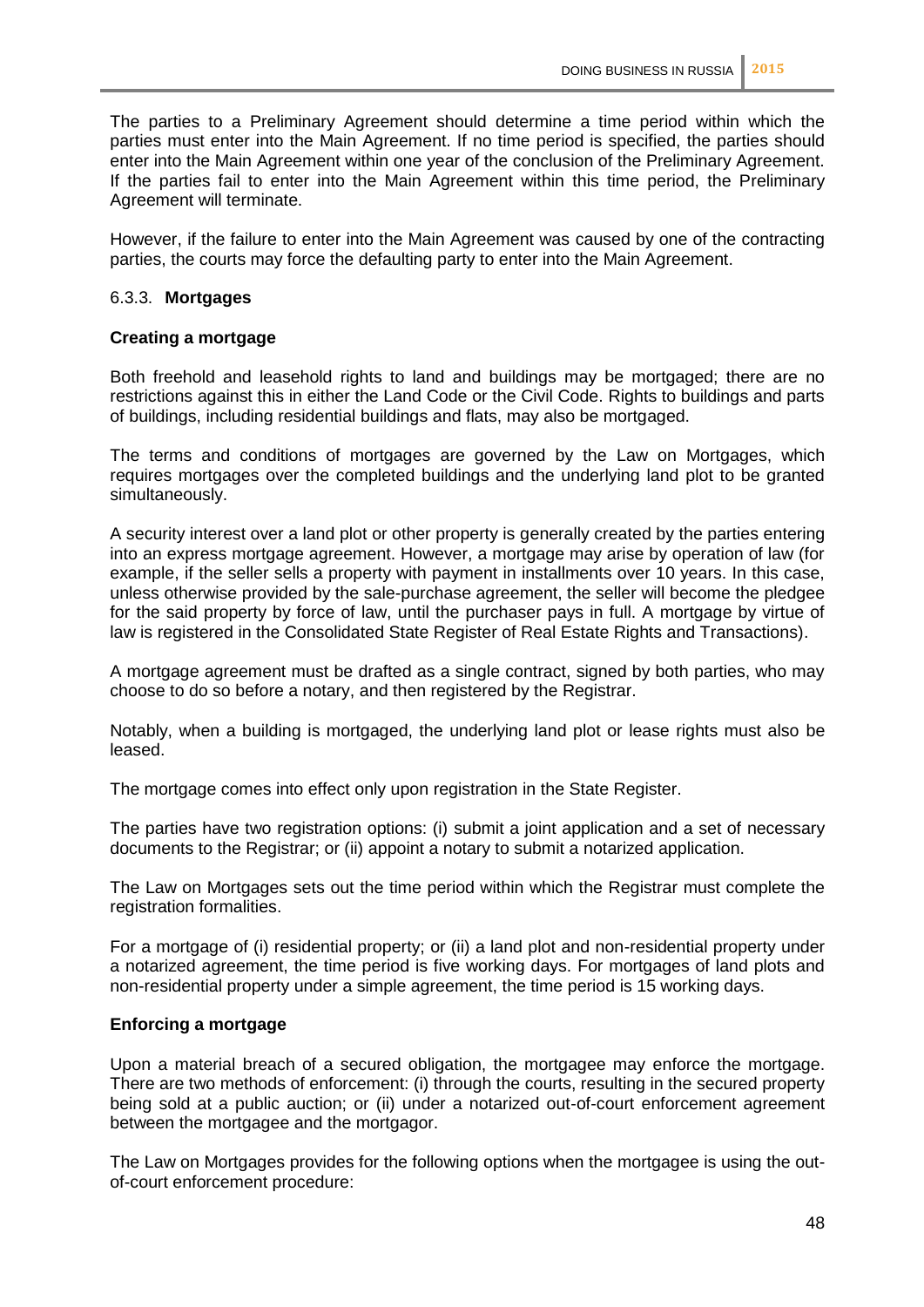The parties to a Preliminary Agreement should determine a time period within which the parties must enter into the Main Agreement. If no time period is specified, the parties should enter into the Main Agreement within one year of the conclusion of the Preliminary Agreement. If the parties fail to enter into the Main Agreement within this time period, the Preliminary Agreement will terminate.

However, if the failure to enter into the Main Agreement was caused by one of the contracting parties, the courts may force the defaulting party to enter into the Main Agreement.

### 6.3.3. **Mortgages**

**Creating a mortgage**

Both freehold and leasehold rights to land and buildings may be mortgaged; there are no restrictions against this in either the Land Code or the Civil Code. Rights to buildings and parts of buildings, including residential buildings and flats, may also be mortgaged.

The terms and conditions of mortgages are governed by the Law on Mortgages, which requires mortgages over the completed buildings and the underlying land plot to be granted simultaneously.

A security interest over a land plot or other property is generally created by the parties entering into an express mortgage agreement. However, a mortgage may arise by operation of law (for example, if the seller sells a property with payment in installments over 10 years. In this case, unless otherwise provided by the sale-purchase agreement, the seller will become the pledgee for the said property by force of law, until the purchaser pays in full. A mortgage by virtue of law is registered in the Consolidated State Register of Real Estate Rights and Transactions).

A mortgage agreement must be drafted as a single contract, signed by both parties, who may choose to do so before a notary, and then registered by the Registrar.

Notably, when a building is mortgaged, the underlying land plot or lease rights must also be leased.

The mortgage comes into effect only upon registration in the State Register.

The parties have two registration options: (i) submit a joint application and a set of necessary documents to the Registrar; or (ii) appoint a notary to submit a notarized application.

The Law on Mortgages sets out the time period within which the Registrar must complete the registration formalities.

For a mortgage of (i) residential property; or (ii) a land plot and non-residential property under a notarized agreement, the time period is five working days. For mortgages of land plots and non-residential property under a simple agreement, the time period is 15 working days.

**Enforcing a mortgage**

Upon a material breach of a secured obligation, the mortgagee may enforce the mortgage. There are two methods of enforcement: (i) through the courts, resulting in the secured property being sold at a public auction; or (ii) under a notarized out-of-court enforcement agreement between the mortgagee and the mortgagor.

The Law on Mortgages provides for the following options when the mortgagee is using the out-of-court enforcement procedure: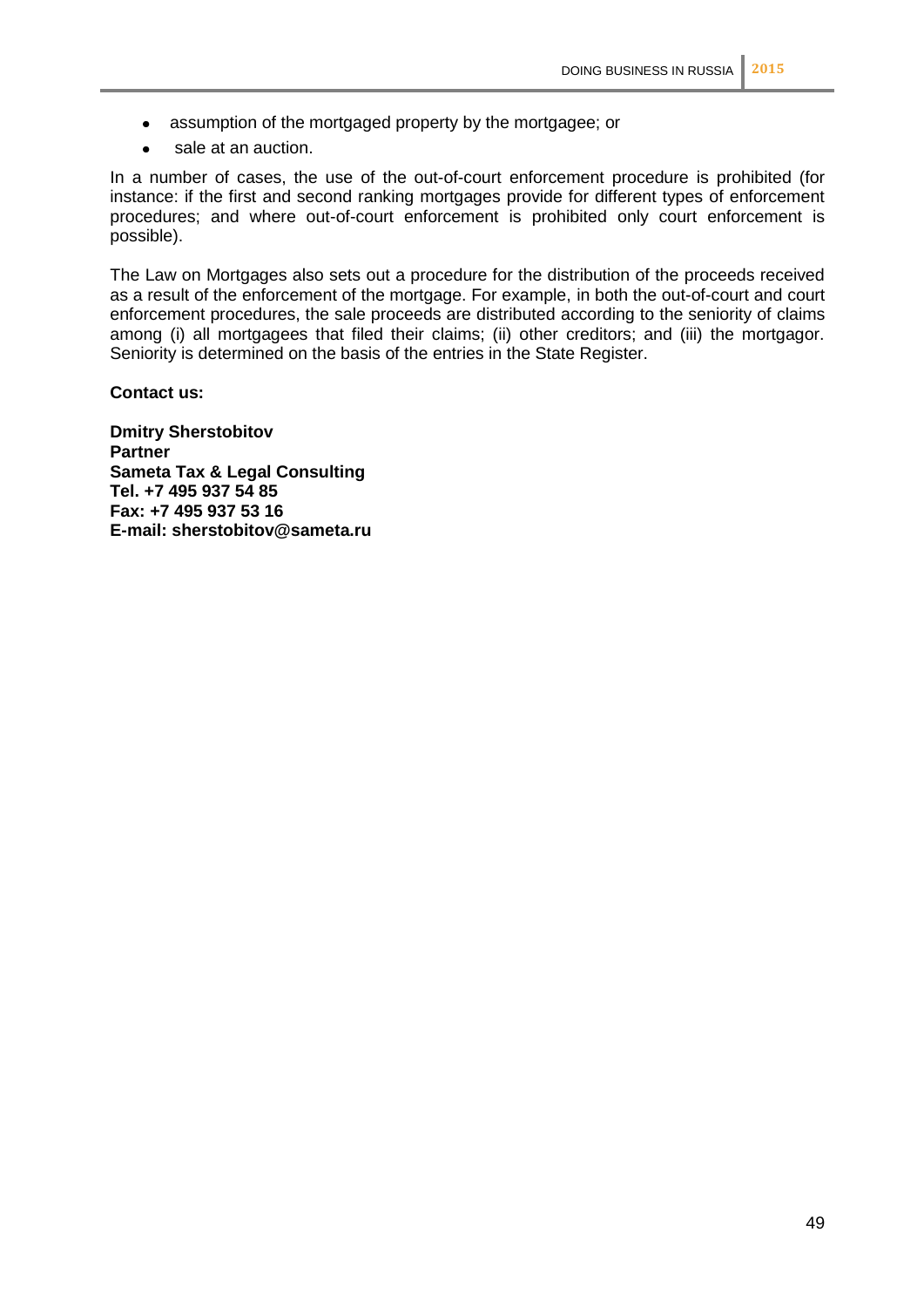- assumption of the mortgaged property by the mortgagee; or
- sale at an auction.

In a number of cases, the use of the out-of-court enforcement procedure is prohibited (for instance: if the first and second ranking mortgages provide for different types of enforcement procedures; and where out-of-court enforcement is prohibited only court enforcement is possible).

The Law on Mortgages also sets out a procedure for the distribution of the proceeds received as a result of the enforcement of the mortgage. For example, in both the out-of-court and court enforcement procedures, the sale proceeds are distributed according to the seniority of claims among (i) all mortgagees that filed their claims; (ii) other creditors; and (iii) the mortgagor. Seniority is determined on the basis of the entries in the State Register.

**Contact us:**

**Dmitry Sherstobitov**
**Partner**
**Sameta Tax & Legal Consulting**
**Tel. +7 495 937 54 85**
**Fax: +7 495 937 53 16**
**E-mail: sherstobitov@sameta.ru**